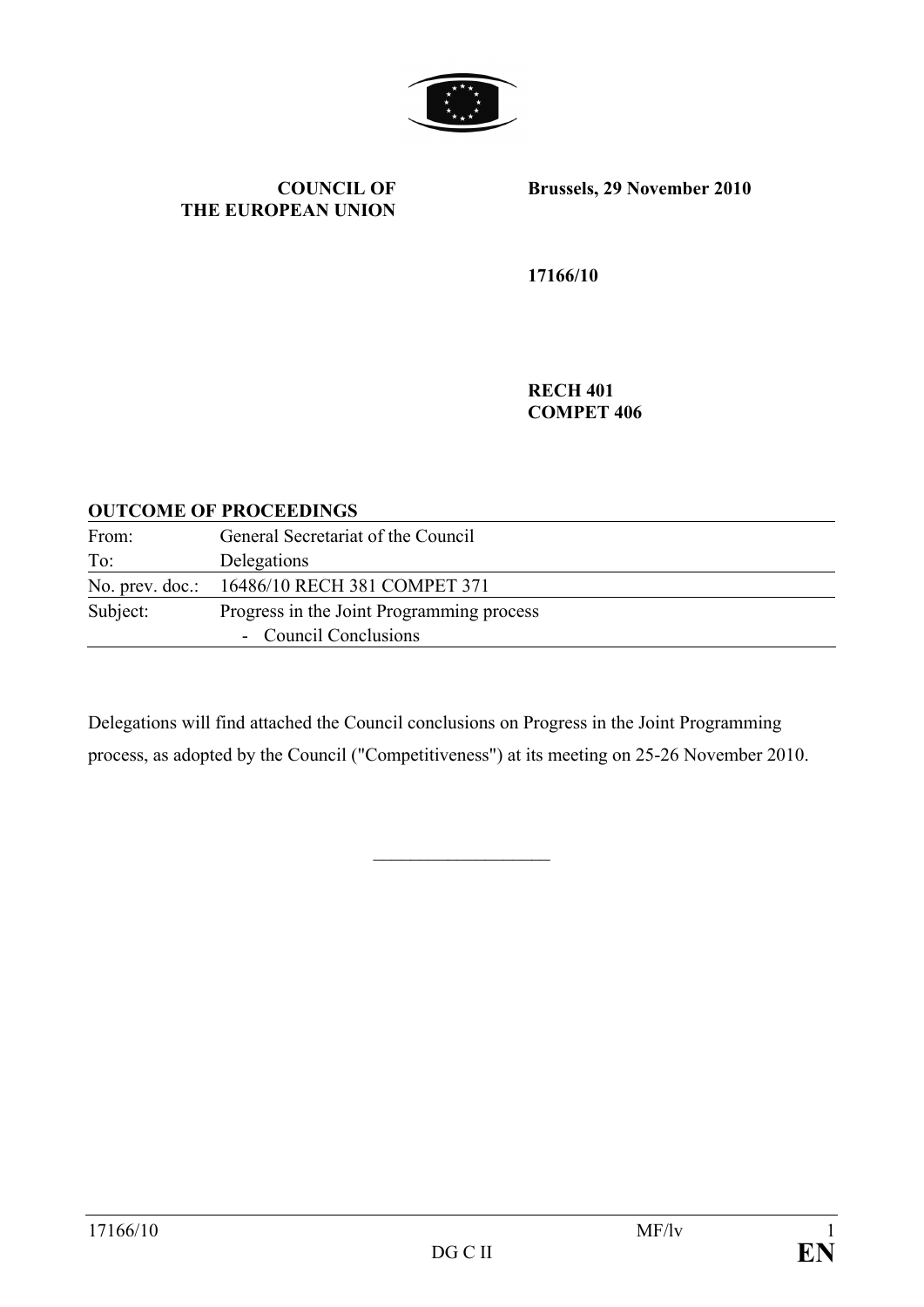**COUNCIL OF THE EUROPEAN UNION**

**Brussels, 29 November 2010**

**17166/10**

**RECH 401**
**COMPET 406**

**OUTCOME OF PROCEEDINGS**

| | |
|---|---|
| From: | General Secretariat of the Council |
| To: | Delegations |
| No. prev. doc.: | 16486/10 RECH 381 COMPET 371 |
| Subject: | Progress in the Joint Programming process<br>- Council Conclusions |

Delegations will find attached the Council conclusions on Progress in the Joint Programming process, as adopted by the Council ("Competitiveness") at its meeting on 25-26 November 2010.

\_\_\_\_\_\_\_\_\_\_\_\_\_\_\_\_\_\_\_\_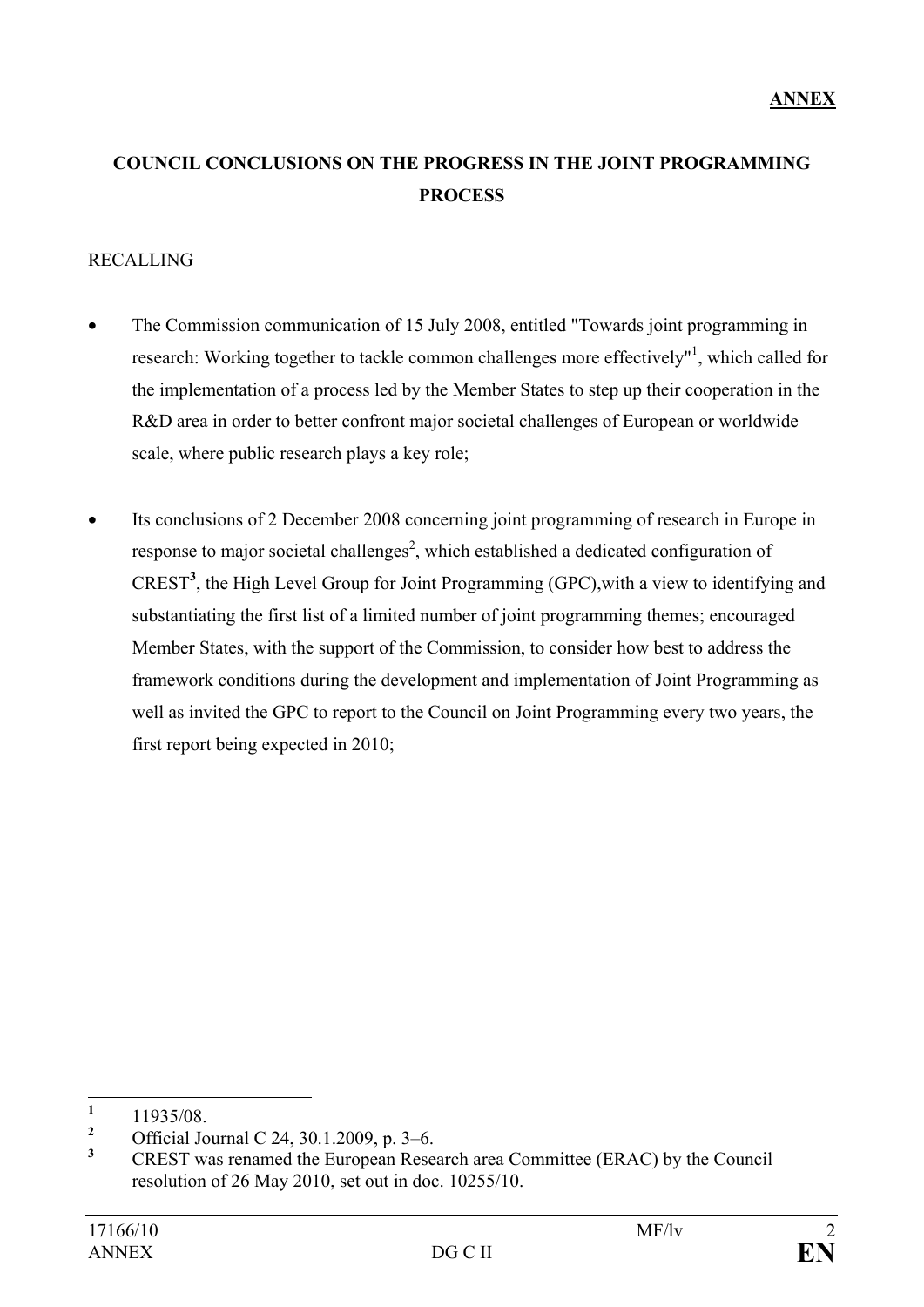**ANNEX**

## COUNCIL CONCLUSIONS ON THE PROGRESS IN THE JOINT PROGRAMMING PROCESS

RECALLING

- The Commission communication of 15 July 2008, entitled "Towards joint programming in research: Working together to tackle common challenges more effectively"[1], which called for the implementation of a process led by the Member States to step up their cooperation in the R&D area in order to better confront major societal challenges of European or worldwide scale, where public research plays a key role;

- Its conclusions of 2 December 2008 concerning joint programming of research in Europe in response to major societal challenges[2], which established a dedicated configuration of CREST[3], the High Level Group for Joint Programming (GPC),with a view to identifying and substantiating the first list of a limited number of joint programming themes; encouraged Member States, with the support of the Commission, to consider how best to address the framework conditions during the development and implementation of Joint Programming as well as invited the GPC to report to the Council on Joint Programming every two years, the first report being expected in 2010;

---

[1] 11935/08.

[2] Official Journal C 24, 30.1.2009, p. 3–6.

[3] CREST was renamed the European Research area Committee (ERAC) by the Council resolution of 26 May 2010, set out in doc. 10255/10.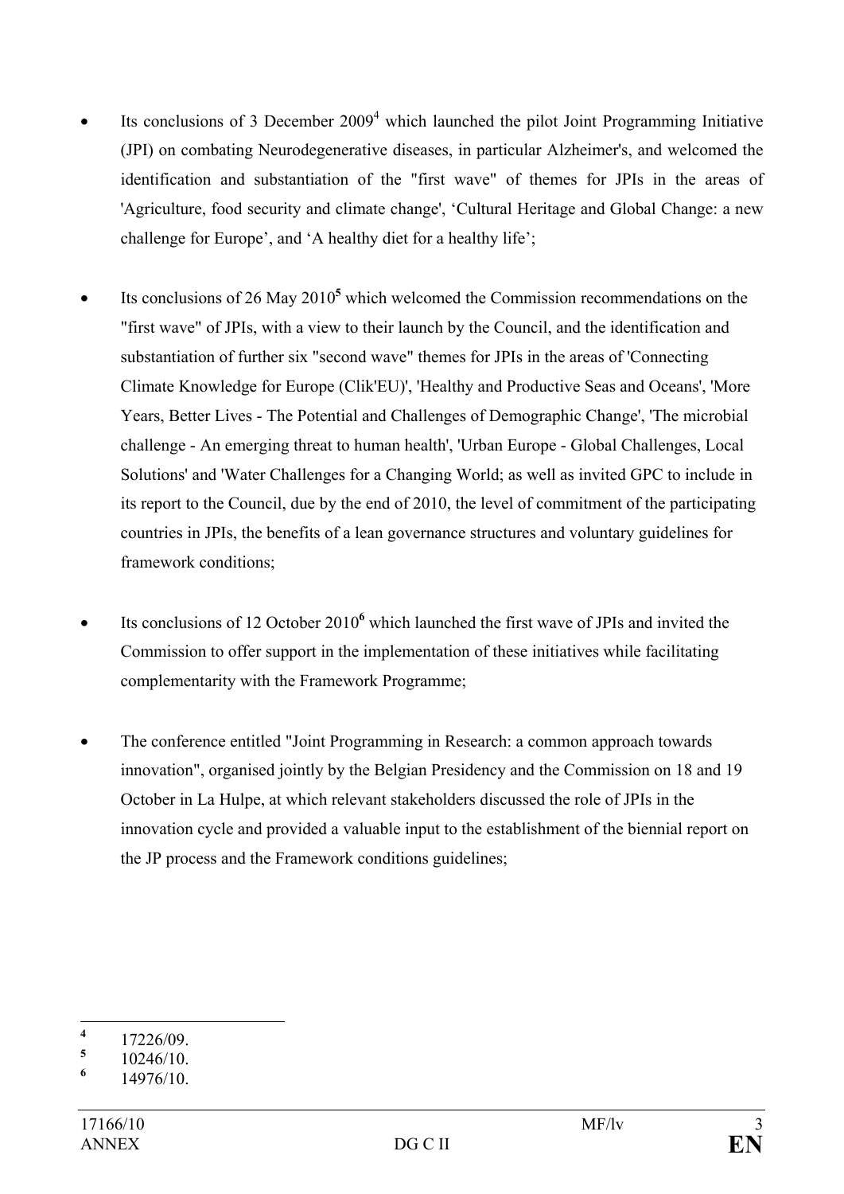- Its conclusions of 3 December 2009[4] which launched the pilot Joint Programming Initiative (JPI) on combating Neurodegenerative diseases, in particular Alzheimer's, and welcomed the identification and substantiation of the "first wave" of themes for JPIs in the areas of 'Agriculture, food security and climate change', 'Cultural Heritage and Global Change: a new challenge for Europe', and 'A healthy diet for a healthy life';

- Its conclusions of 26 May 2010[5] which welcomed the Commission recommendations on the "first wave" of JPIs, with a view to their launch by the Council, and the identification and substantiation of further six "second wave" themes for JPIs in the areas of 'Connecting Climate Knowledge for Europe (Clik'EU)', 'Healthy and Productive Seas and Oceans', 'More Years, Better Lives - The Potential and Challenges of Demographic Change', 'The microbial challenge - An emerging threat to human health', 'Urban Europe - Global Challenges, Local Solutions' and 'Water Challenges for a Changing World; as well as invited GPC to include in its report to the Council, due by the end of 2010, the level of commitment of the participating countries in JPIs, the benefits of a lean governance structures and voluntary guidelines for framework conditions;

- Its conclusions of 12 October 2010[6] which launched the first wave of JPIs and invited the Commission to offer support in the implementation of these initiatives while facilitating complementarity with the Framework Programme;

- The conference entitled "Joint Programming in Research: a common approach towards innovation", organised jointly by the Belgian Presidency and the Commission on 18 and 19 October in La Hulpe, at which relevant stakeholders discussed the role of JPIs in the innovation cycle and provided a valuable input to the establishment of the biennial report on the JP process and the Framework conditions guidelines;

---

[4] 17226/09.
[5] 10246/10.
[6] 14976/10.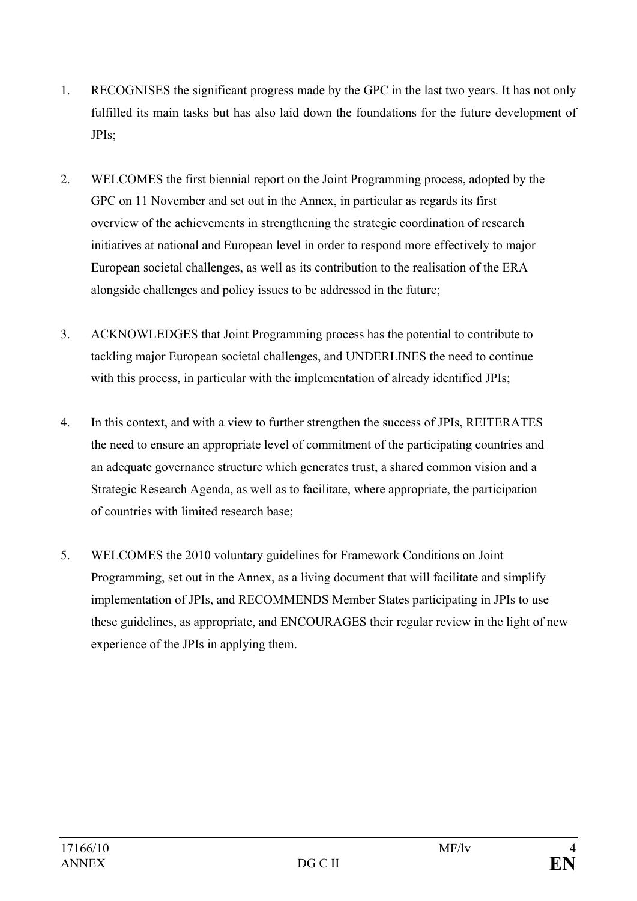1. RECOGNISES the significant progress made by the GPC in the last two years. It has not only fulfilled its main tasks but has also laid down the foundations for the future development of JPIs;

2. WELCOMES the first biennial report on the Joint Programming process, adopted by the GPC on 11 November and set out in the Annex, in particular as regards its first overview of the achievements in strengthening the strategic coordination of research initiatives at national and European level in order to respond more effectively to major European societal challenges, as well as its contribution to the realisation of the ERA alongside challenges and policy issues to be addressed in the future;

3. ACKNOWLEDGES that Joint Programming process has the potential to contribute to tackling major European societal challenges, and UNDERLINES the need to continue with this process, in particular with the implementation of already identified JPIs;

4. In this context, and with a view to further strengthen the success of JPIs, REITERATES the need to ensure an appropriate level of commitment of the participating countries and an adequate governance structure which generates trust, a shared common vision and a Strategic Research Agenda, as well as to facilitate, where appropriate, the participation of countries with limited research base;

5. WELCOMES the 2010 voluntary guidelines for Framework Conditions on Joint Programming, set out in the Annex, as a living document that will facilitate and simplify implementation of JPIs, and RECOMMENDS Member States participating in JPIs to use these guidelines, as appropriate, and ENCOURAGES their regular review in the light of new experience of the JPIs in applying them.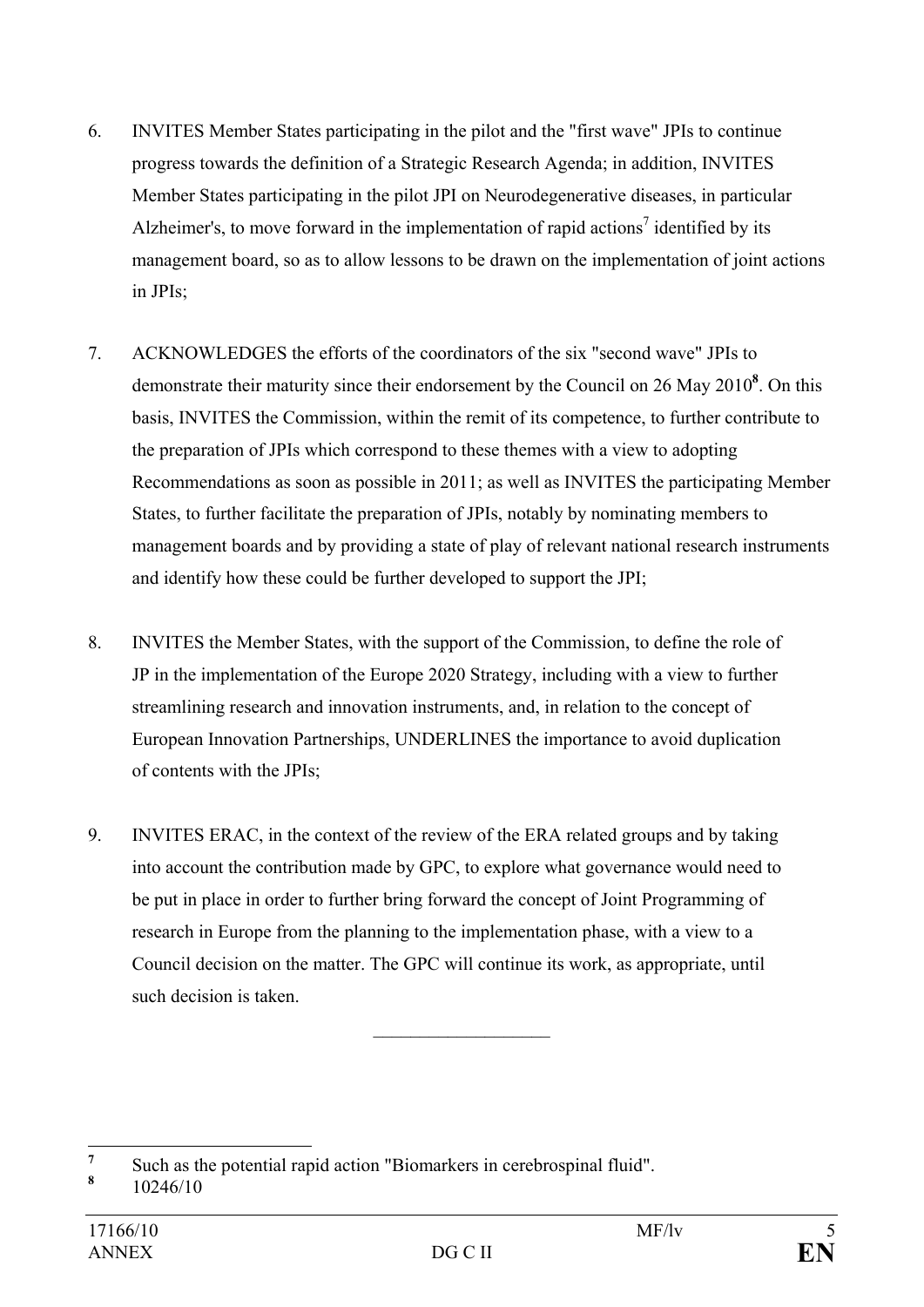6. INVITES Member States participating in the pilot and the "first wave" JPIs to continue progress towards the definition of a Strategic Research Agenda; in addition, INVITES Member States participating in the pilot JPI on Neurodegenerative diseases, in particular Alzheimer's, to move forward in the implementation of rapid actions[7] identified by its management board, so as to allow lessons to be drawn on the implementation of joint actions in JPIs;

7. ACKNOWLEDGES the efforts of the coordinators of the six "second wave" JPIs to demonstrate their maturity since their endorsement by the Council on 26 May 2010[8]. On this basis, INVITES the Commission, within the remit of its competence, to further contribute to the preparation of JPIs which correspond to these themes with a view to adopting Recommendations as soon as possible in 2011; as well as INVITES the participating Member States, to further facilitate the preparation of JPIs, notably by nominating members to management boards and by providing a state of play of relevant national research instruments and identify how these could be further developed to support the JPI;

8. INVITES the Member States, with the support of the Commission, to define the role of JP in the implementation of the Europe 2020 Strategy, including with a view to further streamlining research and innovation instruments, and, in relation to the concept of European Innovation Partnerships, UNDERLINES the importance to avoid duplication of contents with the JPIs;

9. INVITES ERAC, in the context of the review of the ERA related groups and by taking into account the contribution made by GPC, to explore what governance would need to be put in place in order to further bring forward the concept of Joint Programming of research in Europe from the planning to the implementation phase, with a view to a Council decision on the matter. The GPC will continue its work, as appropriate, until such decision is taken.

---

[7] Such as the potential rapid action "Biomarkers in cerebrospinal fluid".

[8] 10246/10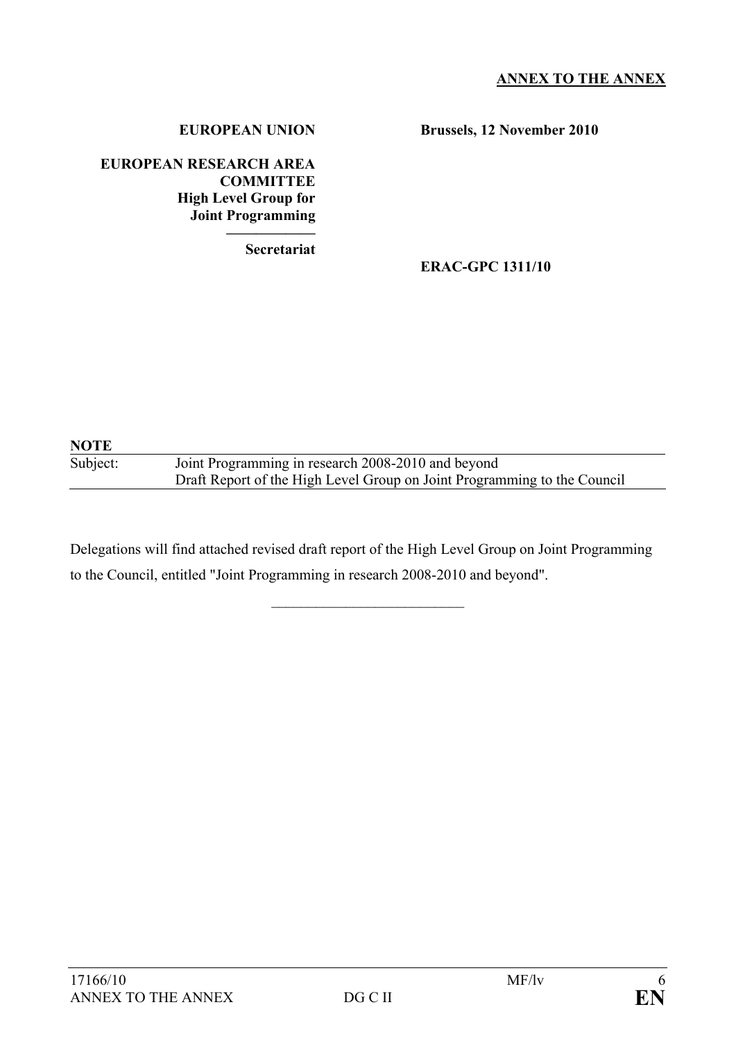**ANNEX TO THE ANNEX**

**EUROPEAN UNION**

**EUROPEAN RESEARCH AREA COMMITTEE**
**High Level Group for Joint Programming**

**Secretariat**

**Brussels, 12 November 2010**

**ERAC-GPC 1311/10**

**NOTE**

| Subject: | Joint Programming in research 2008-2010 and beyond<br>Draft Report of the High Level Group on Joint Programming to the Council |
|---|---|

Delegations will find attached revised draft report of the High Level Group on Joint Programming to the Council, entitled "Joint Programming in research 2008-2010 and beyond".

\_\_\_\_\_\_\_\_\_\_\_\_\_\_\_\_\_\_\_\_\_\_\_\_\_\_\_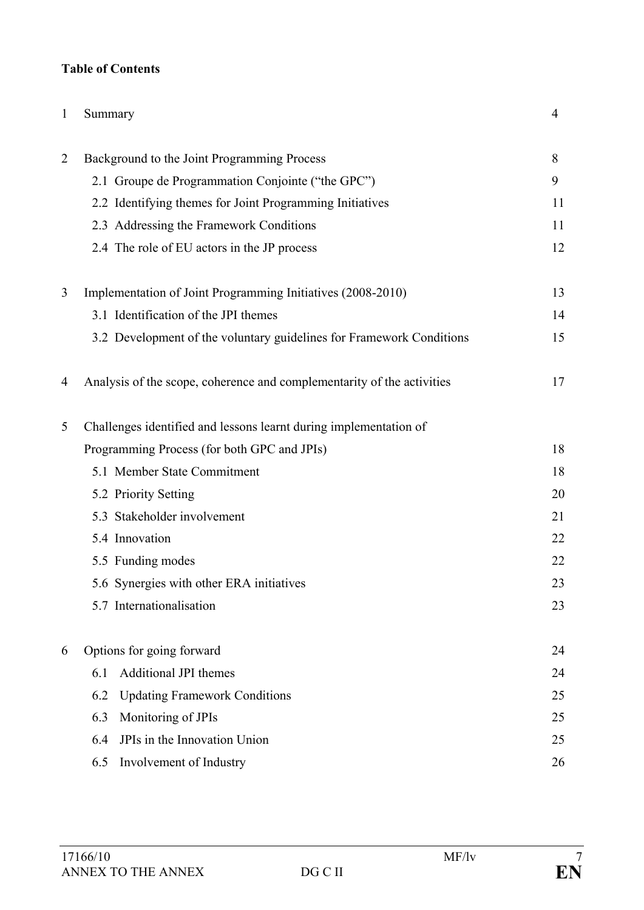**Table of Contents**

| | | |
|---|---|---|
| 1 | Summary | 4 |
| 2 | Background to the Joint Programming Process | 8 |
| | 2.1 Groupe de Programmation Conjointe ("the GPC") | 9 |
| | 2.2 Identifying themes for Joint Programming Initiatives | 11 |
| | 2.3 Addressing the Framework Conditions | 11 |
| | 2.4 The role of EU actors in the JP process | 12 |
| 3 | Implementation of Joint Programming Initiatives (2008-2010) | 13 |
| | 3.1 Identification of the JPI themes | 14 |
| | 3.2 Development of the voluntary guidelines for Framework Conditions | 15 |
| 4 | Analysis of the scope, coherence and complementarity of the activities | 17 |
| 5 | Challenges identified and lessons learnt during implementation of Programming Process (for both GPC and JPIs) | 18 |
| | 5.1 Member State Commitment | 18 |
| | 5.2 Priority Setting | 20 |
| | 5.3 Stakeholder involvement | 21 |
| | 5.4 Innovation | 22 |
| | 5.5 Funding modes | 22 |
| | 5.6 Synergies with other ERA initiatives | 23 |
| | 5.7 Internationalisation | 23 |
| 6 | Options for going forward | 24 |
| | 6.1 Additional JPI themes | 24 |
| | 6.2 Updating Framework Conditions | 25 |
| | 6.3 Monitoring of JPIs | 25 |
| | 6.4 JPIs in the Innovation Union | 25 |
| | 6.5 Involvement of Industry | 26 |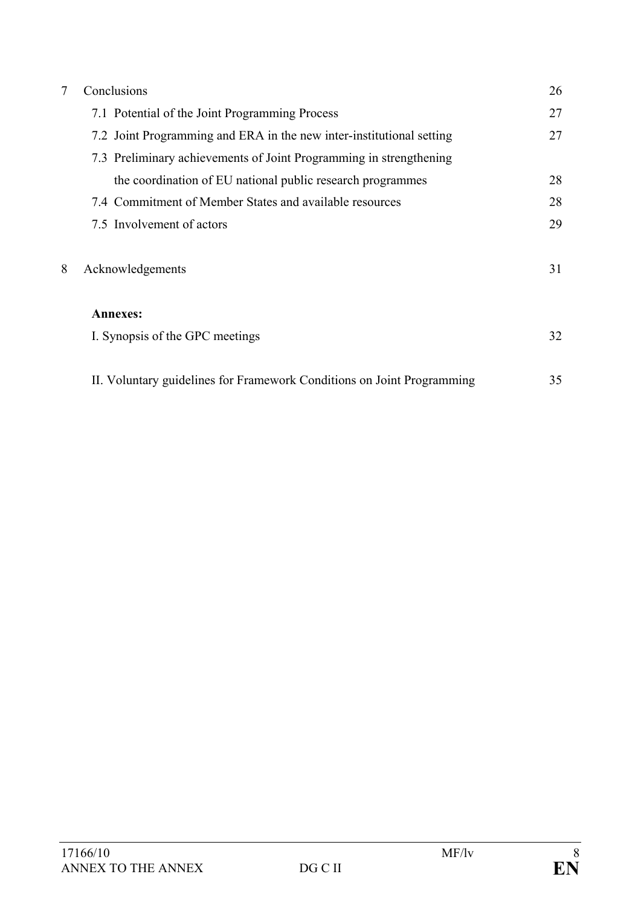| | | |
|---|---|---|
| 7 | Conclusions | 26 |
| | 7.1 Potential of the Joint Programming Process | 27 |
| | 7.2 Joint Programming and ERA in the new inter-institutional setting | 27 |
| | 7.3 Preliminary achievements of Joint Programming in strengthening the coordination of EU national public research programmes | 28 |
| | 7.4 Commitment of Member States and available resources | 28 |
| | 7.5 Involvement of actors | 29 |
| 8 | Acknowledgements | 31 |
| | **Annexes:** | |
| | I. Synopsis of the GPC meetings | 32 |
| | II. Voluntary guidelines for Framework Conditions on Joint Programming | 35 |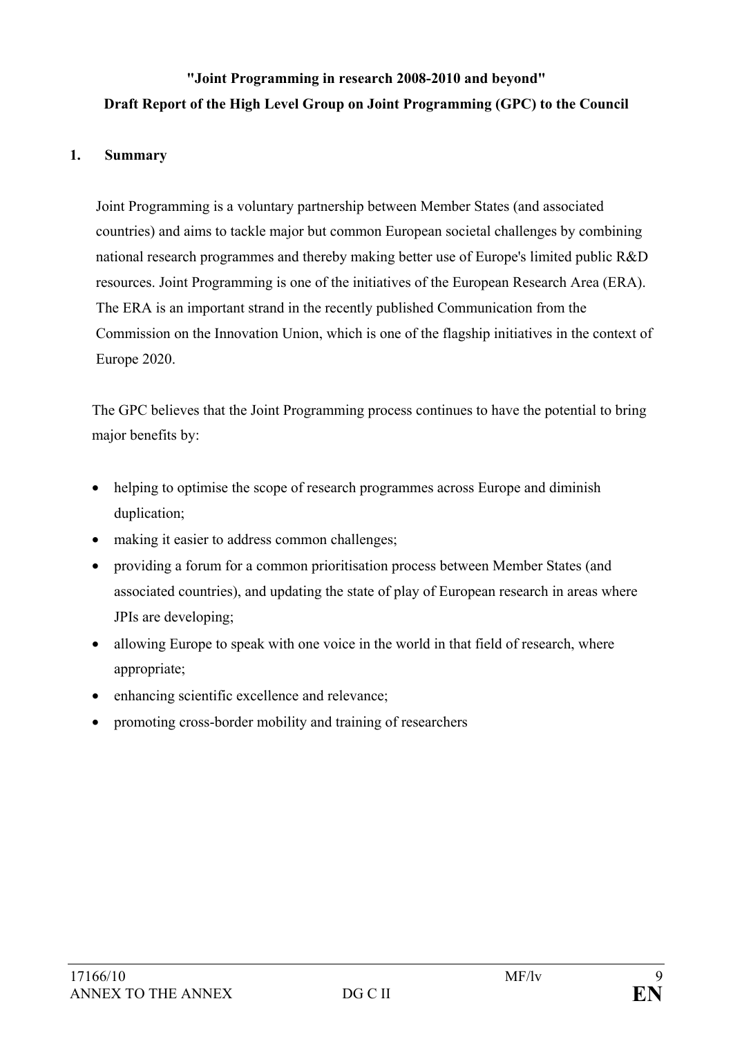**"Joint Programming in research 2008-2010 and beyond"**

**Draft Report of the High Level Group on Joint Programming (GPC) to the Council**

## 1. Summary

Joint Programming is a voluntary partnership between Member States (and associated countries) and aims to tackle major but common European societal challenges by combining national research programmes and thereby making better use of Europe's limited public R&D resources. Joint Programming is one of the initiatives of the European Research Area (ERA). The ERA is an important strand in the recently published Communication from the Commission on the Innovation Union, which is one of the flagship initiatives in the context of Europe 2020.

The GPC believes that the Joint Programming process continues to have the potential to bring major benefits by:

- helping to optimise the scope of research programmes across Europe and diminish duplication;
- making it easier to address common challenges;
- providing a forum for a common prioritisation process between Member States (and associated countries), and updating the state of play of European research in areas where JPIs are developing;
- allowing Europe to speak with one voice in the world in that field of research, where appropriate;
- enhancing scientific excellence and relevance;
- promoting cross-border mobility and training of researchers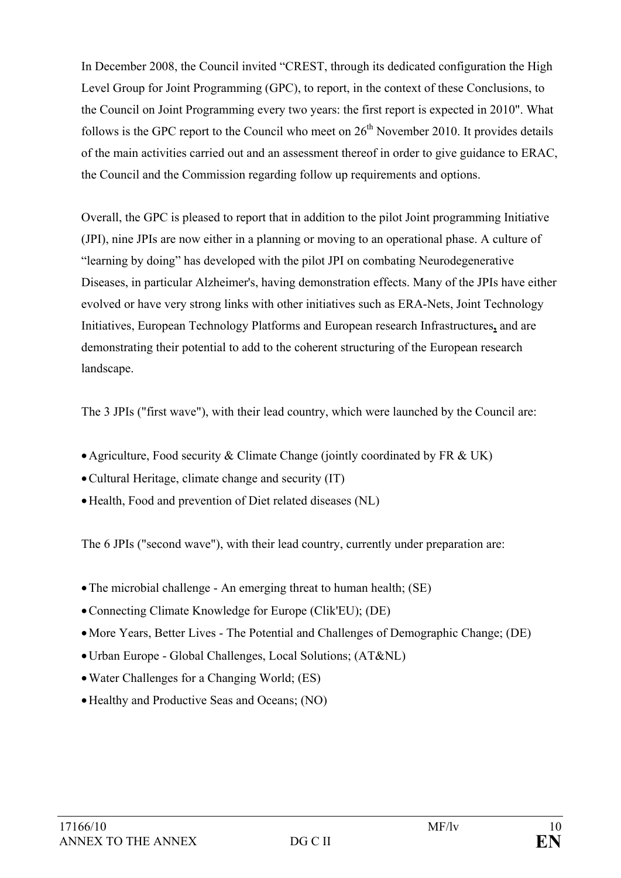In December 2008, the Council invited "CREST, through its dedicated configuration the High Level Group for Joint Programming (GPC), to report, in the context of these Conclusions, to the Council on Joint Programming every two years: the first report is expected in 2010". What follows is the GPC report to the Council who meet on 26th November 2010. It provides details of the main activities carried out and an assessment thereof in order to give guidance to ERAC, the Council and the Commission regarding follow up requirements and options.

Overall, the GPC is pleased to report that in addition to the pilot Joint programming Initiative (JPI), nine JPIs are now either in a planning or moving to an operational phase. A culture of "learning by doing" has developed with the pilot JPI on combating Neurodegenerative Diseases, in particular Alzheimer's, having demonstration effects. Many of the JPIs have either evolved or have very strong links with other initiatives such as ERA-Nets, Joint Technology Initiatives, European Technology Platforms and European research Infrastructures, and are demonstrating their potential to add to the coherent structuring of the European research landscape.

The 3 JPIs ("first wave"), with their lead country, which were launched by the Council are:

- Agriculture, Food security & Climate Change (jointly coordinated by FR & UK)
- Cultural Heritage, climate change and security (IT)
- Health, Food and prevention of Diet related diseases (NL)

The 6 JPIs ("second wave"), with their lead country, currently under preparation are:

- The microbial challenge - An emerging threat to human health; (SE)
- Connecting Climate Knowledge for Europe (Clik'EU); (DE)
- More Years, Better Lives - The Potential and Challenges of Demographic Change; (DE)
- Urban Europe - Global Challenges, Local Solutions; (AT&NL)
- Water Challenges for a Changing World; (ES)
- Healthy and Productive Seas and Oceans; (NO)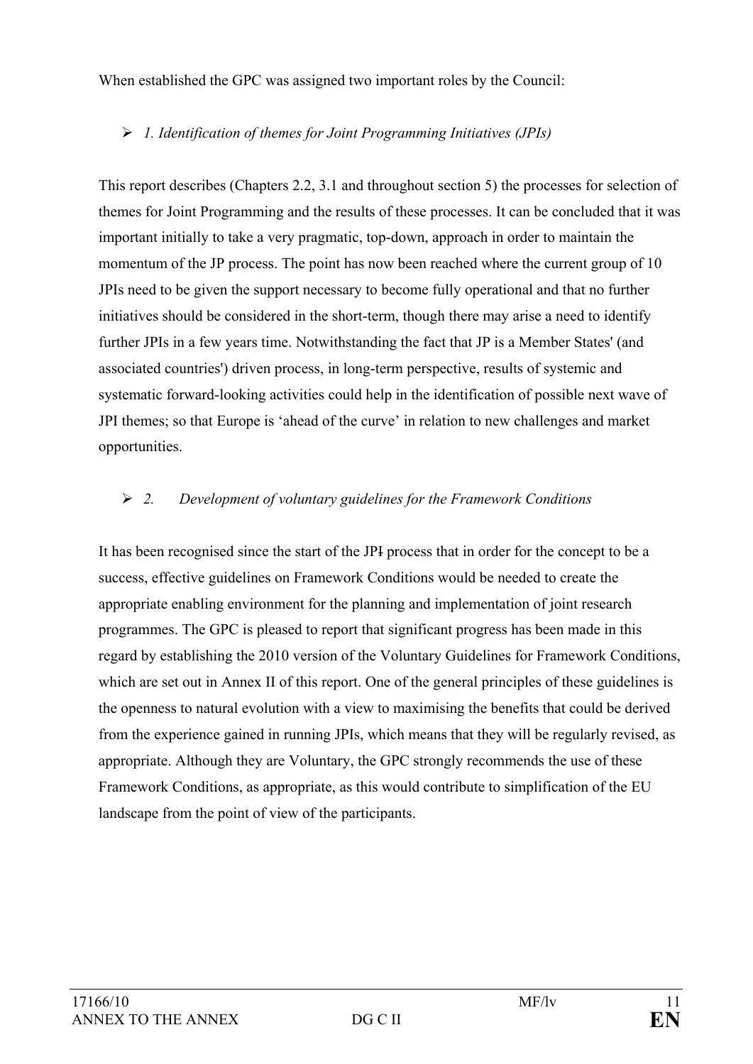When established the GPC was assigned two important roles by the Council:

- *1. Identification of themes for Joint Programming Initiatives (JPIs)*

This report describes (Chapters 2.2, 3.1 and throughout section 5) the processes for selection of themes for Joint Programming and the results of these processes. It can be concluded that it was important initially to take a very pragmatic, top-down, approach in order to maintain the momentum of the JP process. The point has now been reached where the current group of 10 JPIs need to be given the support necessary to become fully operational and that no further initiatives should be considered in the short-term, though there may arise a need to identify further JPIs in a few years time. Notwithstanding the fact that JP is a Member States' (and associated countries') driven process, in long-term perspective, results of systemic and systematic forward-looking activities could help in the identification of possible next wave of JPI themes; so that Europe is 'ahead of the curve' in relation to new challenges and market opportunities.

- *2. Development of voluntary guidelines for the Framework Conditions*

It has been recognised since the start of the JP~~I~~ process that in order for the concept to be a success, effective guidelines on Framework Conditions would be needed to create the appropriate enabling environment for the planning and implementation of joint research programmes. The GPC is pleased to report that significant progress has been made in this regard by establishing the 2010 version of the Voluntary Guidelines for Framework Conditions, which are set out in Annex II of this report. One of the general principles of these guidelines is the openness to natural evolution with a view to maximising the benefits that could be derived from the experience gained in running JPIs, which means that they will be regularly revised, as appropriate. Although they are Voluntary, the GPC strongly recommends the use of these Framework Conditions, as appropriate, as this would contribute to simplification of the EU landscape from the point of view of the participants.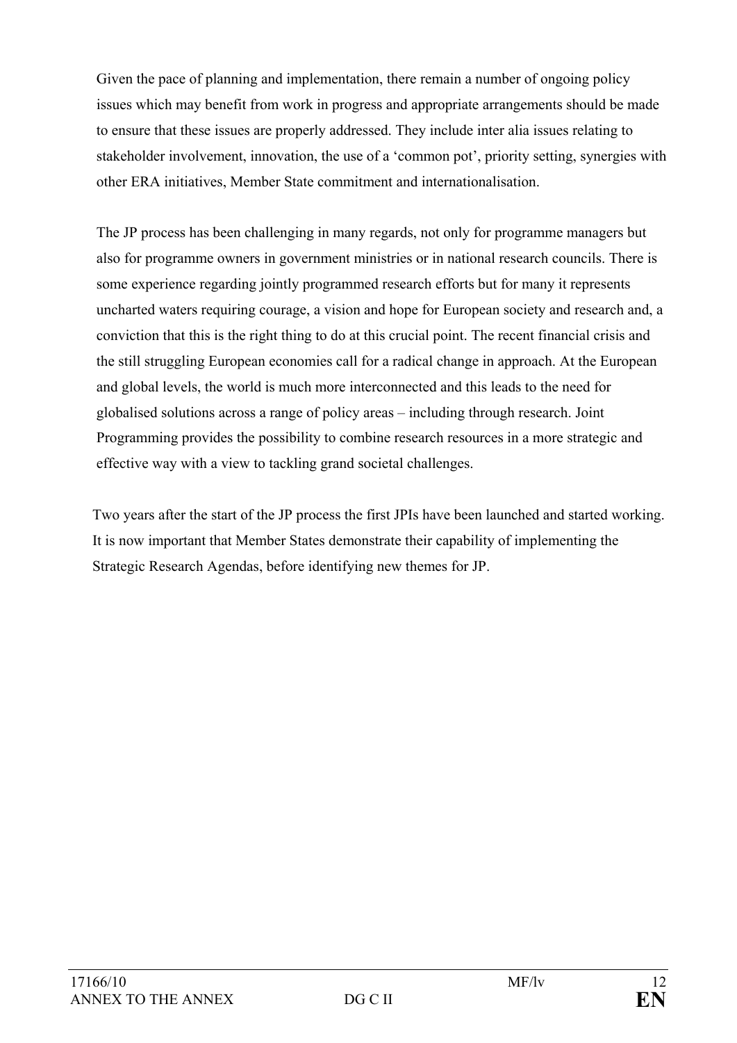Given the pace of planning and implementation, there remain a number of ongoing policy issues which may benefit from work in progress and appropriate arrangements should be made to ensure that these issues are properly addressed. They include inter alia issues relating to stakeholder involvement, innovation, the use of a 'common pot', priority setting, synergies with other ERA initiatives, Member State commitment and internationalisation.

The JP process has been challenging in many regards, not only for programme managers but also for programme owners in government ministries or in national research councils. There is some experience regarding jointly programmed research efforts but for many it represents uncharted waters requiring courage, a vision and hope for European society and research and, a conviction that this is the right thing to do at this crucial point. The recent financial crisis and the still struggling European economies call for a radical change in approach. At the European and global levels, the world is much more interconnected and this leads to the need for globalised solutions across a range of policy areas – including through research. Joint Programming provides the possibility to combine research resources in a more strategic and effective way with a view to tackling grand societal challenges.

Two years after the start of the JP process the first JPIs have been launched and started working. It is now important that Member States demonstrate their capability of implementing the Strategic Research Agendas, before identifying new themes for JP.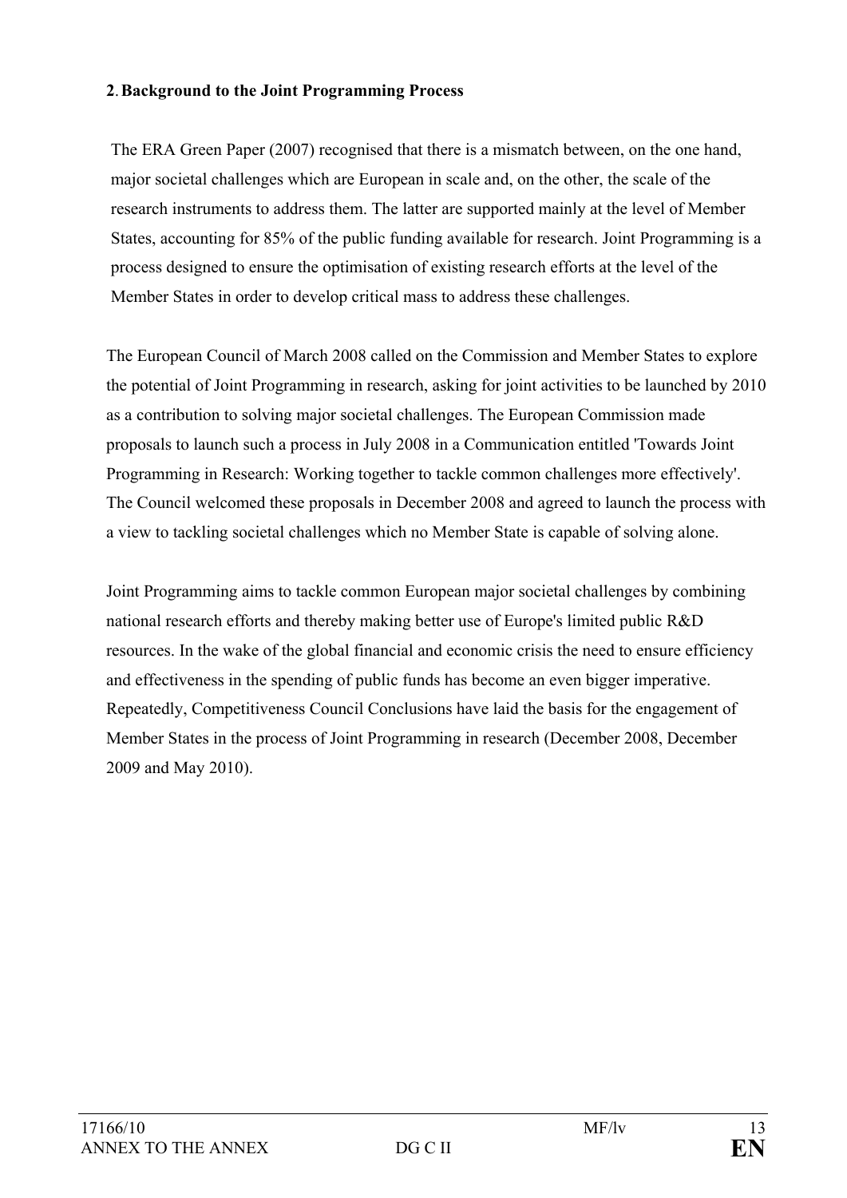## 2. Background to the Joint Programming Process

The ERA Green Paper (2007) recognised that there is a mismatch between, on the one hand, major societal challenges which are European in scale and, on the other, the scale of the research instruments to address them. The latter are supported mainly at the level of Member States, accounting for 85% of the public funding available for research. Joint Programming is a process designed to ensure the optimisation of existing research efforts at the level of the Member States in order to develop critical mass to address these challenges.

The European Council of March 2008 called on the Commission and Member States to explore the potential of Joint Programming in research, asking for joint activities to be launched by 2010 as a contribution to solving major societal challenges. The European Commission made proposals to launch such a process in July 2008 in a Communication entitled 'Towards Joint Programming in Research: Working together to tackle common challenges more effectively'. The Council welcomed these proposals in December 2008 and agreed to launch the process with a view to tackling societal challenges which no Member State is capable of solving alone.

Joint Programming aims to tackle common European major societal challenges by combining national research efforts and thereby making better use of Europe's limited public R&D resources. In the wake of the global financial and economic crisis the need to ensure efficiency and effectiveness in the spending of public funds has become an even bigger imperative. Repeatedly, Competitiveness Council Conclusions have laid the basis for the engagement of Member States in the process of Joint Programming in research (December 2008, December 2009 and May 2010).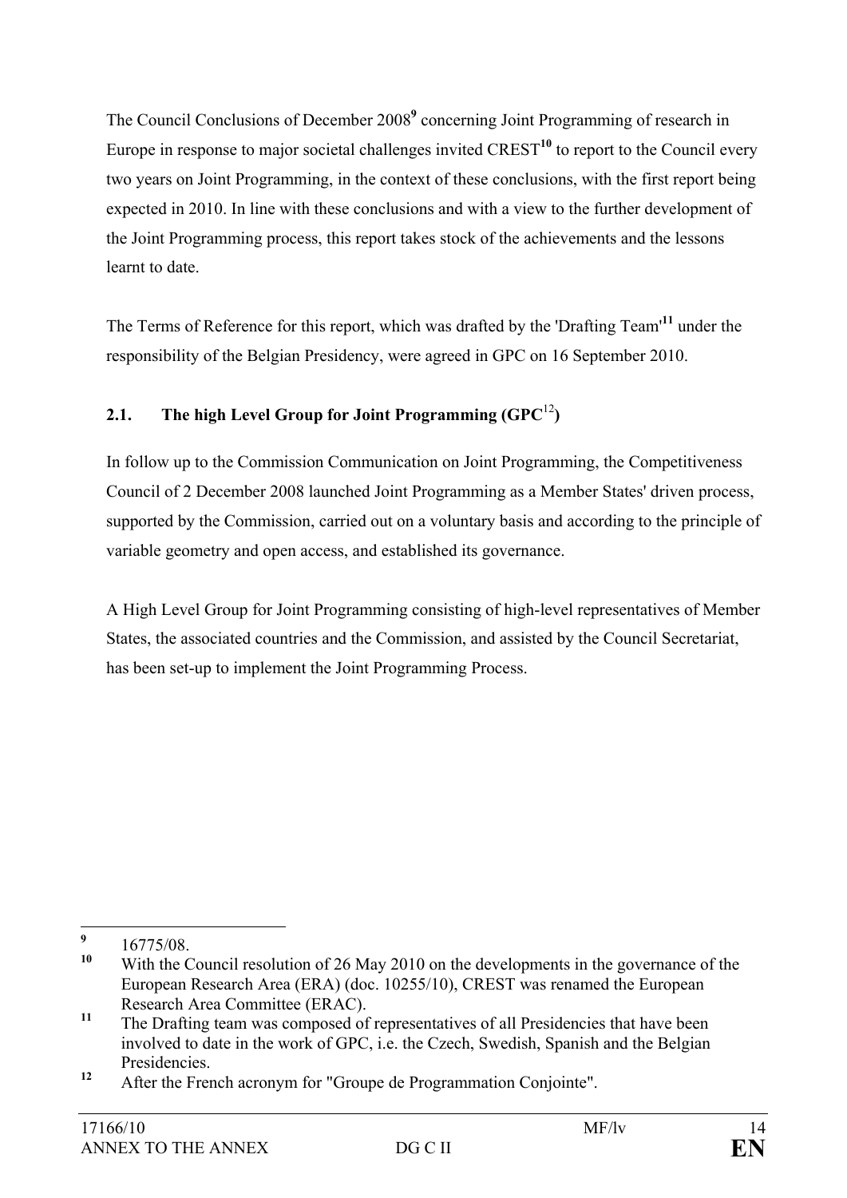The Council Conclusions of December 2008[9] concerning Joint Programming of research in Europe in response to major societal challenges invited CREST[10] to report to the Council every two years on Joint Programming, in the context of these conclusions, with the first report being expected in 2010. In line with these conclusions and with a view to the further development of the Joint Programming process, this report takes stock of the achievements and the lessons learnt to date.

The Terms of Reference for this report, which was drafted by the 'Drafting Team'[11] under the responsibility of the Belgian Presidency, were agreed in GPC on 16 September 2010.

### 2.1. The high Level Group for Joint Programming (GPC[12])

In follow up to the Commission Communication on Joint Programming, the Competitiveness Council of 2 December 2008 launched Joint Programming as a Member States' driven process, supported by the Commission, carried out on a voluntary basis and according to the principle of variable geometry and open access, and established its governance.

A High Level Group for Joint Programming consisting of high-level representatives of Member States, the associated countries and the Commission, and assisted by the Council Secretariat, has been set-up to implement the Joint Programming Process.

---

[9] 16775/08.

[10] With the Council resolution of 26 May 2010 on the developments in the governance of the European Research Area (ERA) (doc. 10255/10), CREST was renamed the European Research Area Committee (ERAC).

[11] The Drafting team was composed of representatives of all Presidencies that have been involved to date in the work of GPC, i.e. the Czech, Swedish, Spanish and the Belgian Presidencies.

[12] After the French acronym for "Groupe de Programmation Conjointe".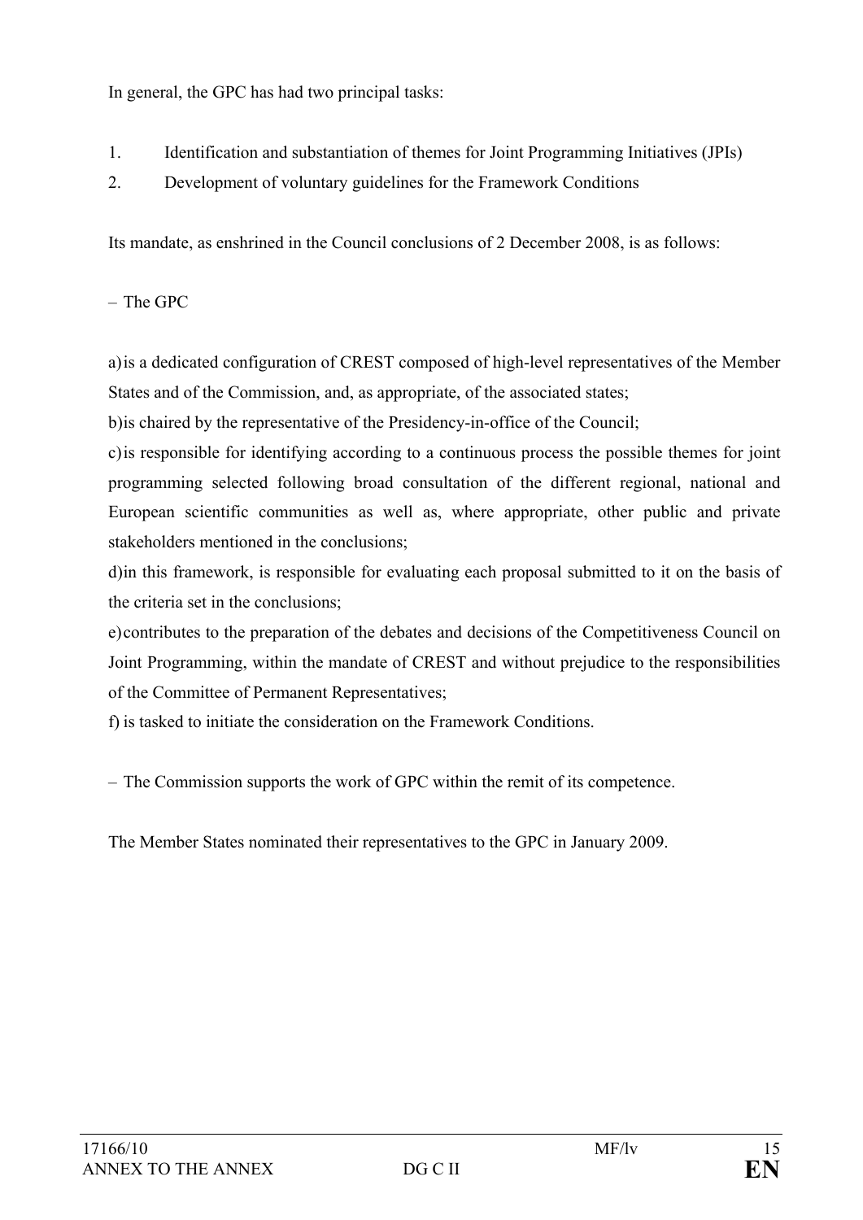In general, the GPC has had two principal tasks:

1. Identification and substantiation of themes for Joint Programming Initiatives (JPIs)
2. Development of voluntary guidelines for the Framework Conditions

Its mandate, as enshrined in the Council conclusions of 2 December 2008, is as follows:

– The GPC

a) is a dedicated configuration of CREST composed of high-level representatives of the Member States and of the Commission, and, as appropriate, of the associated states;

b) is chaired by the representative of the Presidency-in-office of the Council;

c) is responsible for identifying according to a continuous process the possible themes for joint programming selected following broad consultation of the different regional, national and European scientific communities as well as, where appropriate, other public and private stakeholders mentioned in the conclusions;

d) in this framework, is responsible for evaluating each proposal submitted to it on the basis of the criteria set in the conclusions;

e) contributes to the preparation of the debates and decisions of the Competitiveness Council on Joint Programming, within the mandate of CREST and without prejudice to the responsibilities of the Committee of Permanent Representatives;

f) is tasked to initiate the consideration on the Framework Conditions.

– The Commission supports the work of GPC within the remit of its competence.

The Member States nominated their representatives to the GPC in January 2009.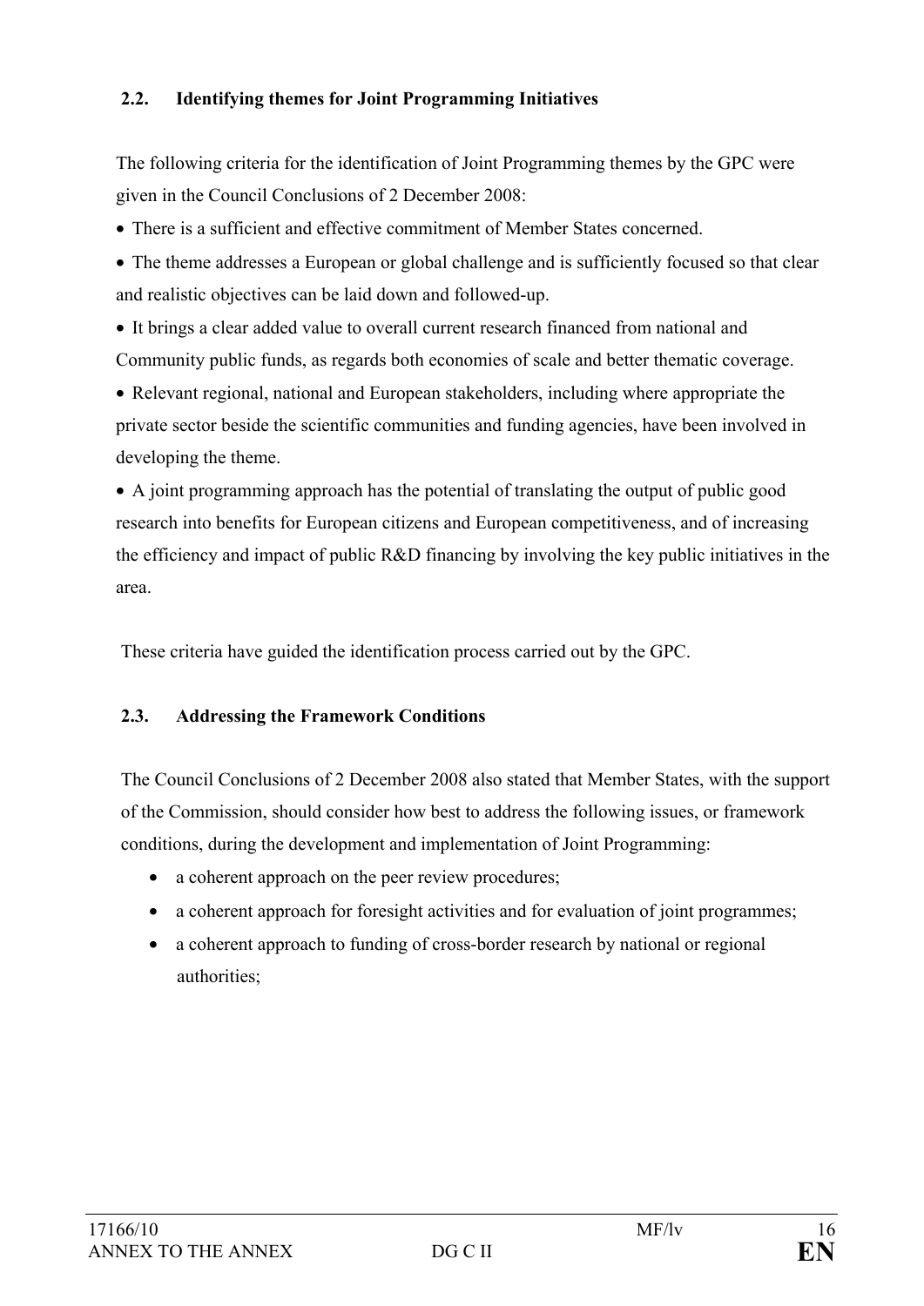### 2.2. Identifying themes for Joint Programming Initiatives

The following criteria for the identification of Joint Programming themes by the GPC were given in the Council Conclusions of 2 December 2008:

- There is a sufficient and effective commitment of Member States concerned.
- The theme addresses a European or global challenge and is sufficiently focused so that clear and realistic objectives can be laid down and followed-up.
- It brings a clear added value to overall current research financed from national and Community public funds, as regards both economies of scale and better thematic coverage.
- Relevant regional, national and European stakeholders, including where appropriate the private sector beside the scientific communities and funding agencies, have been involved in developing the theme.
- A joint programming approach has the potential of translating the output of public good research into benefits for European citizens and European competitiveness, and of increasing the efficiency and impact of public R&D financing by involving the key public initiatives in the area.

These criteria have guided the identification process carried out by the GPC.

### 2.3. Addressing the Framework Conditions

The Council Conclusions of 2 December 2008 also stated that Member States, with the support of the Commission, should consider how best to address the following issues, or framework conditions, during the development and implementation of Joint Programming:

- a coherent approach on the peer review procedures;
- a coherent approach for foresight activities and for evaluation of joint programmes;
- a coherent approach to funding of cross-border research by national or regional authorities;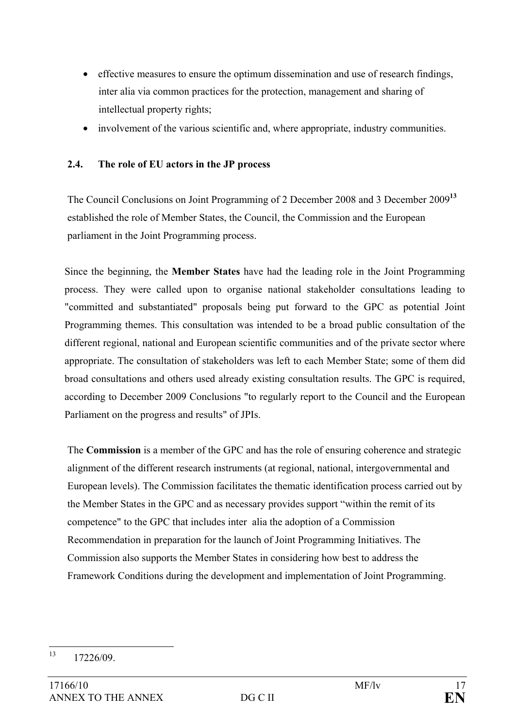- effective measures to ensure the optimum dissemination and use of research findings, inter alia via common practices for the protection, management and sharing of intellectual property rights;
- involvement of the various scientific and, where appropriate, industry communities.

### 2.4. The role of EU actors in the JP process

The Council Conclusions on Joint Programming of 2 December 2008 and 3 December 2009[13] established the role of Member States, the Council, the Commission and the European parliament in the Joint Programming process.

Since the beginning, the **Member States** have had the leading role in the Joint Programming process. They were called upon to organise national stakeholder consultations leading to "committed and substantiated" proposals being put forward to the GPC as potential Joint Programming themes. This consultation was intended to be a broad public consultation of the different regional, national and European scientific communities and of the private sector where appropriate. The consultation of stakeholders was left to each Member State; some of them did broad consultations and others used already existing consultation results. The GPC is required, according to December 2009 Conclusions "to regularly report to the Council and the European Parliament on the progress and results" of JPIs.

The **Commission** is a member of the GPC and has the role of ensuring coherence and strategic alignment of the different research instruments (at regional, national, intergovernmental and European levels). The Commission facilitates the thematic identification process carried out by the Member States in the GPC and as necessary provides support "within the remit of its competence" to the GPC that includes inter alia the adoption of a Commission Recommendation in preparation for the launch of Joint Programming Initiatives. The Commission also supports the Member States in considering how best to address the Framework Conditions during the development and implementation of Joint Programming.

[13] 17226/09.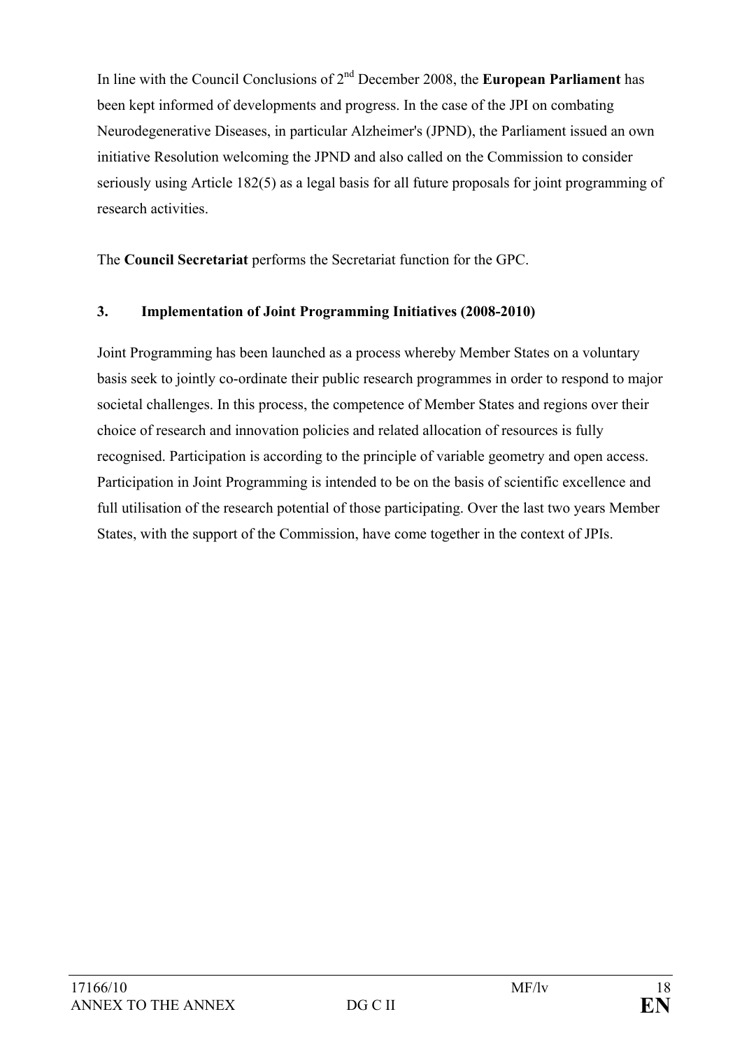In line with the Council Conclusions of 2[nd] December 2008, the **European Parliament** has been kept informed of developments and progress. In the case of the JPI on combating Neurodegenerative Diseases, in particular Alzheimer's (JPND), the Parliament issued an own initiative Resolution welcoming the JPND and also called on the Commission to consider seriously using Article 182(5) as a legal basis for all future proposals for joint programming of research activities.

The **Council Secretariat** performs the Secretariat function for the GPC.

## 3. Implementation of Joint Programming Initiatives (2008-2010)

Joint Programming has been launched as a process whereby Member States on a voluntary basis seek to jointly co-ordinate their public research programmes in order to respond to major societal challenges. In this process, the competence of Member States and regions over their choice of research and innovation policies and related allocation of resources is fully recognised. Participation is according to the principle of variable geometry and open access. Participation in Joint Programming is intended to be on the basis of scientific excellence and full utilisation of the research potential of those participating. Over the last two years Member States, with the support of the Commission, have come together in the context of JPIs.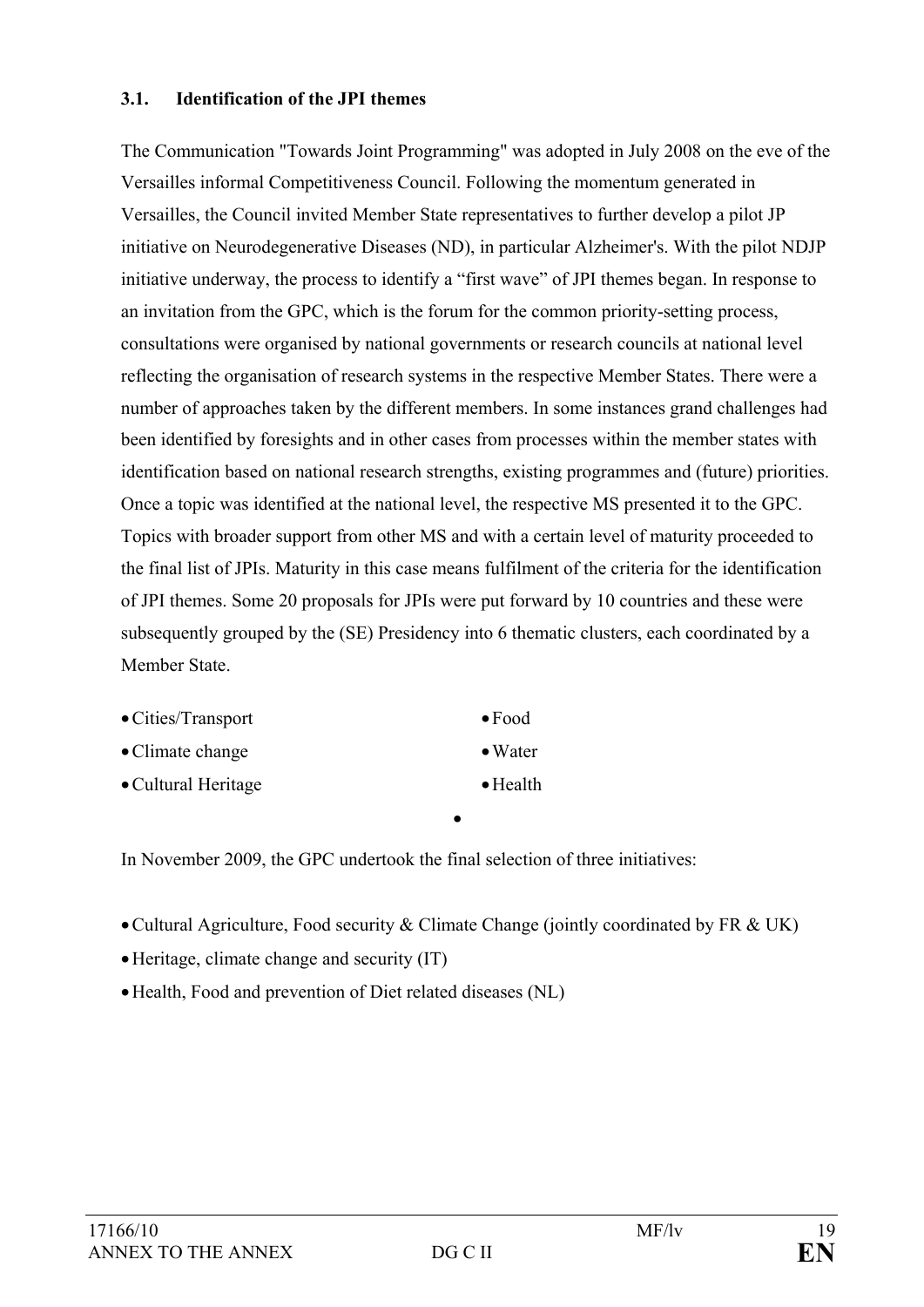### 3.1. Identification of the JPI themes

The Communication "Towards Joint Programming" was adopted in July 2008 on the eve of the Versailles informal Competitiveness Council. Following the momentum generated in Versailles, the Council invited Member State representatives to further develop a pilot JP initiative on Neurodegenerative Diseases (ND), in particular Alzheimer's. With the pilot NDJP initiative underway, the process to identify a "first wave" of JPI themes began. In response to an invitation from the GPC, which is the forum for the common priority-setting process, consultations were organised by national governments or research councils at national level reflecting the organisation of research systems in the respective Member States. There were a number of approaches taken by the different members. In some instances grand challenges had been identified by foresights and in other cases from processes within the member states with identification based on national research strengths, existing programmes and (future) priorities. Once a topic was identified at the national level, the respective MS presented it to the GPC. Topics with broader support from other MS and with a certain level of maturity proceeded to the final list of JPIs. Maturity in this case means fulfilment of the criteria for the identification of JPI themes. Some 20 proposals for JPIs were put forward by 10 countries and these were subsequently grouped by the (SE) Presidency into 6 thematic clusters, each coordinated by a Member State.

- Cities/Transport
- Climate change
- Cultural Heritage
- Food
- Water
- Health

In November 2009, the GPC undertook the final selection of three initiatives:

- Cultural Agriculture, Food security & Climate Change (jointly coordinated by FR & UK)
- Heritage, climate change and security (IT)
- Health, Food and prevention of Diet related diseases (NL)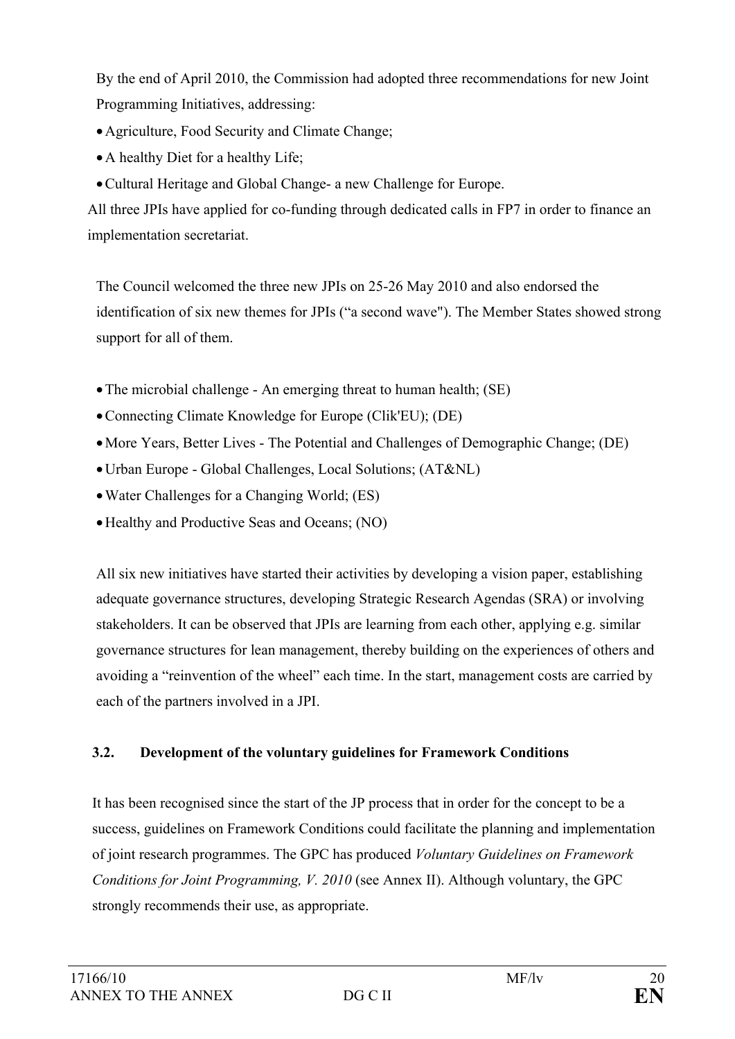By the end of April 2010, the Commission had adopted three recommendations for new Joint Programming Initiatives, addressing:

- Agriculture, Food Security and Climate Change;
- A healthy Diet for a healthy Life;
- Cultural Heritage and Global Change- a new Challenge for Europe.

All three JPIs have applied for co-funding through dedicated calls in FP7 in order to finance an implementation secretariat.

The Council welcomed the three new JPIs on 25-26 May 2010 and also endorsed the identification of six new themes for JPIs ("a second wave"). The Member States showed strong support for all of them.

- The microbial challenge - An emerging threat to human health; (SE)
- Connecting Climate Knowledge for Europe (Clik'EU); (DE)
- More Years, Better Lives - The Potential and Challenges of Demographic Change; (DE)
- Urban Europe - Global Challenges, Local Solutions; (AT&NL)
- Water Challenges for a Changing World; (ES)
- Healthy and Productive Seas and Oceans; (NO)

All six new initiatives have started their activities by developing a vision paper, establishing adequate governance structures, developing Strategic Research Agendas (SRA) or involving stakeholders. It can be observed that JPIs are learning from each other, applying e.g. similar governance structures for lean management, thereby building on the experiences of others and avoiding a "reinvention of the wheel" each time. In the start, management costs are carried by each of the partners involved in a JPI.

### 3.2. Development of the voluntary guidelines for Framework Conditions

It has been recognised since the start of the JP process that in order for the concept to be a success, guidelines on Framework Conditions could facilitate the planning and implementation of joint research programmes. The GPC has produced *Voluntary Guidelines on Framework Conditions for Joint Programming, V. 2010* (see Annex II). Although voluntary, the GPC strongly recommends their use, as appropriate.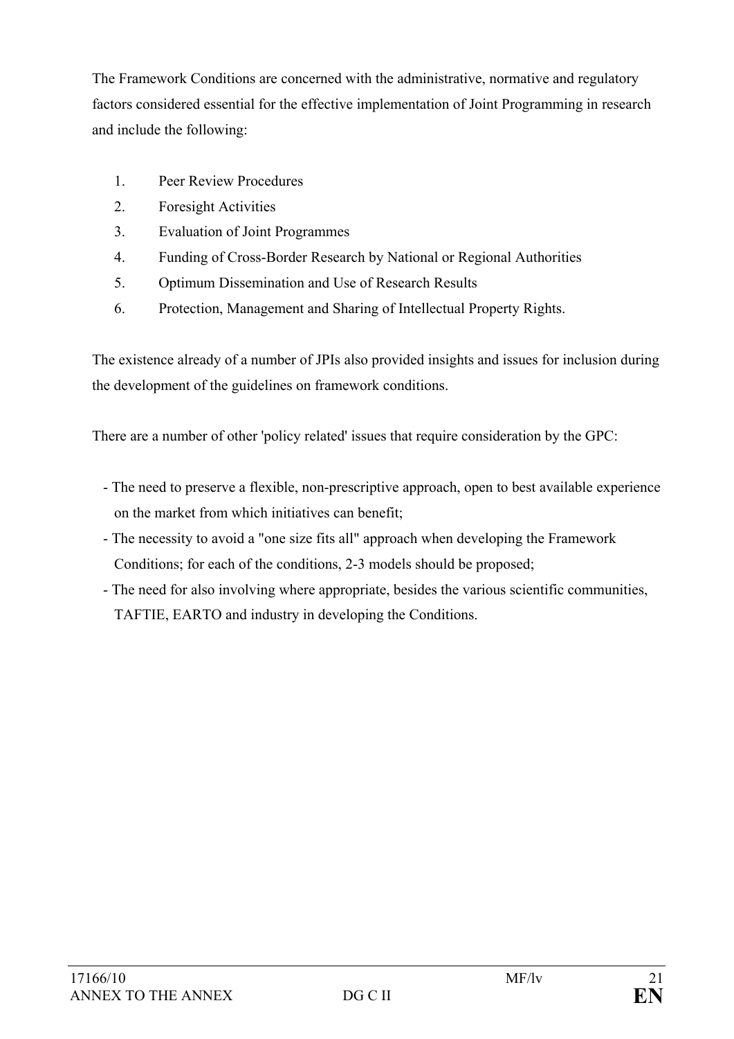The Framework Conditions are concerned with the administrative, normative and regulatory factors considered essential for the effective implementation of Joint Programming in research and include the following:

1. Peer Review Procedures
2. Foresight Activities
3. Evaluation of Joint Programmes
4. Funding of Cross-Border Research by National or Regional Authorities
5. Optimum Dissemination and Use of Research Results
6. Protection, Management and Sharing of Intellectual Property Rights.

The existence already of a number of JPIs also provided insights and issues for inclusion during the development of the guidelines on framework conditions.

There are a number of other 'policy related' issues that require consideration by the GPC:

- The need to preserve a flexible, non-prescriptive approach, open to best available experience on the market from which initiatives can benefit;
- The necessity to avoid a "one size fits all" approach when developing the Framework Conditions; for each of the conditions, 2-3 models should be proposed;
- The need for also involving where appropriate, besides the various scientific communities, TAFTIE, EARTO and industry in developing the Conditions.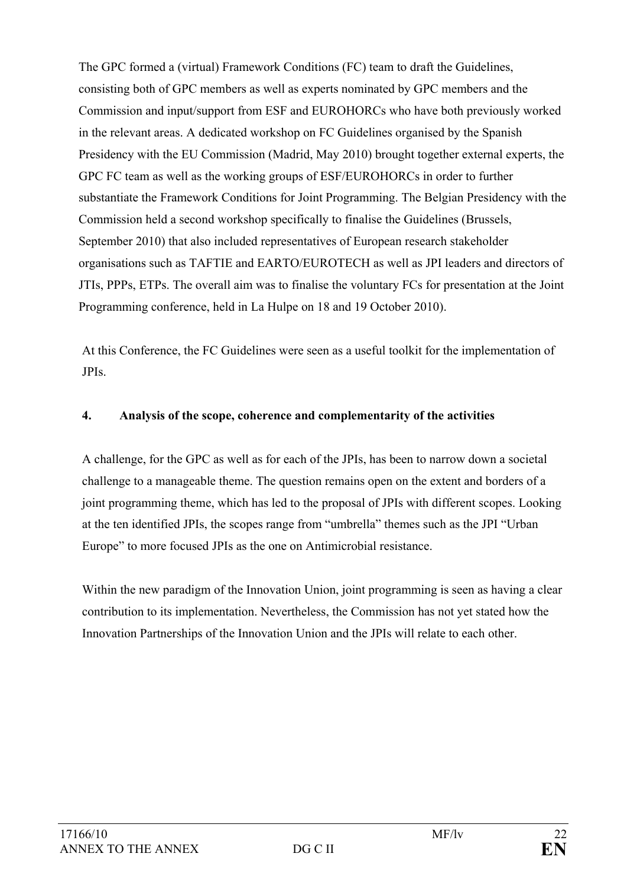The GPC formed a (virtual) Framework Conditions (FC) team to draft the Guidelines, consisting both of GPC members as well as experts nominated by GPC members and the Commission and input/support from ESF and EUROHORCs who have both previously worked in the relevant areas. A dedicated workshop on FC Guidelines organised by the Spanish Presidency with the EU Commission (Madrid, May 2010) brought together external experts, the GPC FC team as well as the working groups of ESF/EUROHORCs in order to further substantiate the Framework Conditions for Joint Programming. The Belgian Presidency with the Commission held a second workshop specifically to finalise the Guidelines (Brussels, September 2010) that also included representatives of European research stakeholder organisations such as TAFTIE and EARTO/EUROTECH as well as JPI leaders and directors of JTIs, PPPs, ETPs. The overall aim was to finalise the voluntary FCs for presentation at the Joint Programming conference, held in La Hulpe on 18 and 19 October 2010).

At this Conference, the FC Guidelines were seen as a useful toolkit for the implementation of JPIs.

## 4. Analysis of the scope, coherence and complementarity of the activities

A challenge, for the GPC as well as for each of the JPIs, has been to narrow down a societal challenge to a manageable theme. The question remains open on the extent and borders of a joint programming theme, which has led to the proposal of JPIs with different scopes. Looking at the ten identified JPIs, the scopes range from "umbrella" themes such as the JPI "Urban Europe" to more focused JPIs as the one on Antimicrobial resistance.

Within the new paradigm of the Innovation Union, joint programming is seen as having a clear contribution to its implementation. Nevertheless, the Commission has not yet stated how the Innovation Partnerships of the Innovation Union and the JPIs will relate to each other.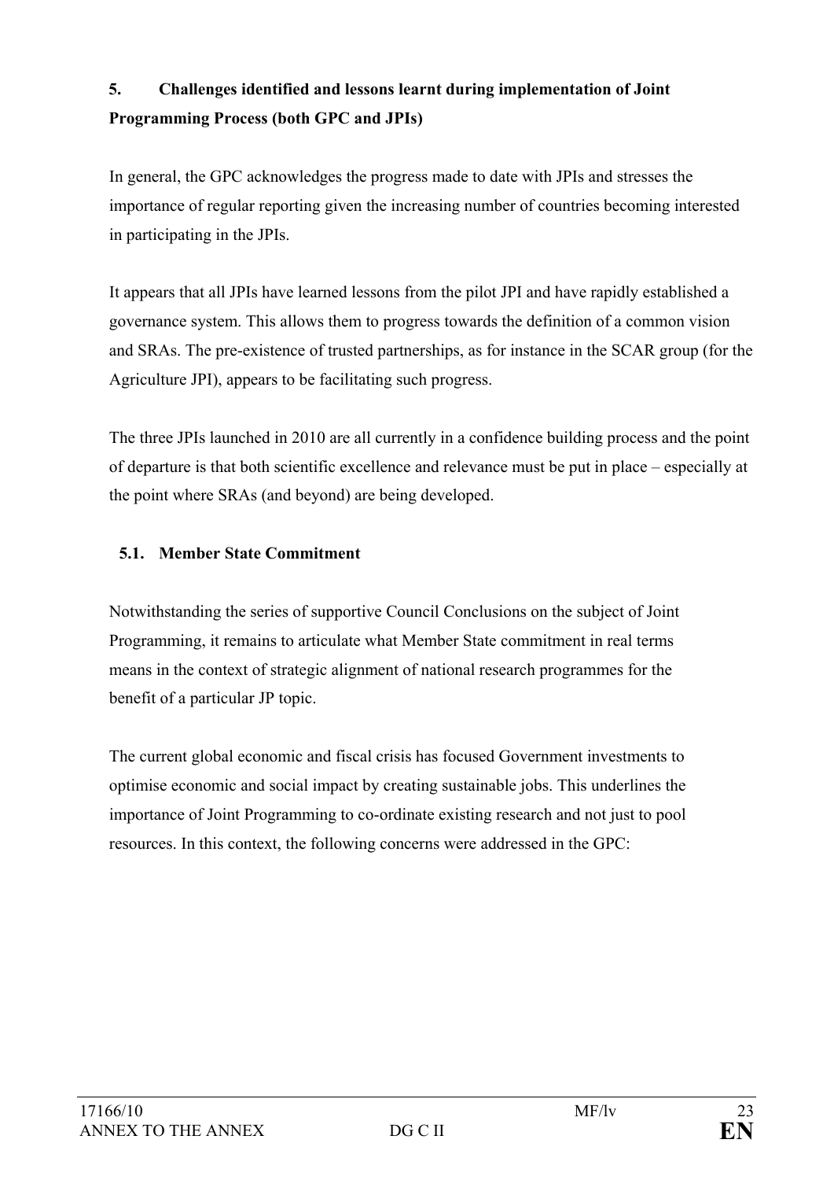## 5. Challenges identified and lessons learnt during implementation of Joint Programming Process (both GPC and JPIs)

In general, the GPC acknowledges the progress made to date with JPIs and stresses the importance of regular reporting given the increasing number of countries becoming interested in participating in the JPIs.

It appears that all JPIs have learned lessons from the pilot JPI and have rapidly established a governance system. This allows them to progress towards the definition of a common vision and SRAs. The pre-existence of trusted partnerships, as for instance in the SCAR group (for the Agriculture JPI), appears to be facilitating such progress.

The three JPIs launched in 2010 are all currently in a confidence building process and the point of departure is that both scientific excellence and relevance must be put in place – especially at the point where SRAs (and beyond) are being developed.

### 5.1. Member State Commitment

Notwithstanding the series of supportive Council Conclusions on the subject of Joint Programming, it remains to articulate what Member State commitment in real terms means in the context of strategic alignment of national research programmes for the benefit of a particular JP topic.

The current global economic and fiscal crisis has focused Government investments to optimise economic and social impact by creating sustainable jobs. This underlines the importance of Joint Programming to co-ordinate existing research and not just to pool resources. In this context, the following concerns were addressed in the GPC: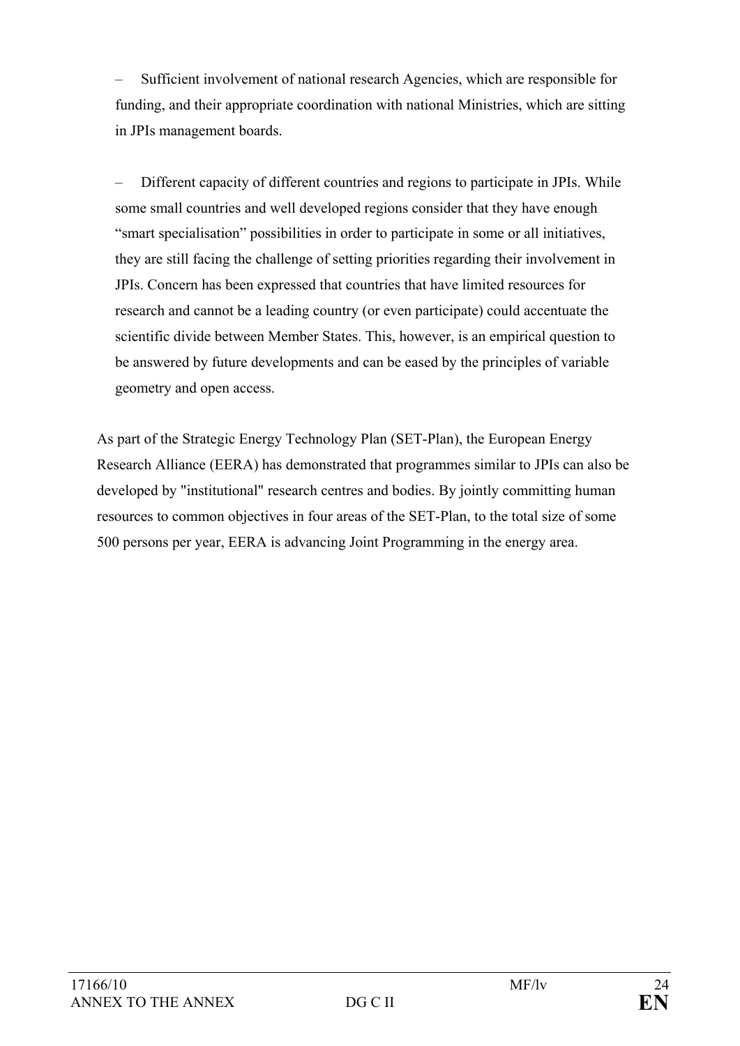– Sufficient involvement of national research Agencies, which are responsible for funding, and their appropriate coordination with national Ministries, which are sitting in JPIs management boards.

– Different capacity of different countries and regions to participate in JPIs. While some small countries and well developed regions consider that they have enough “smart specialisation” possibilities in order to participate in some or all initiatives, they are still facing the challenge of setting priorities regarding their involvement in JPIs. Concern has been expressed that countries that have limited resources for research and cannot be a leading country (or even participate) could accentuate the scientific divide between Member States. This, however, is an empirical question to be answered by future developments and can be eased by the principles of variable geometry and open access.

As part of the Strategic Energy Technology Plan (SET-Plan), the European Energy Research Alliance (EERA) has demonstrated that programmes similar to JPIs can also be developed by "institutional" research centres and bodies. By jointly committing human resources to common objectives in four areas of the SET-Plan, to the total size of some 500 persons per year, EERA is advancing Joint Programming in the energy area.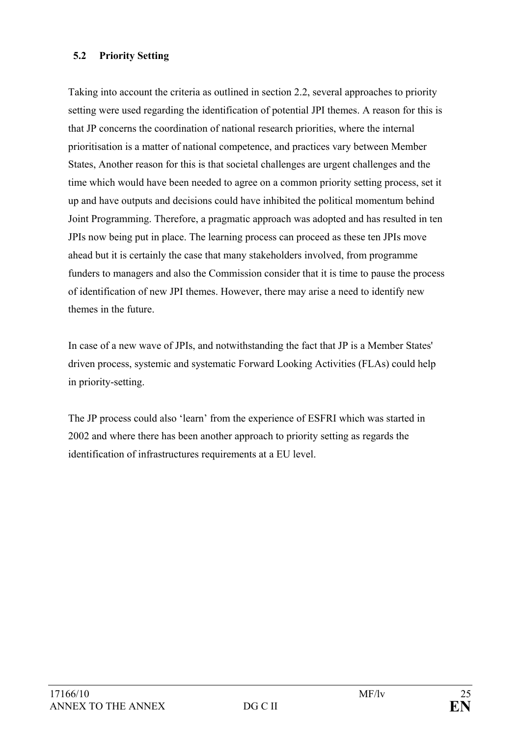### 5.2 Priority Setting

Taking into account the criteria as outlined in section 2.2, several approaches to priority setting were used regarding the identification of potential JPI themes. A reason for this is that JP concerns the coordination of national research priorities, where the internal prioritisation is a matter of national competence, and practices vary between Member States, Another reason for this is that societal challenges are urgent challenges and the time which would have been needed to agree on a common priority setting process, set it up and have outputs and decisions could have inhibited the political momentum behind Joint Programming. Therefore, a pragmatic approach was adopted and has resulted in ten JPIs now being put in place. The learning process can proceed as these ten JPIs move ahead but it is certainly the case that many stakeholders involved, from programme funders to managers and also the Commission consider that it is time to pause the process of identification of new JPI themes. However, there may arise a need to identify new themes in the future.

In case of a new wave of JPIs, and notwithstanding the fact that JP is a Member States' driven process, systemic and systematic Forward Looking Activities (FLAs) could help in priority-setting.

The JP process could also 'learn' from the experience of ESFRI which was started in 2002 and where there has been another approach to priority setting as regards the identification of infrastructures requirements at a EU level.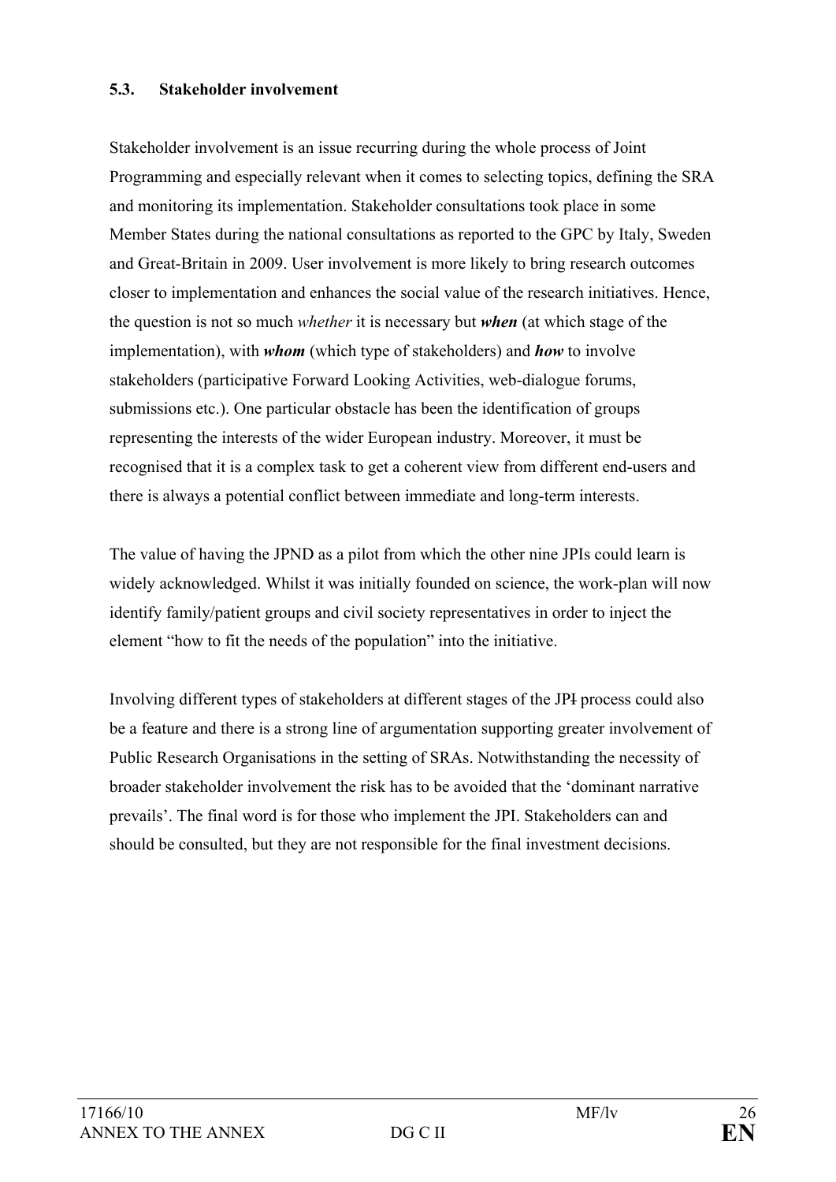### 5.3. Stakeholder involvement

Stakeholder involvement is an issue recurring during the whole process of Joint Programming and especially relevant when it comes to selecting topics, defining the SRA and monitoring its implementation. Stakeholder consultations took place in some Member States during the national consultations as reported to the GPC by Italy, Sweden and Great-Britain in 2009. User involvement is more likely to bring research outcomes closer to implementation and enhances the social value of the research initiatives. Hence, the question is not so much *whether* it is necessary but ***when*** (at which stage of the implementation), with ***whom*** (which type of stakeholders) and ***how*** to involve stakeholders (participative Forward Looking Activities, web-dialogue forums, submissions etc.). One particular obstacle has been the identification of groups representing the interests of the wider European industry. Moreover, it must be recognised that it is a complex task to get a coherent view from different end-users and there is always a potential conflict between immediate and long-term interests.

The value of having the JPND as a pilot from which the other nine JPIs could learn is widely acknowledged. Whilst it was initially founded on science, the work-plan will now identify family/patient groups and civil society representatives in order to inject the element "how to fit the needs of the population" into the initiative.

Involving different types of stakeholders at different stages of the JP~~I~~ process could also be a feature and there is a strong line of argumentation supporting greater involvement of Public Research Organisations in the setting of SRAs. Notwithstanding the necessity of broader stakeholder involvement the risk has to be avoided that the 'dominant narrative prevails'. The final word is for those who implement the JPI. Stakeholders can and should be consulted, but they are not responsible for the final investment decisions.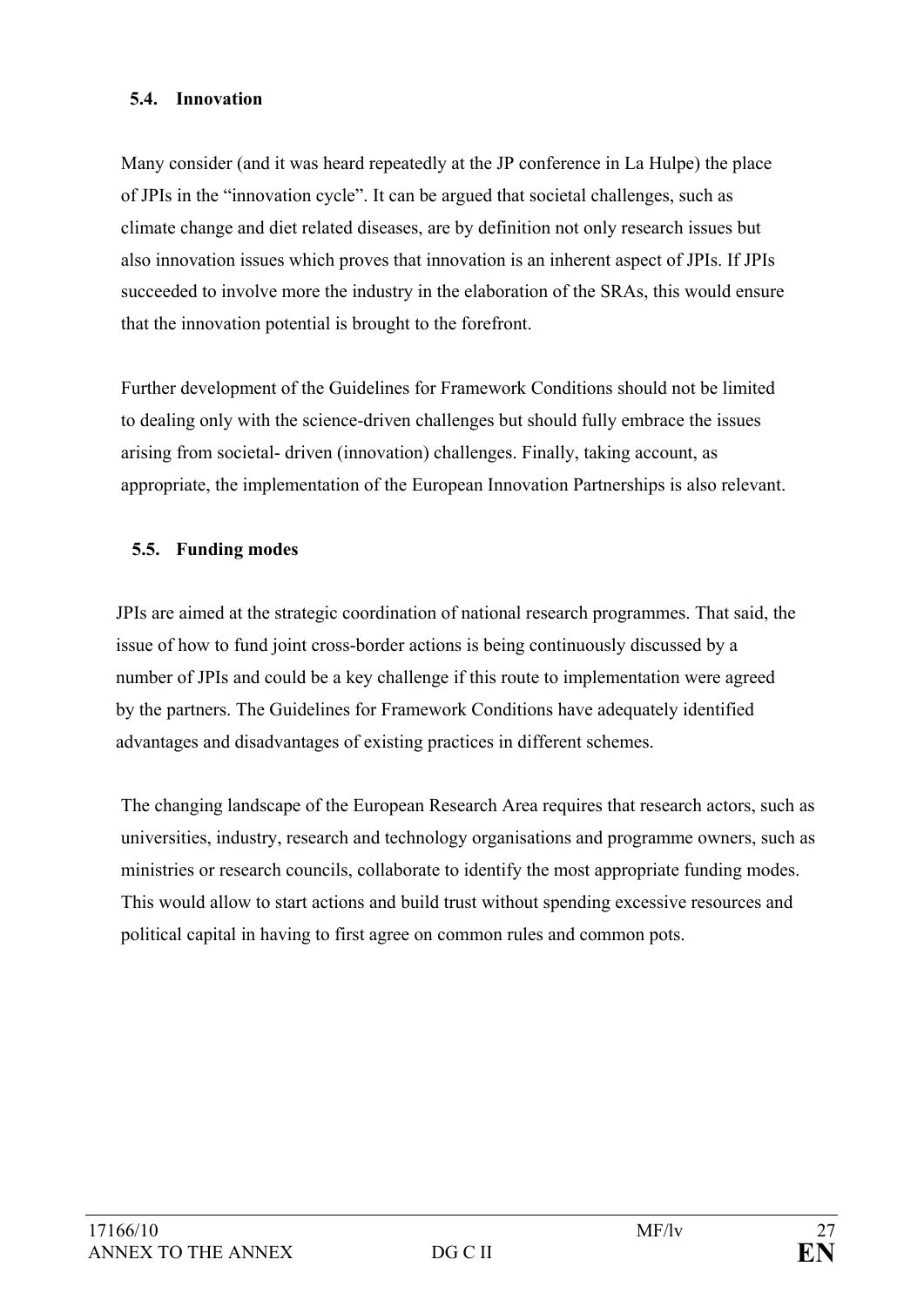### 5.4. Innovation

Many consider (and it was heard repeatedly at the JP conference in La Hulpe) the place of JPIs in the "innovation cycle". It can be argued that societal challenges, such as climate change and diet related diseases, are by definition not only research issues but also innovation issues which proves that innovation is an inherent aspect of JPIs. If JPIs succeeded to involve more the industry in the elaboration of the SRAs, this would ensure that the innovation potential is brought to the forefront.

Further development of the Guidelines for Framework Conditions should not be limited to dealing only with the science-driven challenges but should fully embrace the issues arising from societal- driven (innovation) challenges. Finally, taking account, as appropriate, the implementation of the European Innovation Partnerships is also relevant.

### 5.5. Funding modes

JPIs are aimed at the strategic coordination of national research programmes. That said, the issue of how to fund joint cross-border actions is being continuously discussed by a number of JPIs and could be a key challenge if this route to implementation were agreed by the partners. The Guidelines for Framework Conditions have adequately identified advantages and disadvantages of existing practices in different schemes.

The changing landscape of the European Research Area requires that research actors, such as universities, industry, research and technology organisations and programme owners, such as ministries or research councils, collaborate to identify the most appropriate funding modes. This would allow to start actions and build trust without spending excessive resources and political capital in having to first agree on common rules and common pots.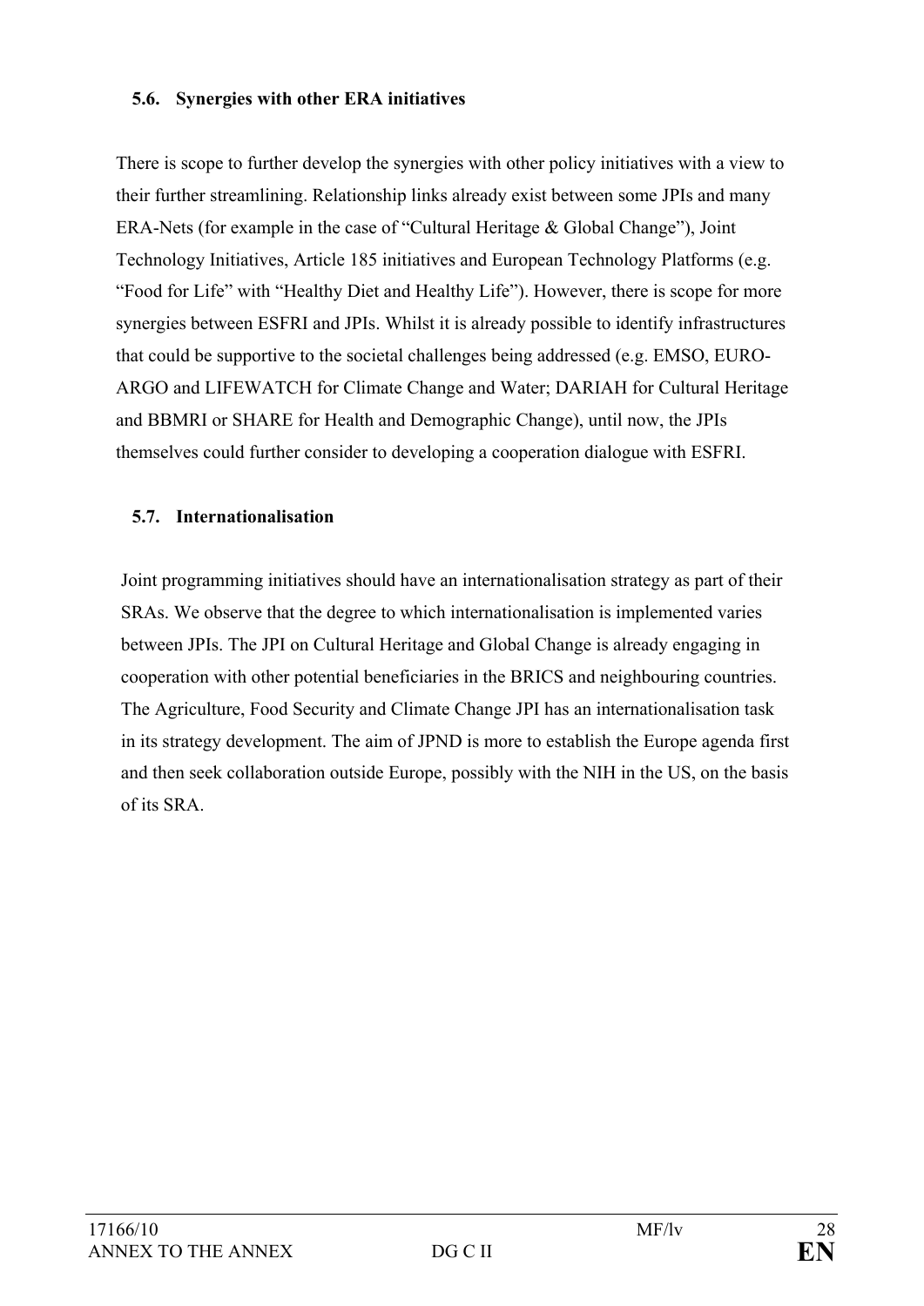### 5.6. Synergies with other ERA initiatives

There is scope to further develop the synergies with other policy initiatives with a view to their further streamlining. Relationship links already exist between some JPIs and many ERA-Nets (for example in the case of "Cultural Heritage & Global Change"), Joint Technology Initiatives, Article 185 initiatives and European Technology Platforms (e.g. "Food for Life" with "Healthy Diet and Healthy Life"). However, there is scope for more synergies between ESFRI and JPIs. Whilst it is already possible to identify infrastructures that could be supportive to the societal challenges being addressed (e.g. EMSO, EURO-ARGO and LIFEWATCH for Climate Change and Water; DARIAH for Cultural Heritage and BBMRI or SHARE for Health and Demographic Change), until now, the JPIs themselves could further consider to developing a cooperation dialogue with ESFRI.

### 5.7. Internationalisation

Joint programming initiatives should have an internationalisation strategy as part of their SRAs. We observe that the degree to which internationalisation is implemented varies between JPIs. The JPI on Cultural Heritage and Global Change is already engaging in cooperation with other potential beneficiaries in the BRICS and neighbouring countries. The Agriculture, Food Security and Climate Change JPI has an internationalisation task in its strategy development. The aim of JPND is more to establish the Europe agenda first and then seek collaboration outside Europe, possibly with the NIH in the US, on the basis of its SRA.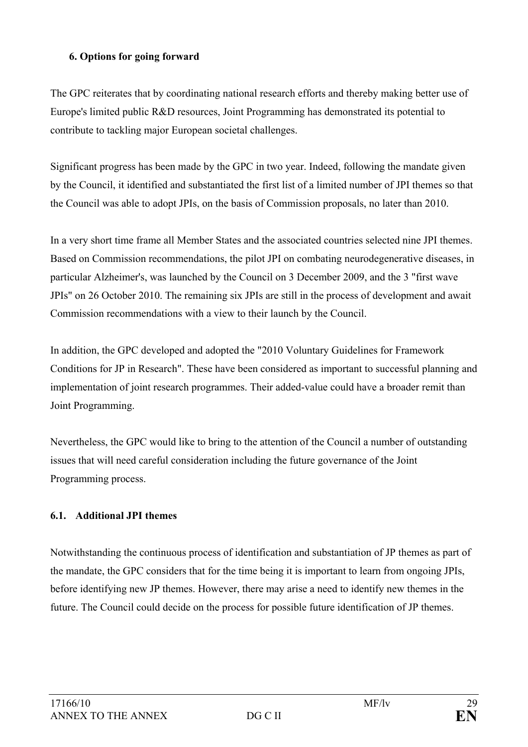## 6. Options for going forward

The GPC reiterates that by coordinating national research efforts and thereby making better use of Europe's limited public R&D resources, Joint Programming has demonstrated its potential to contribute to tackling major European societal challenges.

Significant progress has been made by the GPC in two year. Indeed, following the mandate given by the Council, it identified and substantiated the first list of a limited number of JPI themes so that the Council was able to adopt JPIs, on the basis of Commission proposals, no later than 2010.

In a very short time frame all Member States and the associated countries selected nine JPI themes. Based on Commission recommendations, the pilot JPI on combating neurodegenerative diseases, in particular Alzheimer's, was launched by the Council on 3 December 2009, and the 3 "first wave JPIs" on 26 October 2010. The remaining six JPIs are still in the process of development and await Commission recommendations with a view to their launch by the Council.

In addition, the GPC developed and adopted the "2010 Voluntary Guidelines for Framework Conditions for JP in Research". These have been considered as important to successful planning and implementation of joint research programmes. Their added-value could have a broader remit than Joint Programming.

Nevertheless, the GPC would like to bring to the attention of the Council a number of outstanding issues that will need careful consideration including the future governance of the Joint Programming process.

### 6.1. Additional JPI themes

Notwithstanding the continuous process of identification and substantiation of JP themes as part of the mandate, the GPC considers that for the time being it is important to learn from ongoing JPIs, before identifying new JP themes. However, there may arise a need to identify new themes in the future. The Council could decide on the process for possible future identification of JP themes.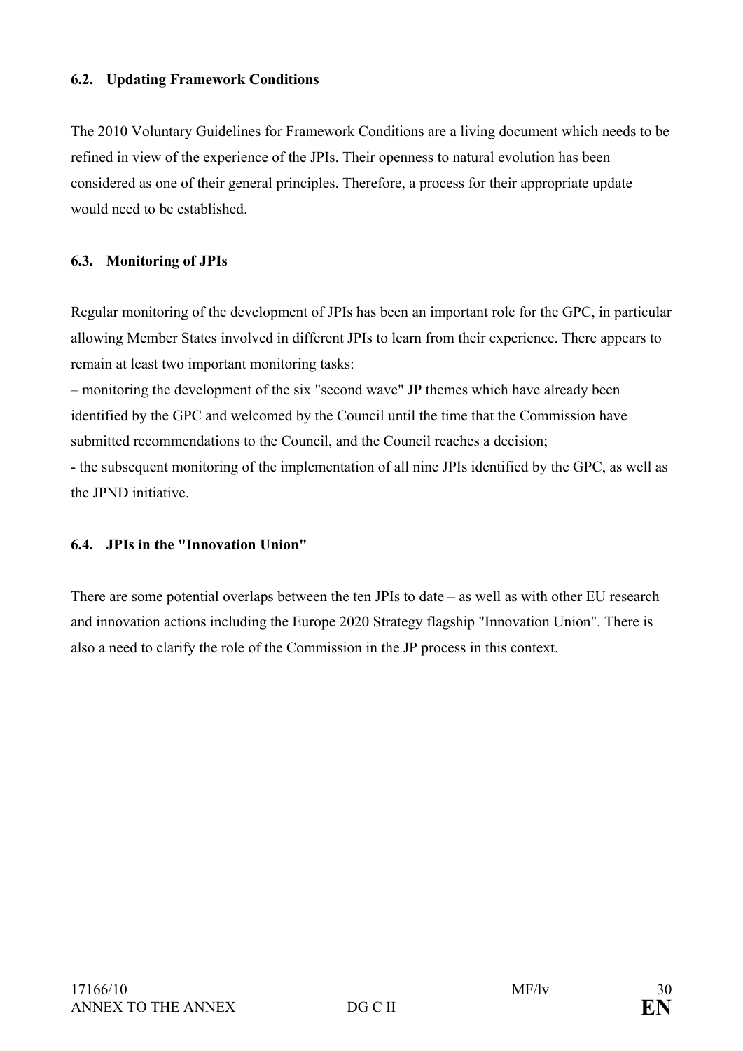### 6.2. Updating Framework Conditions

The 2010 Voluntary Guidelines for Framework Conditions are a living document which needs to be refined in view of the experience of the JPIs. Their openness to natural evolution has been considered as one of their general principles. Therefore, a process for their appropriate update would need to be established.

### 6.3. Monitoring of JPIs

Regular monitoring of the development of JPIs has been an important role for the GPC, in particular allowing Member States involved in different JPIs to learn from their experience. There appears to remain at least two important monitoring tasks:

– monitoring the development of the six "second wave" JP themes which have already been identified by the GPC and welcomed by the Council until the time that the Commission have submitted recommendations to the Council, and the Council reaches a decision;

- the subsequent monitoring of the implementation of all nine JPIs identified by the GPC, as well as the JPND initiative.

### 6.4. JPIs in the "Innovation Union"

There are some potential overlaps between the ten JPIs to date – as well as with other EU research and innovation actions including the Europe 2020 Strategy flagship "Innovation Union". There is also a need to clarify the role of the Commission in the JP process in this context.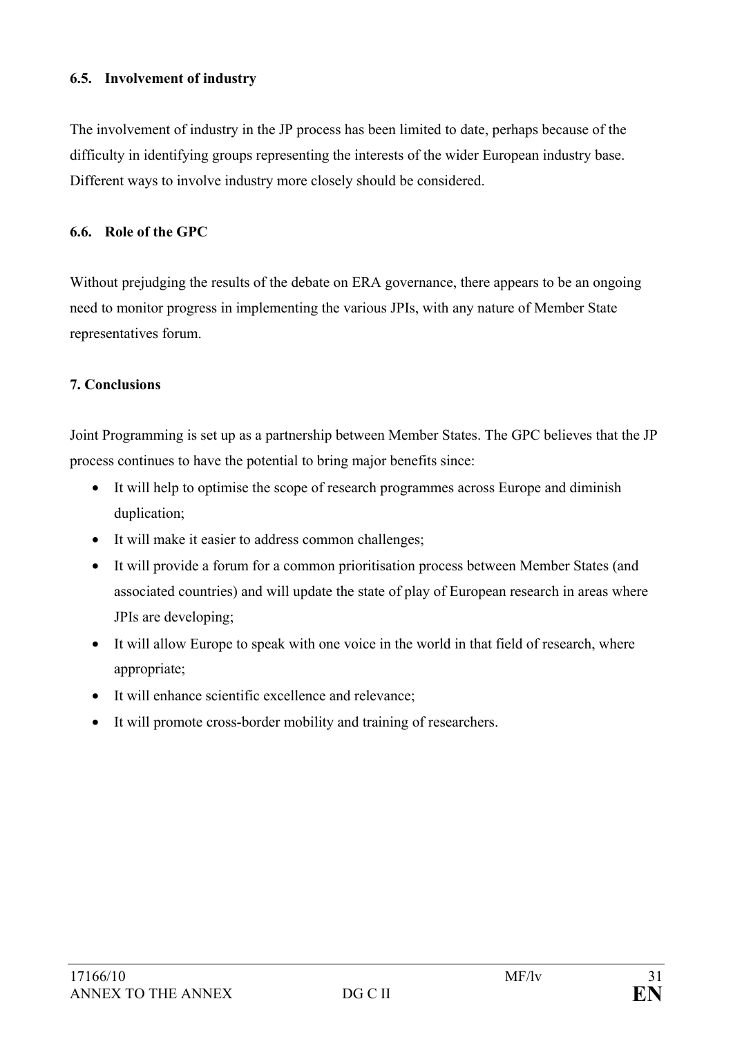### 6.5. Involvement of industry

The involvement of industry in the JP process has been limited to date, perhaps because of the difficulty in identifying groups representing the interests of the wider European industry base. Different ways to involve industry more closely should be considered.

### 6.6. Role of the GPC

Without prejudging the results of the debate on ERA governance, there appears to be an ongoing need to monitor progress in implementing the various JPIs, with any nature of Member State representatives forum.

## 7. Conclusions

Joint Programming is set up as a partnership between Member States. The GPC believes that the JP process continues to have the potential to bring major benefits since:

- It will help to optimise the scope of research programmes across Europe and diminish duplication;
- It will make it easier to address common challenges;
- It will provide a forum for a common prioritisation process between Member States (and associated countries) and will update the state of play of European research in areas where JPIs are developing;
- It will allow Europe to speak with one voice in the world in that field of research, where appropriate;
- It will enhance scientific excellence and relevance;
- It will promote cross-border mobility and training of researchers.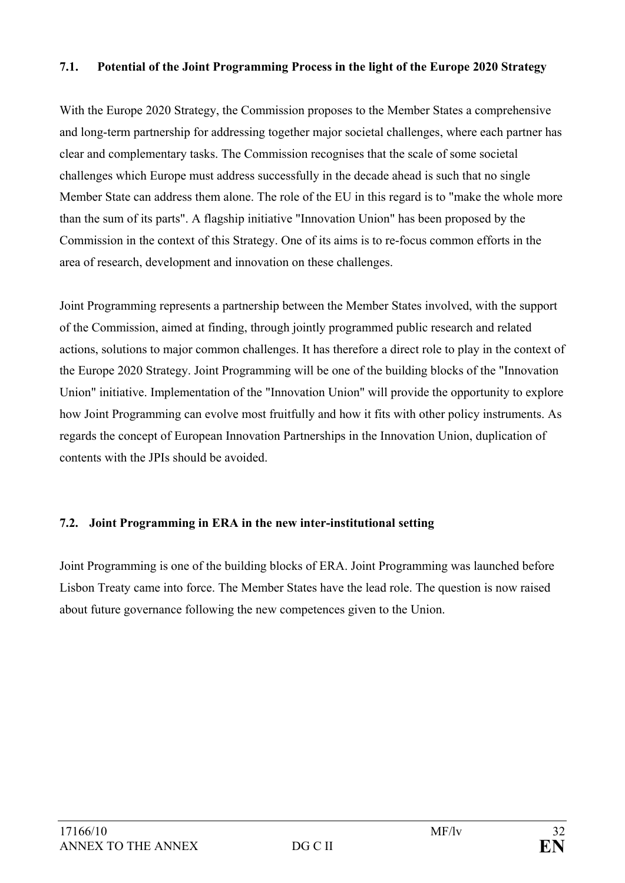### 7.1. Potential of the Joint Programming Process in the light of the Europe 2020 Strategy

With the Europe 2020 Strategy, the Commission proposes to the Member States a comprehensive and long-term partnership for addressing together major societal challenges, where each partner has clear and complementary tasks. The Commission recognises that the scale of some societal challenges which Europe must address successfully in the decade ahead is such that no single Member State can address them alone. The role of the EU in this regard is to "make the whole more than the sum of its parts". A flagship initiative "Innovation Union" has been proposed by the Commission in the context of this Strategy. One of its aims is to re-focus common efforts in the area of research, development and innovation on these challenges.

Joint Programming represents a partnership between the Member States involved, with the support of the Commission, aimed at finding, through jointly programmed public research and related actions, solutions to major common challenges. It has therefore a direct role to play in the context of the Europe 2020 Strategy. Joint Programming will be one of the building blocks of the "Innovation Union" initiative. Implementation of the "Innovation Union" will provide the opportunity to explore how Joint Programming can evolve most fruitfully and how it fits with other policy instruments. As regards the concept of European Innovation Partnerships in the Innovation Union, duplication of contents with the JPIs should be avoided.

### 7.2. Joint Programming in ERA in the new inter-institutional setting

Joint Programming is one of the building blocks of ERA. Joint Programming was launched before Lisbon Treaty came into force. The Member States have the lead role. The question is now raised about future governance following the new competences given to the Union.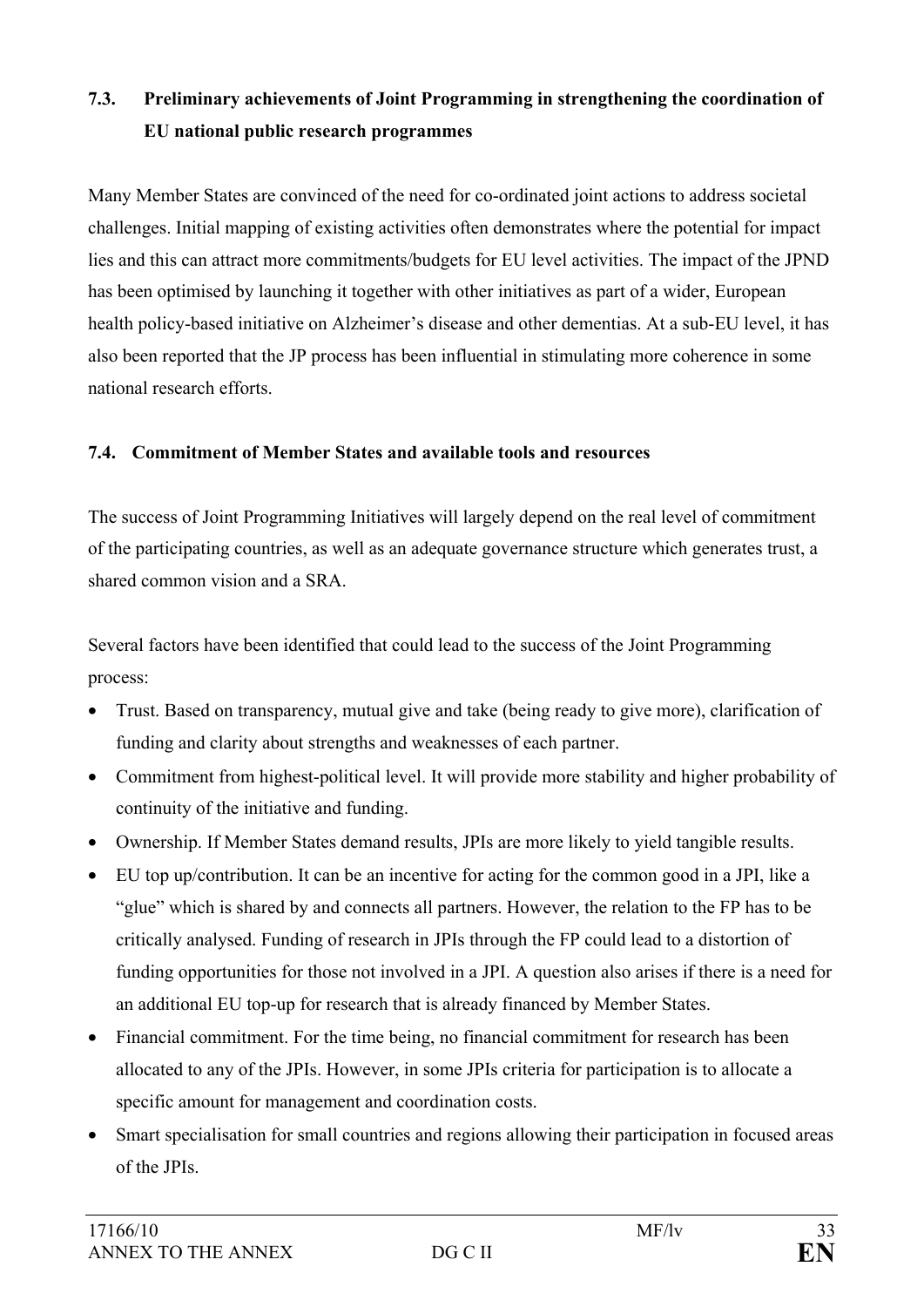### 7.3. Preliminary achievements of Joint Programming in strengthening the coordination of EU national public research programmes

Many Member States are convinced of the need for co-ordinated joint actions to address societal challenges. Initial mapping of existing activities often demonstrates where the potential for impact lies and this can attract more commitments/budgets for EU level activities. The impact of the JPND has been optimised by launching it together with other initiatives as part of a wider, European health policy-based initiative on Alzheimer's disease and other dementias. At a sub-EU level, it has also been reported that the JP process has been influential in stimulating more coherence in some national research efforts.

### 7.4. Commitment of Member States and available tools and resources

The success of Joint Programming Initiatives will largely depend on the real level of commitment of the participating countries, as well as an adequate governance structure which generates trust, a shared common vision and a SRA.

Several factors have been identified that could lead to the success of the Joint Programming process:

- Trust. Based on transparency, mutual give and take (being ready to give more), clarification of funding and clarity about strengths and weaknesses of each partner.
- Commitment from highest-political level. It will provide more stability and higher probability of continuity of the initiative and funding.
- Ownership. If Member States demand results, JPIs are more likely to yield tangible results.
- EU top up/contribution. It can be an incentive for acting for the common good in a JPI, like a "glue" which is shared by and connects all partners. However, the relation to the FP has to be critically analysed. Funding of research in JPIs through the FP could lead to a distortion of funding opportunities for those not involved in a JPI. A question also arises if there is a need for an additional EU top-up for research that is already financed by Member States.
- Financial commitment. For the time being, no financial commitment for research has been allocated to any of the JPIs. However, in some JPIs criteria for participation is to allocate a specific amount for management and coordination costs.
- Smart specialisation for small countries and regions allowing their participation in focused areas of the JPIs.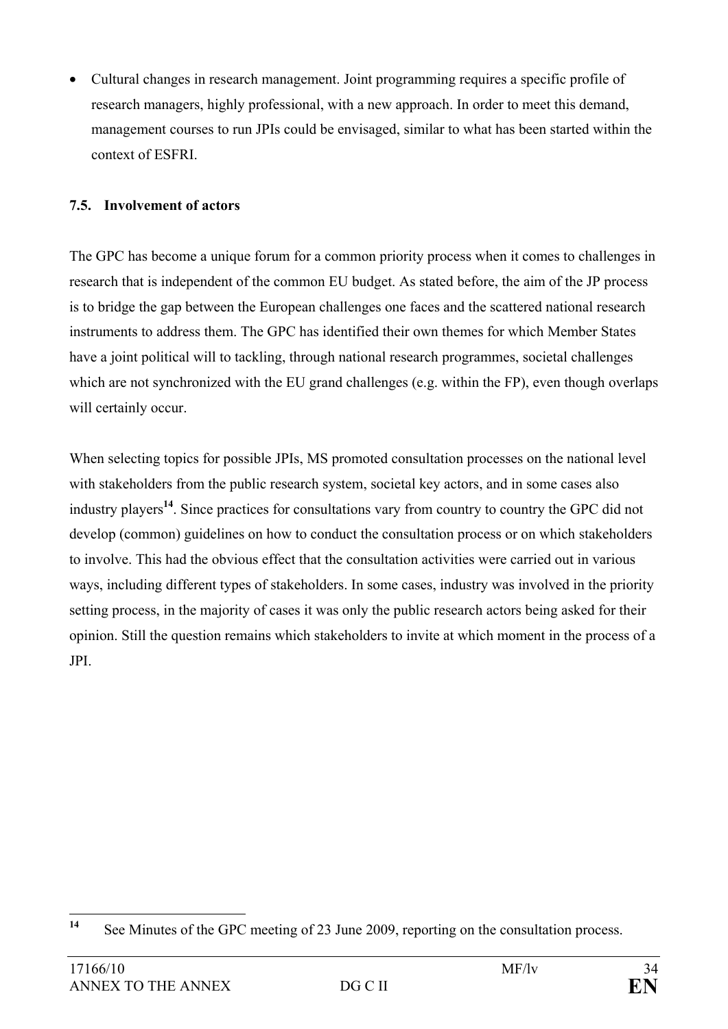- Cultural changes in research management. Joint programming requires a specific profile of research managers, highly professional, with a new approach. In order to meet this demand, management courses to run JPIs could be envisaged, similar to what has been started within the context of ESFRI.

### 7.5. Involvement of actors

The GPC has become a unique forum for a common priority process when it comes to challenges in research that is independent of the common EU budget. As stated before, the aim of the JP process is to bridge the gap between the European challenges one faces and the scattered national research instruments to address them. The GPC has identified their own themes for which Member States have a joint political will to tackling, through national research programmes, societal challenges which are not synchronized with the EU grand challenges (e.g. within the FP), even though overlaps will certainly occur.

When selecting topics for possible JPIs, MS promoted consultation processes on the national level with stakeholders from the public research system, societal key actors, and in some cases also industry players[14]. Since practices for consultations vary from country to country the GPC did not develop (common) guidelines on how to conduct the consultation process or on which stakeholders to involve. This had the obvious effect that the consultation activities were carried out in various ways, including different types of stakeholders. In some cases, industry was involved in the priority setting process, in the majority of cases it was only the public research actors being asked for their opinion. Still the question remains which stakeholders to invite at which moment in the process of a JPI.

[14] See Minutes of the GPC meeting of 23 June 2009, reporting on the consultation process.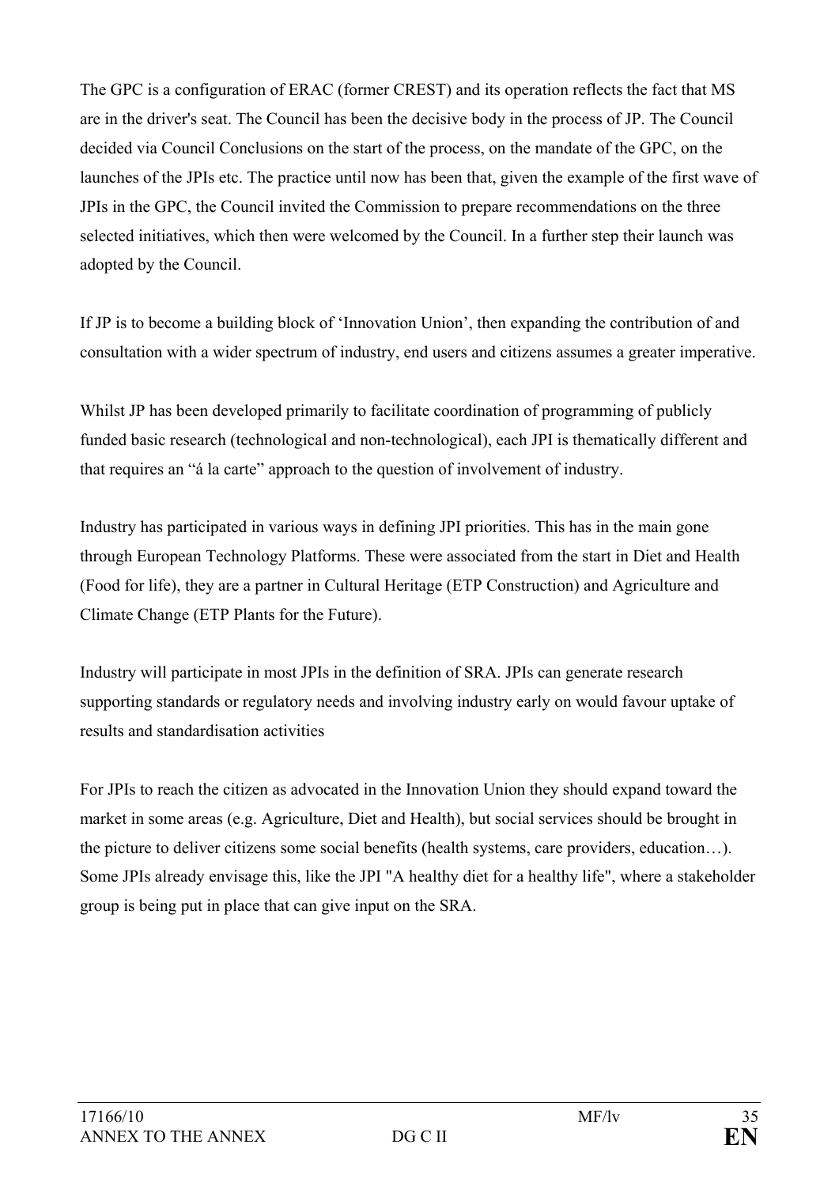The GPC is a configuration of ERAC (former CREST) and its operation reflects the fact that MS are in the driver's seat. The Council has been the decisive body in the process of JP. The Council decided via Council Conclusions on the start of the process, on the mandate of the GPC, on the launches of the JPIs etc. The practice until now has been that, given the example of the first wave of JPIs in the GPC, the Council invited the Commission to prepare recommendations on the three selected initiatives, which then were welcomed by the Council. In a further step their launch was adopted by the Council.

If JP is to become a building block of 'Innovation Union', then expanding the contribution of and consultation with a wider spectrum of industry, end users and citizens assumes a greater imperative.

Whilst JP has been developed primarily to facilitate coordination of programming of publicly funded basic research (technological and non-technological), each JPI is thematically different and that requires an "á la carte" approach to the question of involvement of industry.

Industry has participated in various ways in defining JPI priorities. This has in the main gone through European Technology Platforms. These were associated from the start in Diet and Health (Food for life), they are a partner in Cultural Heritage (ETP Construction) and Agriculture and Climate Change (ETP Plants for the Future).

Industry will participate in most JPIs in the definition of SRA. JPIs can generate research supporting standards or regulatory needs and involving industry early on would favour uptake of results and standardisation activities

For JPIs to reach the citizen as advocated in the Innovation Union they should expand toward the market in some areas (e.g. Agriculture, Diet and Health), but social services should be brought in the picture to deliver citizens some social benefits (health systems, care providers, education…). Some JPIs already envisage this, like the JPI "A healthy diet for a healthy life", where a stakeholder group is being put in place that can give input on the SRA.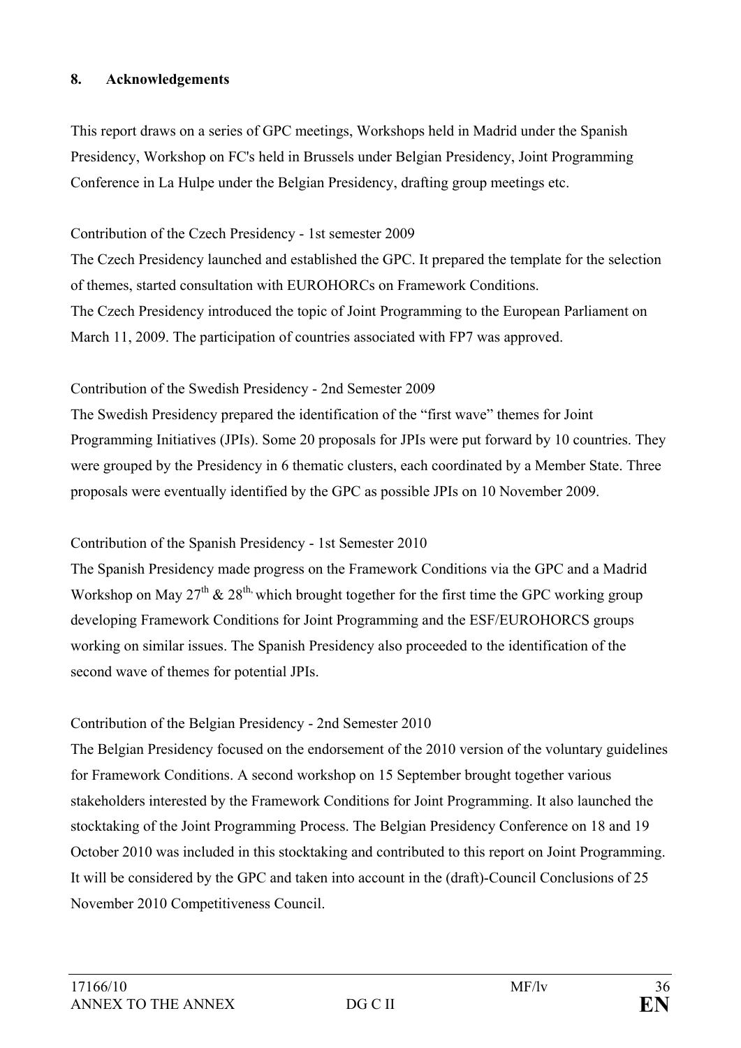## 8. Acknowledgements

This report draws on a series of GPC meetings, Workshops held in Madrid under the Spanish Presidency, Workshop on FC's held in Brussels under Belgian Presidency, Joint Programming Conference in La Hulpe under the Belgian Presidency, drafting group meetings etc.

Contribution of the Czech Presidency - 1st semester 2009
The Czech Presidency launched and established the GPC. It prepared the template for the selection of themes, started consultation with EUROHORCs on Framework Conditions.
The Czech Presidency introduced the topic of Joint Programming to the European Parliament on March 11, 2009. The participation of countries associated with FP7 was approved.

Contribution of the Swedish Presidency - 2nd Semester 2009
The Swedish Presidency prepared the identification of the "first wave" themes for Joint Programming Initiatives (JPIs). Some 20 proposals for JPIs were put forward by 10 countries. They were grouped by the Presidency in 6 thematic clusters, each coordinated by a Member State. Three proposals were eventually identified by the GPC as possible JPIs on 10 November 2009.

Contribution of the Spanish Presidency - 1st Semester 2010
The Spanish Presidency made progress on the Framework Conditions via the GPC and a Madrid Workshop on May 27th & 28th, which brought together for the first time the GPC working group developing Framework Conditions for Joint Programming and the ESF/EUROHORCS groups working on similar issues. The Spanish Presidency also proceeded to the identification of the second wave of themes for potential JPIs.

Contribution of the Belgian Presidency - 2nd Semester 2010
The Belgian Presidency focused on the endorsement of the 2010 version of the voluntary guidelines for Framework Conditions. A second workshop on 15 September brought together various stakeholders interested by the Framework Conditions for Joint Programming. It also launched the stocktaking of the Joint Programming Process. The Belgian Presidency Conference on 18 and 19 October 2010 was included in this stocktaking and contributed to this report on Joint Programming. It will be considered by the GPC and taken into account in the (draft)-Council Conclusions of 25 November 2010 Competitiveness Council.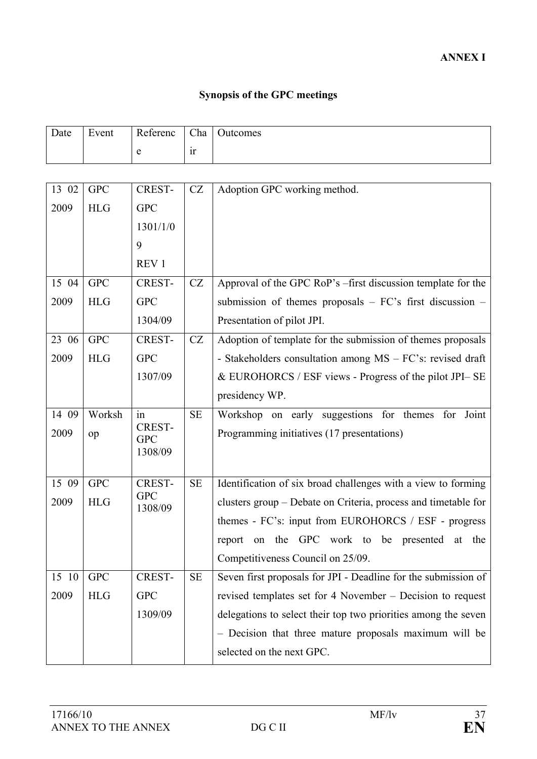**ANNEX I**

**Synopsis of the GPC meetings**

| Date | Event | Reference | Chair | Outcomes |
|---|---|---|---|---|
| 13 02 2009 | GPC HLG | CREST-GPC 1301/1/09 REV 1 | CZ | Adoption GPC working method. |
| 15 04 2009 | GPC HLG | CREST-GPC 1304/09 | CZ | Approval of the GPC RoP's –first discussion template for the submission of themes proposals – FC's first discussion – Presentation of pilot JPI. |
| 23 06 2009 | GPC HLG | CREST-GPC 1307/09 | CZ | Adoption of template for the submission of themes proposals - Stakeholders consultation among MS – FC's: revised draft & EUROHORCS / ESF views - Progress of the pilot JPI– SE presidency WP. |
| 14 09 2009 | Workshop | in CREST-GPC 1308/09 | SE | Workshop on early suggestions for themes for Joint Programming initiatives (17 presentations) |
| 15 09 2009 | GPC HLG | CREST-GPC 1308/09 | SE | Identification of six broad challenges with a view to forming clusters group – Debate on Criteria, process and timetable for themes - FC's: input from EUROHORCS / ESF - progress report on the GPC work to be presented at the Competitiveness Council on 25/09. |
| 15 10 2009 | GPC HLG | CREST-GPC 1309/09 | SE | Seven first proposals for JPI - Deadline for the submission of revised templates set for 4 November – Decision to request delegations to select their top two priorities among the seven – Decision that three mature proposals maximum will be selected on the next GPC. |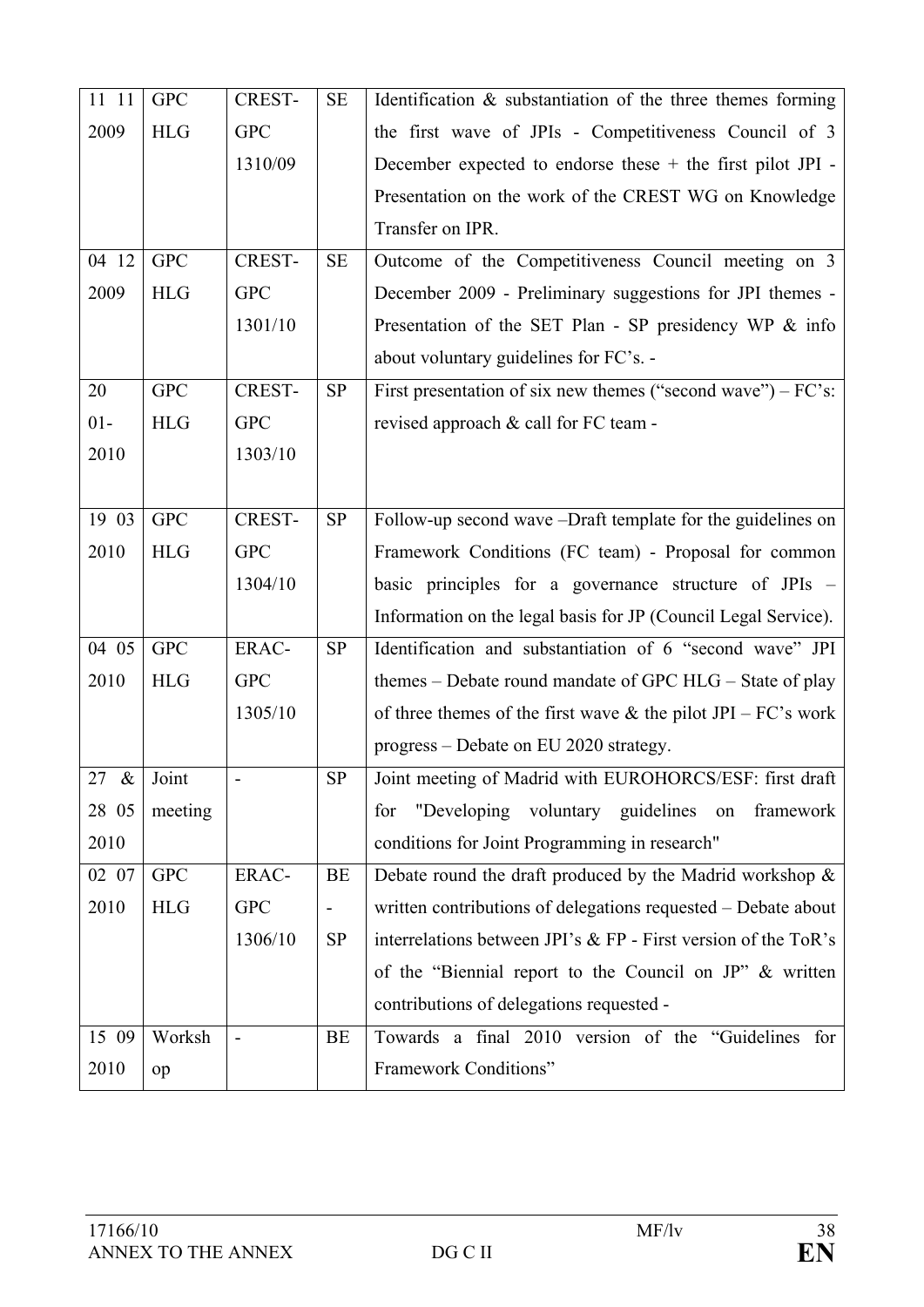| 11 11 2009 | GPC HLG | CREST-GPC 1310/09 | SE | Identification & substantiation of the three themes forming the first wave of JPIs - Competitiveness Council of 3 December expected to endorse these + the first pilot JPI - Presentation on the work of the CREST WG on Knowledge Transfer on IPR. |
|---|---|---|---|---|
| 04 12 2009 | GPC HLG | CREST-GPC 1301/10 | SE | Outcome of the Competitiveness Council meeting on 3 December 2009 - Preliminary suggestions for JPI themes - Presentation of the SET Plan - SP presidency WP & info about voluntary guidelines for FC's. - |
| 20 01-2010 | GPC HLG | CREST-GPC 1303/10 | SP | First presentation of six new themes ("second wave") – FC's: revised approach & call for FC team - |
| 19 03 2010 | GPC HLG | CREST-GPC 1304/10 | SP | Follow-up second wave –Draft template for the guidelines on Framework Conditions (FC team) - Proposal for common basic principles for a governance structure of JPIs – Information on the legal basis for JP (Council Legal Service). |
| 04 05 2010 | GPC HLG | ERAC-GPC 1305/10 | SP | Identification and substantiation of 6 "second wave" JPI themes – Debate round mandate of GPC HLG – State of play of three themes of the first wave & the pilot JPI – FC's work progress – Debate on EU 2020 strategy. |
| 27 & 28 05 2010 | Joint meeting | - | SP | Joint meeting of Madrid with EUROHORCS/ESF: first draft for "Developing voluntary guidelines on framework conditions for Joint Programming in research" |
| 02 07 2010 | GPC HLG | ERAC-GPC 1306/10 | BE - SP | Debate round the draft produced by the Madrid workshop & written contributions of delegations requested – Debate about interrelations between JPI's & FP - First version of the ToR's of the "Biennial report to the Council on JP" & written contributions of delegations requested - |
| 15 09 2010 | Workshop | - | BE | Towards a final 2010 version of the "Guidelines for Framework Conditions" |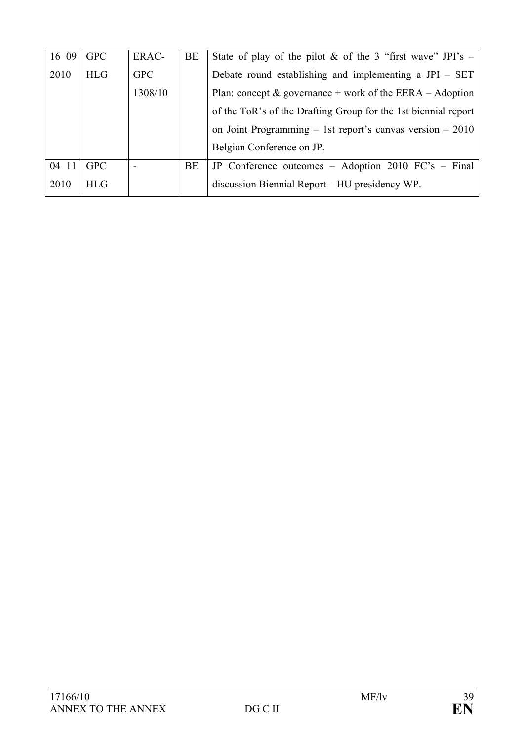| 16 09 2010 | GPC HLG | ERAC-GPC 1308/10 | BE | State of play of the pilot & of the 3 "first wave" JPI's – Debate round establishing and implementing a JPI – SET Plan: concept & governance + work of the EERA – Adoption of the ToR's of the Drafting Group for the 1st biennial report on Joint Programming – 1st report's canvas version – 2010 Belgian Conference on JP. |
|---|---|---|---|---|
| 04 11 2010 | GPC HLG | - | BE | JP Conference outcomes – Adoption 2010 FC's – Final discussion Biennial Report – HU presidency WP. |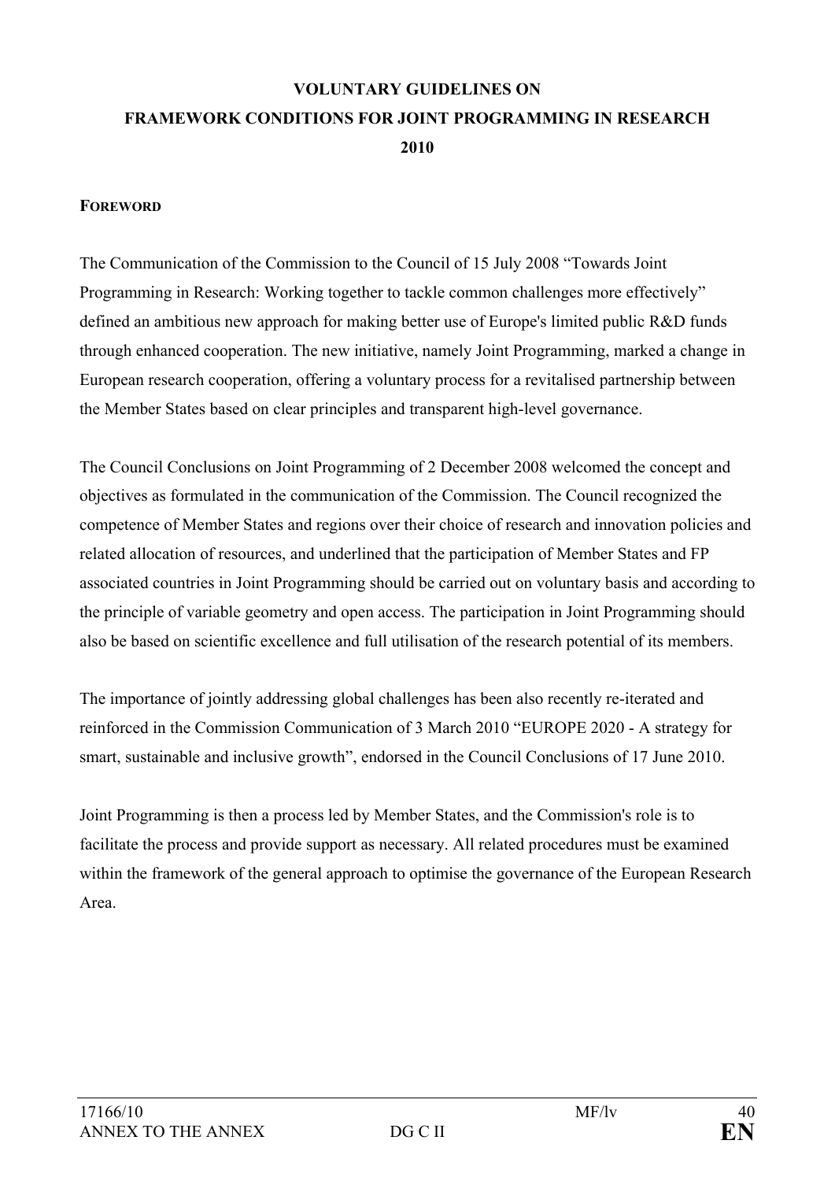# VOLUNTARY GUIDELINES ON FRAMEWORK CONDITIONS FOR JOINT PROGRAMMING IN RESEARCH 2010

## FOREWORD

The Communication of the Commission to the Council of 15 July 2008 "Towards Joint Programming in Research: Working together to tackle common challenges more effectively" defined an ambitious new approach for making better use of Europe's limited public R&D funds through enhanced cooperation. The new initiative, namely Joint Programming, marked a change in European research cooperation, offering a voluntary process for a revitalised partnership between the Member States based on clear principles and transparent high-level governance.

The Council Conclusions on Joint Programming of 2 December 2008 welcomed the concept and objectives as formulated in the communication of the Commission. The Council recognized the competence of Member States and regions over their choice of research and innovation policies and related allocation of resources, and underlined that the participation of Member States and FP associated countries in Joint Programming should be carried out on voluntary basis and according to the principle of variable geometry and open access. The participation in Joint Programming should also be based on scientific excellence and full utilisation of the research potential of its members.

The importance of jointly addressing global challenges has been also recently re-iterated and reinforced in the Commission Communication of 3 March 2010 "EUROPE 2020 - A strategy for smart, sustainable and inclusive growth", endorsed in the Council Conclusions of 17 June 2010.

Joint Programming is then a process led by Member States, and the Commission's role is to facilitate the process and provide support as necessary. All related procedures must be examined within the framework of the general approach to optimise the governance of the European Research Area.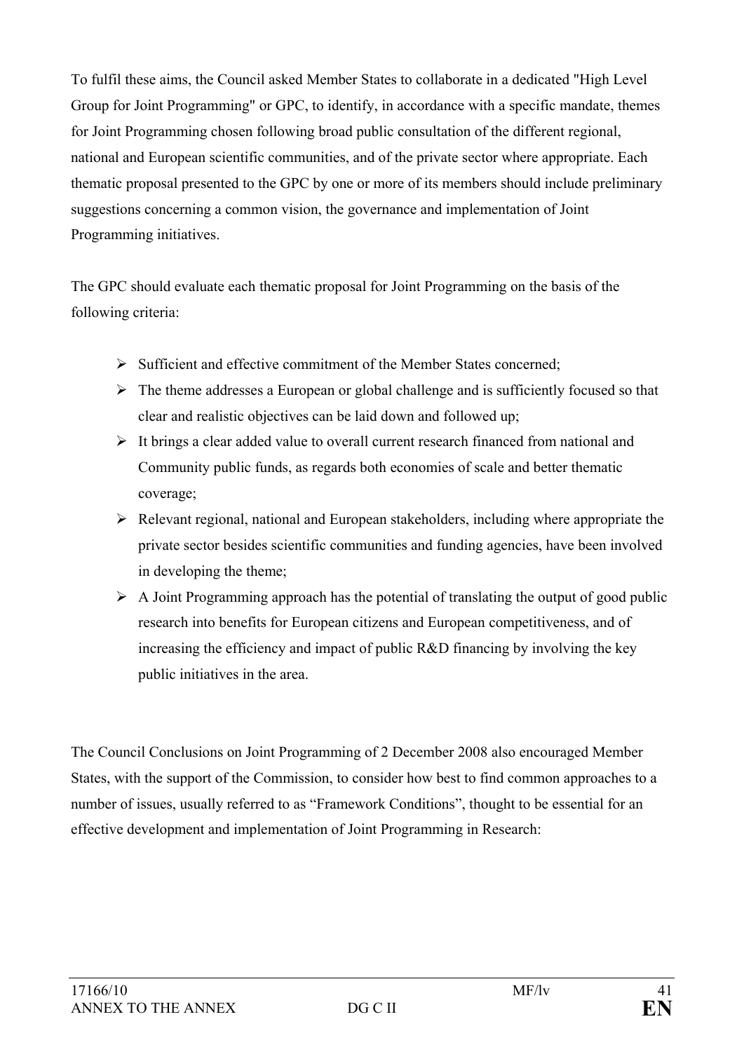To fulfil these aims, the Council asked Member States to collaborate in a dedicated "High Level Group for Joint Programming" or GPC, to identify, in accordance with a specific mandate, themes for Joint Programming chosen following broad public consultation of the different regional, national and European scientific communities, and of the private sector where appropriate. Each thematic proposal presented to the GPC by one or more of its members should include preliminary suggestions concerning a common vision, the governance and implementation of Joint Programming initiatives.

The GPC should evaluate each thematic proposal for Joint Programming on the basis of the following criteria:

- Sufficient and effective commitment of the Member States concerned;
- The theme addresses a European or global challenge and is sufficiently focused so that clear and realistic objectives can be laid down and followed up;
- It brings a clear added value to overall current research financed from national and Community public funds, as regards both economies of scale and better thematic coverage;
- Relevant regional, national and European stakeholders, including where appropriate the private sector besides scientific communities and funding agencies, have been involved in developing the theme;
- A Joint Programming approach has the potential of translating the output of good public research into benefits for European citizens and European competitiveness, and of increasing the efficiency and impact of public R&D financing by involving the key public initiatives in the area.

The Council Conclusions on Joint Programming of 2 December 2008 also encouraged Member States, with the support of the Commission, to consider how best to find common approaches to a number of issues, usually referred to as “Framework Conditions”, thought to be essential for an effective development and implementation of Joint Programming in Research: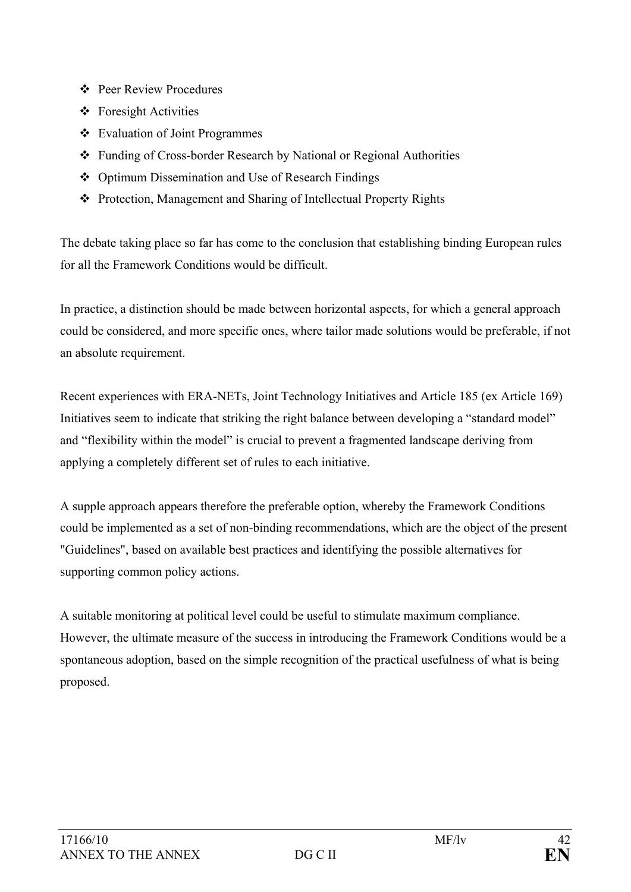- Peer Review Procedures
- Foresight Activities
- Evaluation of Joint Programmes
- Funding of Cross-border Research by National or Regional Authorities
- Optimum Dissemination and Use of Research Findings
- Protection, Management and Sharing of Intellectual Property Rights

The debate taking place so far has come to the conclusion that establishing binding European rules for all the Framework Conditions would be difficult.

In practice, a distinction should be made between horizontal aspects, for which a general approach could be considered, and more specific ones, where tailor made solutions would be preferable, if not an absolute requirement.

Recent experiences with ERA-NETs, Joint Technology Initiatives and Article 185 (ex Article 169) Initiatives seem to indicate that striking the right balance between developing a "standard model" and "flexibility within the model" is crucial to prevent a fragmented landscape deriving from applying a completely different set of rules to each initiative.

A supple approach appears therefore the preferable option, whereby the Framework Conditions could be implemented as a set of non-binding recommendations, which are the object of the present "Guidelines", based on available best practices and identifying the possible alternatives for supporting common policy actions.

A suitable monitoring at political level could be useful to stimulate maximum compliance. However, the ultimate measure of the success in introducing the Framework Conditions would be a spontaneous adoption, based on the simple recognition of the practical usefulness of what is being proposed.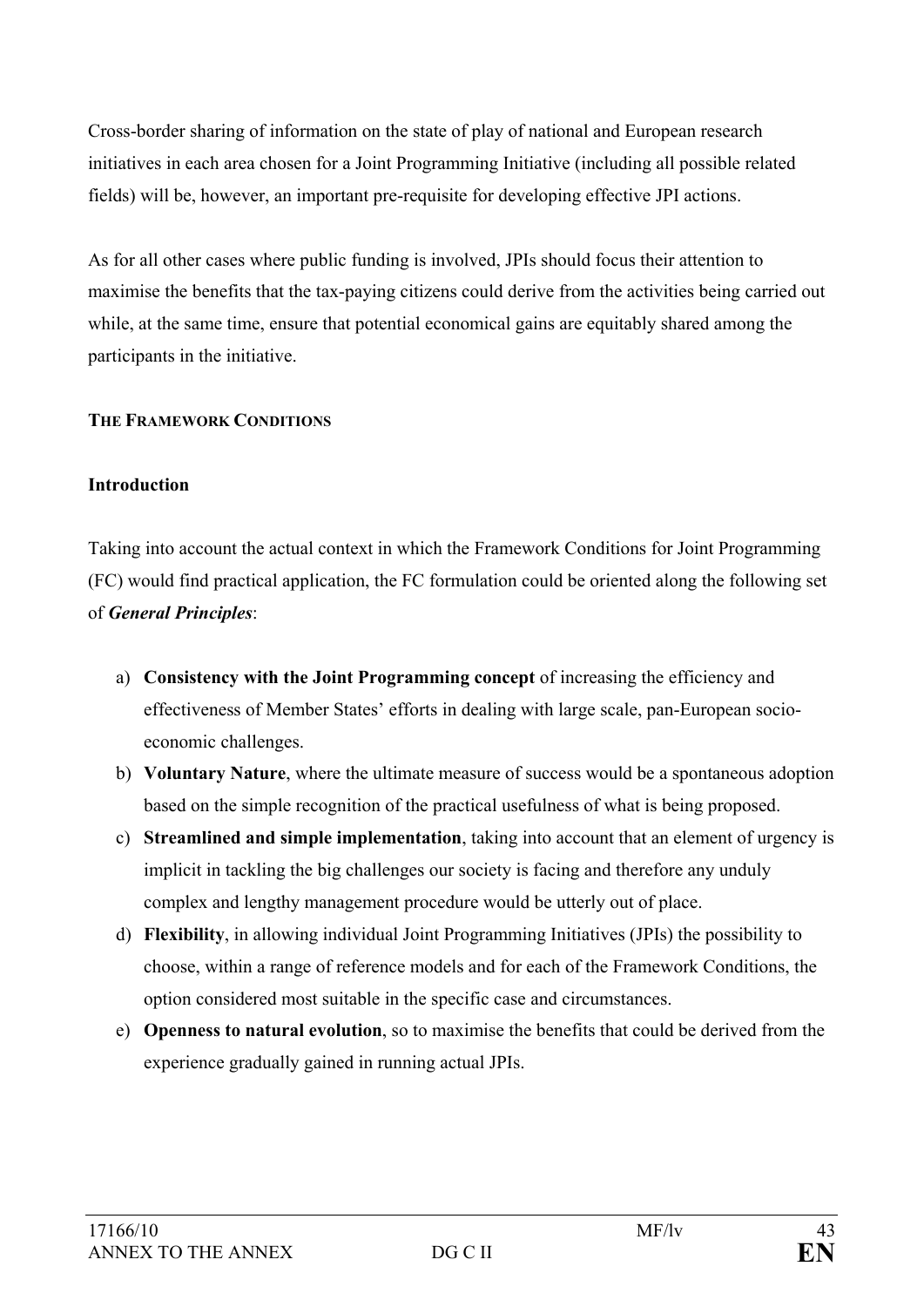Cross-border sharing of information on the state of play of national and European research initiatives in each area chosen for a Joint Programming Initiative (including all possible related fields) will be, however, an important pre-requisite for developing effective JPI actions.

As for all other cases where public funding is involved, JPIs should focus their attention to maximise the benefits that the tax-paying citizens could derive from the activities being carried out while, at the same time, ensure that potential economical gains are equitably shared among the participants in the initiative.

## THE FRAMEWORK CONDITIONS

### Introduction

Taking into account the actual context in which the Framework Conditions for Joint Programming (FC) would find practical application, the FC formulation could be oriented along the following set of ***General Principles***:

a) **Consistency with the Joint Programming concept** of increasing the efficiency and effectiveness of Member States' efforts in dealing with large scale, pan-European socio-economic challenges.
b) **Voluntary Nature**, where the ultimate measure of success would be a spontaneous adoption based on the simple recognition of the practical usefulness of what is being proposed.
c) **Streamlined and simple implementation**, taking into account that an element of urgency is implicit in tackling the big challenges our society is facing and therefore any unduly complex and lengthy management procedure would be utterly out of place.
d) **Flexibility**, in allowing individual Joint Programming Initiatives (JPIs) the possibility to choose, within a range of reference models and for each of the Framework Conditions, the option considered most suitable in the specific case and circumstances.
e) **Openness to natural evolution**, so to maximise the benefits that could be derived from the experience gradually gained in running actual JPIs.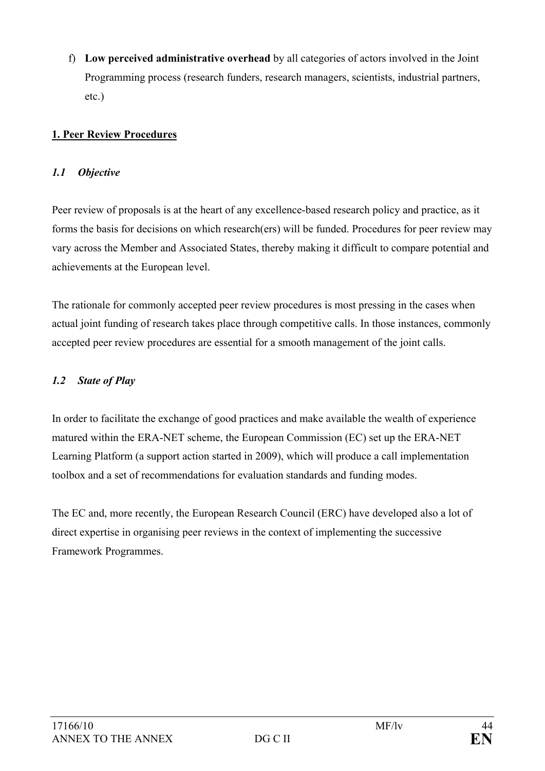f) **Low perceived administrative overhead** by all categories of actors involved in the Joint Programming process (research funders, research managers, scientists, industrial partners, etc.)

## 1. Peer Review Procedures

### *1.1 Objective*

Peer review of proposals is at the heart of any excellence-based research policy and practice, as it forms the basis for decisions on which research(ers) will be funded. Procedures for peer review may vary across the Member and Associated States, thereby making it difficult to compare potential and achievements at the European level.

The rationale for commonly accepted peer review procedures is most pressing in the cases when actual joint funding of research takes place through competitive calls. In those instances, commonly accepted peer review procedures are essential for a smooth management of the joint calls.

### *1.2 State of Play*

In order to facilitate the exchange of good practices and make available the wealth of experience matured within the ERA-NET scheme, the European Commission (EC) set up the ERA-NET Learning Platform (a support action started in 2009), which will produce a call implementation toolbox and a set of recommendations for evaluation standards and funding modes.

The EC and, more recently, the European Research Council (ERC) have developed also a lot of direct expertise in organising peer reviews in the context of implementing the successive Framework Programmes.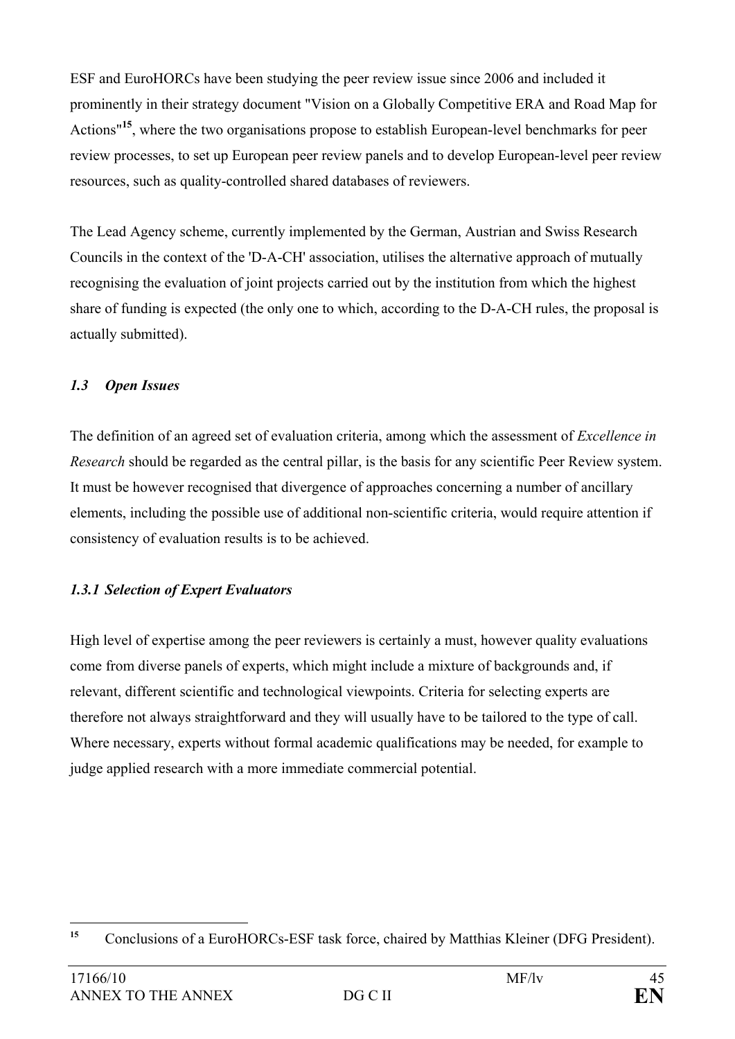ESF and EuroHORCs have been studying the peer review issue since 2006 and included it prominently in their strategy document "Vision on a Globally Competitive ERA and Road Map for Actions"[15], where the two organisations propose to establish European-level benchmarks for peer review processes, to set up European peer review panels and to develop European-level peer review resources, such as quality-controlled shared databases of reviewers.

The Lead Agency scheme, currently implemented by the German, Austrian and Swiss Research Councils in the context of the 'D-A-CH' association, utilises the alternative approach of mutually recognising the evaluation of joint projects carried out by the institution from which the highest share of funding is expected (the only one to which, according to the D-A-CH rules, the proposal is actually submitted).

### *1.3 Open Issues*

The definition of an agreed set of evaluation criteria, among which the assessment of *Excellence in Research* should be regarded as the central pillar, is the basis for any scientific Peer Review system. It must be however recognised that divergence of approaches concerning a number of ancillary elements, including the possible use of additional non-scientific criteria, would require attention if consistency of evaluation results is to be achieved.

#### *1.3.1 Selection of Expert Evaluators*

High level of expertise among the peer reviewers is certainly a must, however quality evaluations come from diverse panels of experts, which might include a mixture of backgrounds and, if relevant, different scientific and technological viewpoints. Criteria for selecting experts are therefore not always straightforward and they will usually have to be tailored to the type of call. Where necessary, experts without formal academic qualifications may be needed, for example to judge applied research with a more immediate commercial potential.

---

[15] Conclusions of a EuroHORCs-ESF task force, chaired by Matthias Kleiner (DFG President).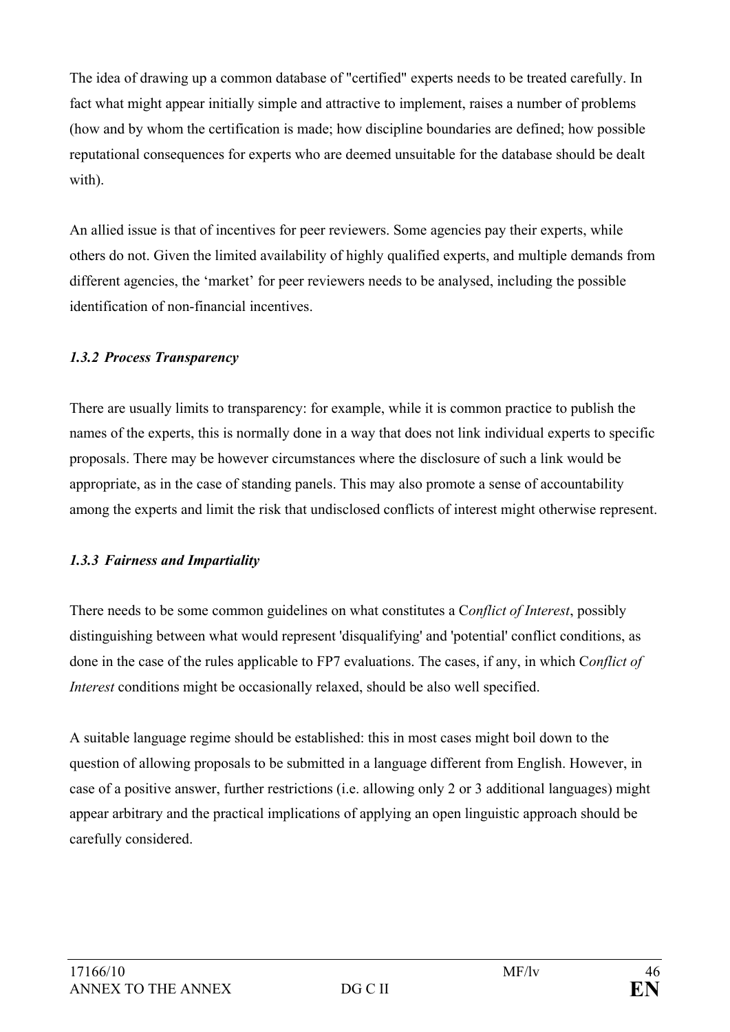The idea of drawing up a common database of "certified" experts needs to be treated carefully. In fact what might appear initially simple and attractive to implement, raises a number of problems (how and by whom the certification is made; how discipline boundaries are defined; how possible reputational consequences for experts who are deemed unsuitable for the database should be dealt with).

An allied issue is that of incentives for peer reviewers. Some agencies pay their experts, while others do not. Given the limited availability of highly qualified experts, and multiple demands from different agencies, the 'market' for peer reviewers needs to be analysed, including the possible identification of non-financial incentives.

### *1.3.2 Process Transparency*

There are usually limits to transparency: for example, while it is common practice to publish the names of the experts, this is normally done in a way that does not link individual experts to specific proposals. There may be however circumstances where the disclosure of such a link would be appropriate, as in the case of standing panels. This may also promote a sense of accountability among the experts and limit the risk that undisclosed conflicts of interest might otherwise represent.

### *1.3.3 Fairness and Impartiality*

There needs to be some common guidelines on what constitutes a C*onflict of Interest*, possibly distinguishing between what would represent 'disqualifying' and 'potential' conflict conditions, as done in the case of the rules applicable to FP7 evaluations. The cases, if any, in which C*onflict of Interest* conditions might be occasionally relaxed, should be also well specified.

A suitable language regime should be established: this in most cases might boil down to the question of allowing proposals to be submitted in a language different from English. However, in case of a positive answer, further restrictions (i.e. allowing only 2 or 3 additional languages) might appear arbitrary and the practical implications of applying an open linguistic approach should be carefully considered.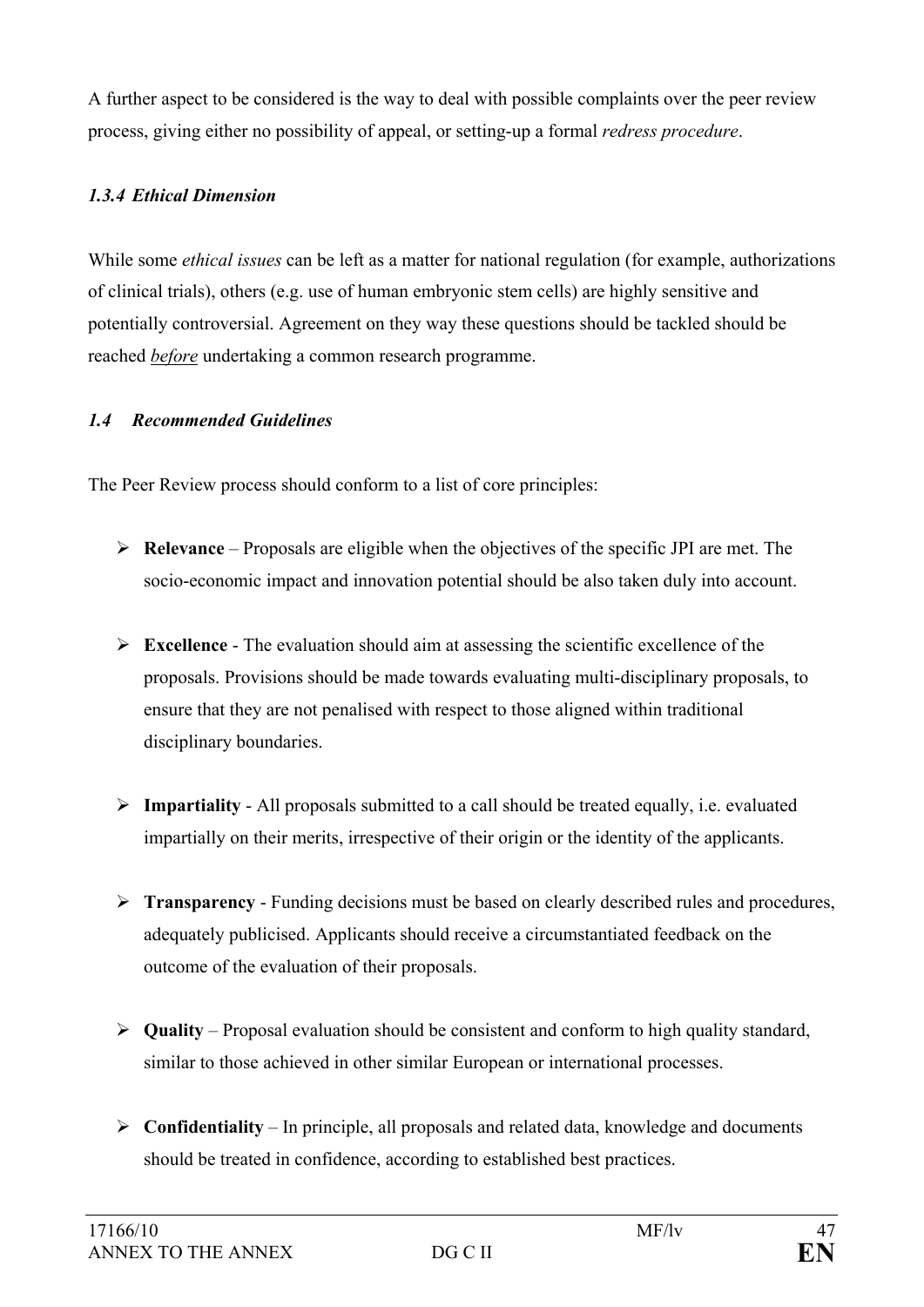A further aspect to be considered is the way to deal with possible complaints over the peer review process, giving either no possibility of appeal, or setting-up a formal *redress procedure*.

### *1.3.4 Ethical Dimension*

While some *ethical issues* can be left as a matter for national regulation (for example, authorizations of clinical trials), others (e.g. use of human embryonic stem cells) are highly sensitive and potentially controversial. Agreement on they way these questions should be tackled should be reached ***before*** undertaking a common research programme.

### *1.4 Recommended Guidelines*

The Peer Review process should conform to a list of core principles:

- **Relevance** – Proposals are eligible when the objectives of the specific JPI are met. The socio-economic impact and innovation potential should be also taken duly into account.

- **Excellence** - The evaluation should aim at assessing the scientific excellence of the proposals. Provisions should be made towards evaluating multi-disciplinary proposals, to ensure that they are not penalised with respect to those aligned within traditional disciplinary boundaries.

- **Impartiality** - All proposals submitted to a call should be treated equally, i.e. evaluated impartially on their merits, irrespective of their origin or the identity of the applicants.

- **Transparency** - Funding decisions must be based on clearly described rules and procedures, adequately publicised. Applicants should receive a circumstantiated feedback on the outcome of the evaluation of their proposals.

- **Quality** – Proposal evaluation should be consistent and conform to high quality standard, similar to those achieved in other similar European or international processes.

- **Confidentiality** – In principle, all proposals and related data, knowledge and documents should be treated in confidence, according to established best practices.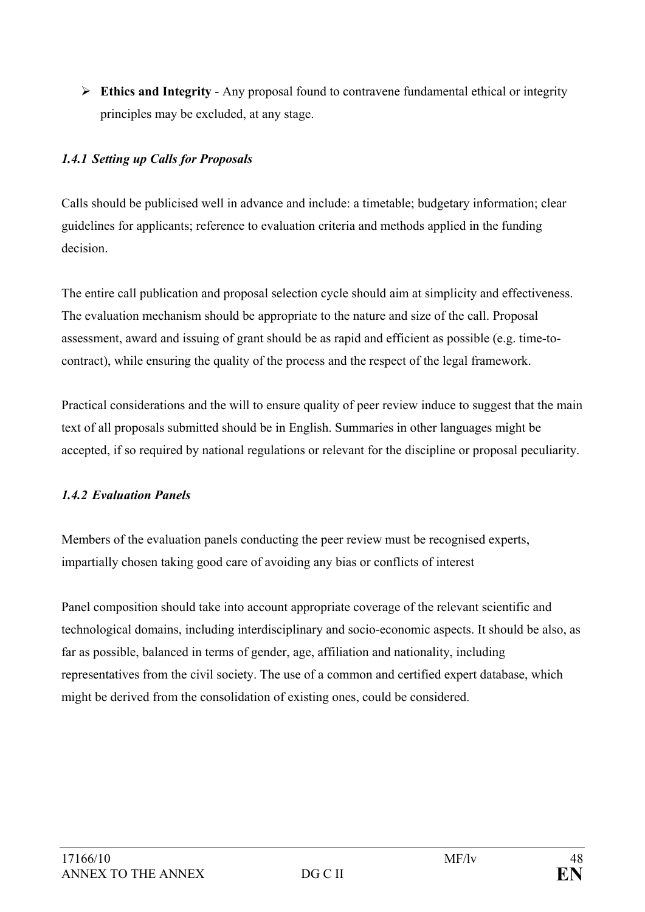- **Ethics and Integrity** - Any proposal found to contravene fundamental ethical or integrity principles may be excluded, at any stage.

### *1.4.1 Setting up Calls for Proposals*

Calls should be publicised well in advance and include: a timetable; budgetary information; clear guidelines for applicants; reference to evaluation criteria and methods applied in the funding decision.

The entire call publication and proposal selection cycle should aim at simplicity and effectiveness. The evaluation mechanism should be appropriate to the nature and size of the call. Proposal assessment, award and issuing of grant should be as rapid and efficient as possible (e.g. time-to-contract), while ensuring the quality of the process and the respect of the legal framework.

Practical considerations and the will to ensure quality of peer review induce to suggest that the main text of all proposals submitted should be in English. Summaries in other languages might be accepted, if so required by national regulations or relevant for the discipline or proposal peculiarity.

### *1.4.2 Evaluation Panels*

Members of the evaluation panels conducting the peer review must be recognised experts, impartially chosen taking good care of avoiding any bias or conflicts of interest

Panel composition should take into account appropriate coverage of the relevant scientific and technological domains, including interdisciplinary and socio-economic aspects. It should be also, as far as possible, balanced in terms of gender, age, affiliation and nationality, including representatives from the civil society. The use of a common and certified expert database, which might be derived from the consolidation of existing ones, could be considered.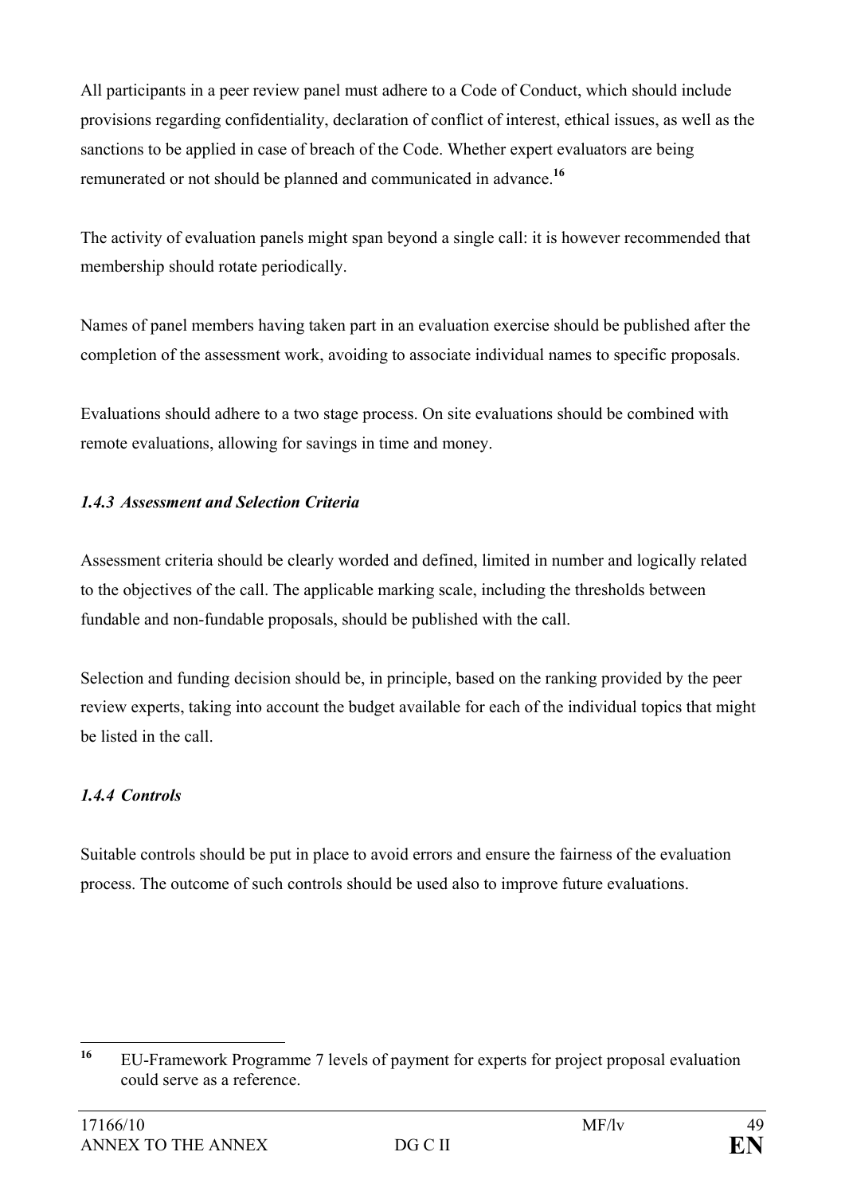All participants in a peer review panel must adhere to a Code of Conduct, which should include provisions regarding confidentiality, declaration of conflict of interest, ethical issues, as well as the sanctions to be applied in case of breach of the Code. Whether expert evaluators are being remunerated or not should be planned and communicated in advance.[16]

The activity of evaluation panels might span beyond a single call: it is however recommended that membership should rotate periodically.

Names of panel members having taken part in an evaluation exercise should be published after the completion of the assessment work, avoiding to associate individual names to specific proposals.

Evaluations should adhere to a two stage process. On site evaluations should be combined with remote evaluations, allowing for savings in time and money.

### *1.4.3 Assessment and Selection Criteria*

Assessment criteria should be clearly worded and defined, limited in number and logically related to the objectives of the call. The applicable marking scale, including the thresholds between fundable and non-fundable proposals, should be published with the call.

Selection and funding decision should be, in principle, based on the ranking provided by the peer review experts, taking into account the budget available for each of the individual topics that might be listed in the call.

### *1.4.4 Controls*

Suitable controls should be put in place to avoid errors and ensure the fairness of the evaluation process. The outcome of such controls should be used also to improve future evaluations.

---

[16] EU-Framework Programme 7 levels of payment for experts for project proposal evaluation could serve as a reference.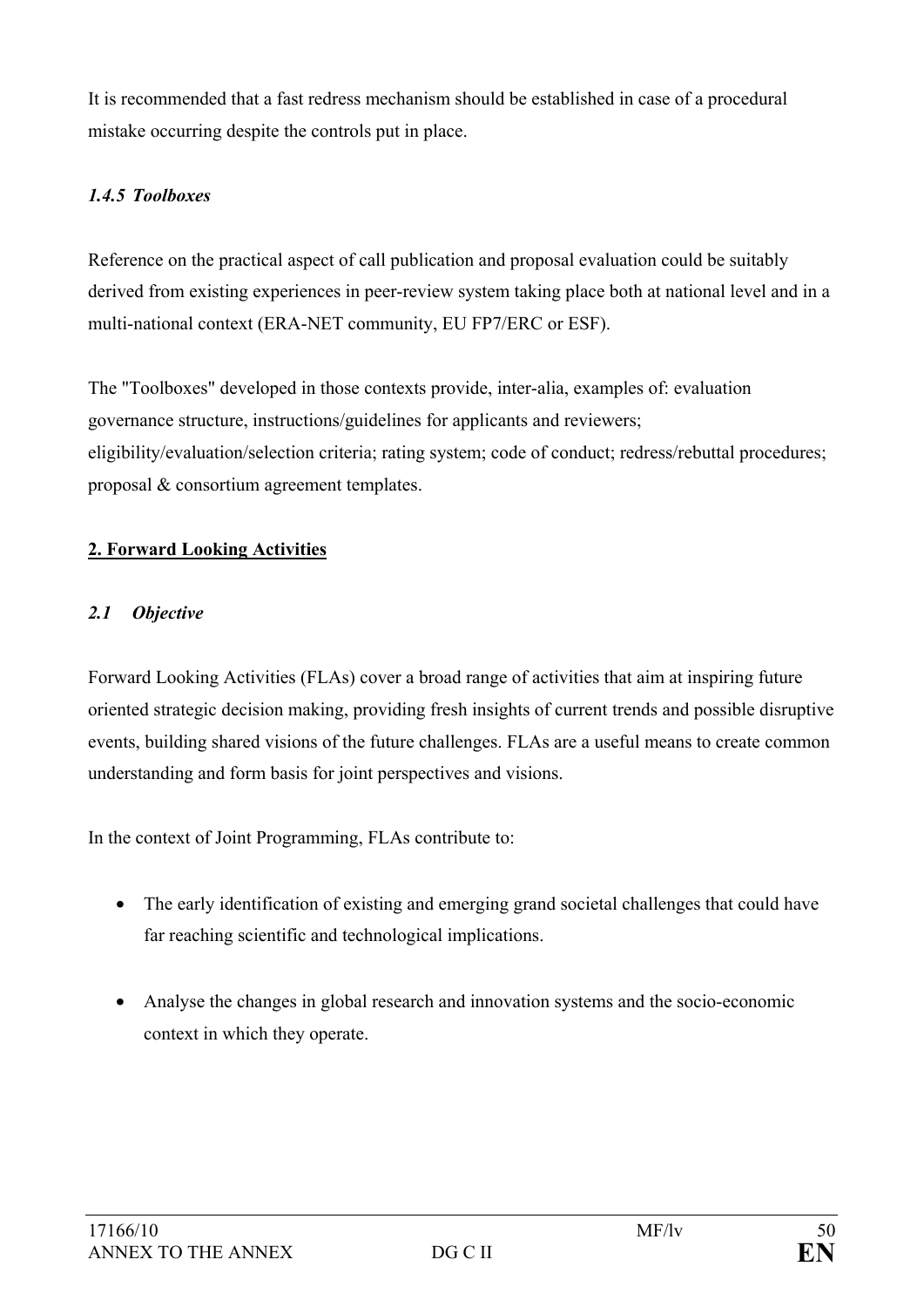It is recommended that a fast redress mechanism should be established in case of a procedural mistake occurring despite the controls put in place.

#### *1.4.5 Toolboxes*

Reference on the practical aspect of call publication and proposal evaluation could be suitably derived from existing experiences in peer-review system taking place both at national level and in a multi-national context (ERA-NET community, EU FP7/ERC or ESF).

The "Toolboxes" developed in those contexts provide, inter-alia, examples of: evaluation governance structure, instructions/guidelines for applicants and reviewers; eligibility/evaluation/selection criteria; rating system; code of conduct; redress/rebuttal procedures; proposal & consortium agreement templates.

## **2. Forward Looking Activities**

### *2.1 Objective*

Forward Looking Activities (FLAs) cover a broad range of activities that aim at inspiring future oriented strategic decision making, providing fresh insights of current trends and possible disruptive events, building shared visions of the future challenges. FLAs are a useful means to create common understanding and form basis for joint perspectives and visions.

In the context of Joint Programming, FLAs contribute to:

- The early identification of existing and emerging grand societal challenges that could have far reaching scientific and technological implications.

- Analyse the changes in global research and innovation systems and the socio-economic context in which they operate.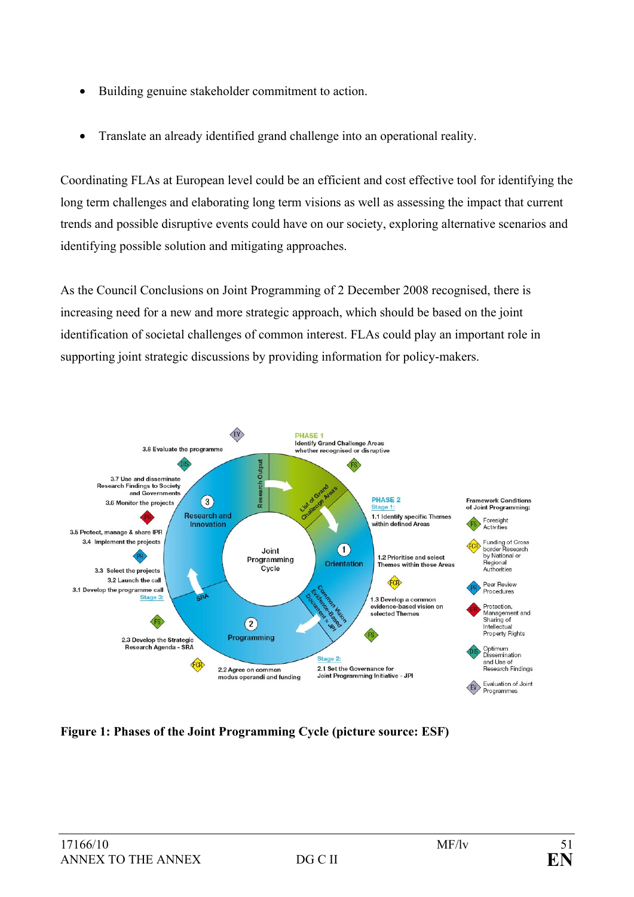- Building genuine stakeholder commitment to action.

- Translate an already identified grand challenge into an operational reality.

Coordinating FLAs at European level could be an efficient and cost effective tool for identifying the long term challenges and elaborating long term visions as well as assessing the impact that current trends and possible disruptive events could have on our society, exploring alternative scenarios and identifying possible solution and mitigating approaches.

As the Council Conclusions on Joint Programming of 2 December 2008 recognised, there is increasing need for a new and more strategic approach, which should be based on the joint identification of societal challenges of common interest. FLAs could play an important role in supporting joint strategic discussions by providing information for policy-makers.

**Figure 1: Phases of the Joint Programming Cycle (picture source: ESF)**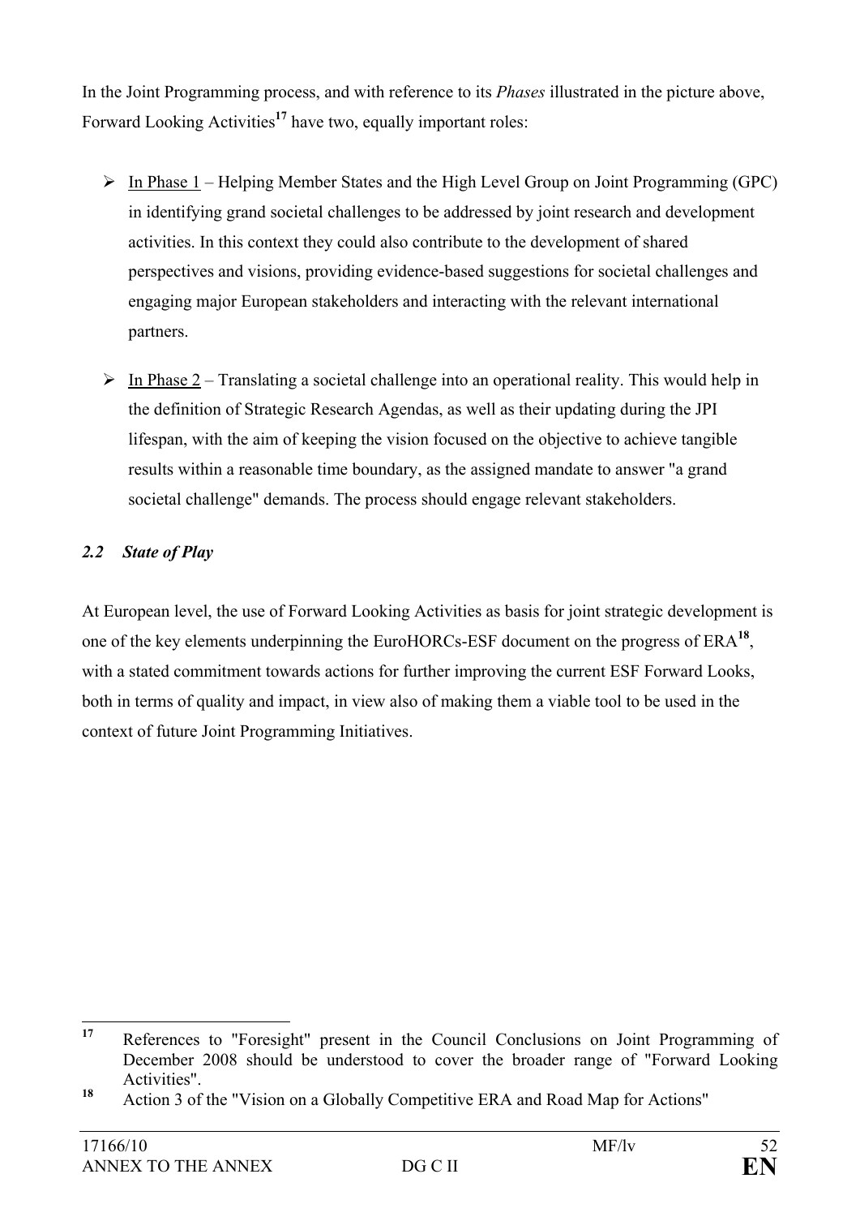In the Joint Programming process, and with reference to its *Phases* illustrated in the picture above, Forward Looking Activities[17] have two, equally important roles:

- In Phase 1 – Helping Member States and the High Level Group on Joint Programming (GPC) in identifying grand societal challenges to be addressed by joint research and development activities. In this context they could also contribute to the development of shared perspectives and visions, providing evidence-based suggestions for societal challenges and engaging major European stakeholders and interacting with the relevant international partners.

- In Phase 2 – Translating a societal challenge into an operational reality. This would help in the definition of Strategic Research Agendas, as well as their updating during the JPI lifespan, with the aim of keeping the vision focused on the objective to achieve tangible results within a reasonable time boundary, as the assigned mandate to answer "a grand societal challenge" demands. The process should engage relevant stakeholders.

### *2.2 State of Play*

At European level, the use of Forward Looking Activities as basis for joint strategic development is one of the key elements underpinning the EuroHORCs-ESF document on the progress of ERA[18], with a stated commitment towards actions for further improving the current ESF Forward Looks, both in terms of quality and impact, in view also of making them a viable tool to be used in the context of future Joint Programming Initiatives.

---

[17] References to "Foresight" present in the Council Conclusions on Joint Programming of December 2008 should be understood to cover the broader range of "Forward Looking Activities".

[18] Action 3 of the "Vision on a Globally Competitive ERA and Road Map for Actions"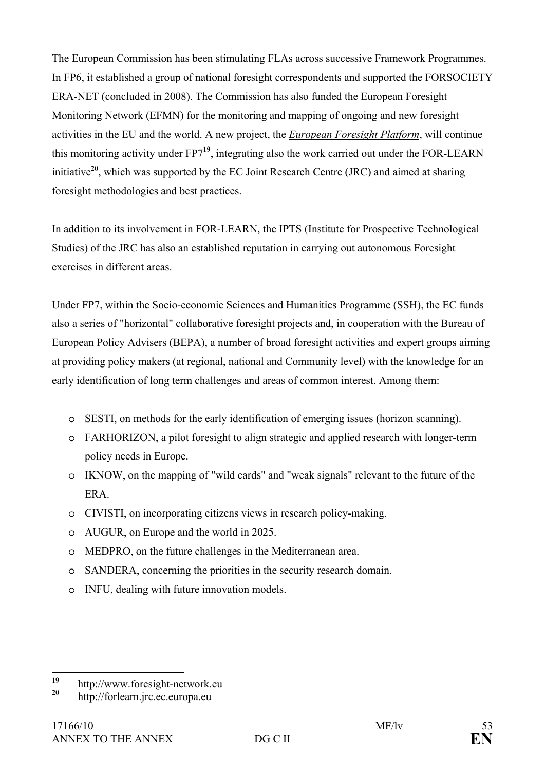The European Commission has been stimulating FLAs across successive Framework Programmes. In FP6, it established a group of national foresight correspondents and supported the FORSOCIETY ERA-NET (concluded in 2008). The Commission has also funded the European Foresight Monitoring Network (EFMN) for the monitoring and mapping of ongoing and new foresight activities in the EU and the world. A new project, the ***European Foresight Platform***, will continue this monitoring activity under FP7[19], integrating also the work carried out under the FOR-LEARN initiative[20], which was supported by the EC Joint Research Centre (JRC) and aimed at sharing foresight methodologies and best practices.

In addition to its involvement in FOR-LEARN, the IPTS (Institute for Prospective Technological Studies) of the JRC has also an established reputation in carrying out autonomous Foresight exercises in different areas.

Under FP7, within the Socio-economic Sciences and Humanities Programme (SSH), the EC funds also a series of "horizontal" collaborative foresight projects and, in cooperation with the Bureau of European Policy Advisers (BEPA), a number of broad foresight activities and expert groups aiming at providing policy makers (at regional, national and Community level) with the knowledge for an early identification of long term challenges and areas of common interest. Among them:

- SESTI, on methods for the early identification of emerging issues (horizon scanning).
- FARHORIZON, a pilot foresight to align strategic and applied research with longer-term policy needs in Europe.
- IKNOW, on the mapping of "wild cards" and "weak signals" relevant to the future of the ERA.
- CIVISTI, on incorporating citizens views in research policy-making.
- AUGUR, on Europe and the world in 2025.
- MEDPRO, on the future challenges in the Mediterranean area.
- SANDERA, concerning the priorities in the security research domain.
- INFU, dealing with future innovation models.

---

[19] http://www.foresight-network.eu

[20] http://forlearn.jrc.ec.europa.eu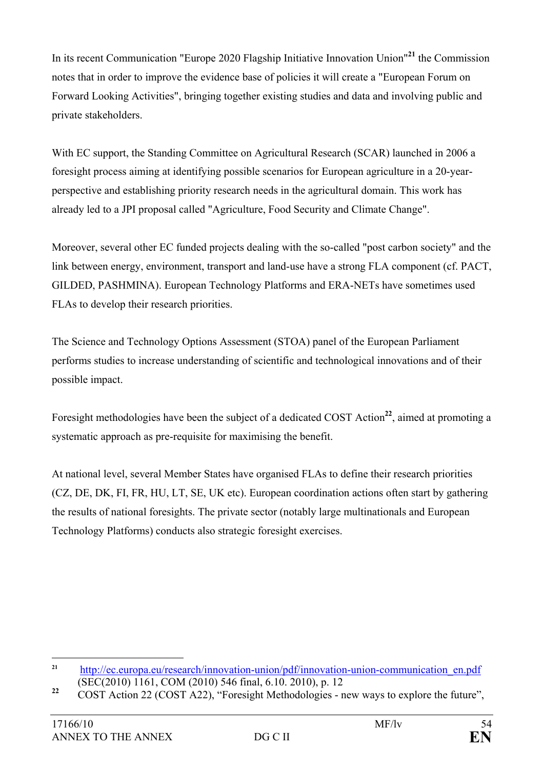In its recent Communication "Europe 2020 Flagship Initiative Innovation Union"[21] the Commission notes that in order to improve the evidence base of policies it will create a "European Forum on Forward Looking Activities", bringing together existing studies and data and involving public and private stakeholders.

With EC support, the Standing Committee on Agricultural Research (SCAR) launched in 2006 a foresight process aiming at identifying possible scenarios for European agriculture in a 20-year-perspective and establishing priority research needs in the agricultural domain. This work has already led to a JPI proposal called "Agriculture, Food Security and Climate Change".

Moreover, several other EC funded projects dealing with the so-called "post carbon society" and the link between energy, environment, transport and land-use have a strong FLA component (cf. PACT, GILDED, PASHMINA). European Technology Platforms and ERA-NETs have sometimes used FLAs to develop their research priorities.

The Science and Technology Options Assessment (STOA) panel of the European Parliament performs studies to increase understanding of scientific and technological innovations and of their possible impact.

Foresight methodologies have been the subject of a dedicated COST Action[22], aimed at promoting a systematic approach as pre-requisite for maximising the benefit.

At national level, several Member States have organised FLAs to define their research priorities (CZ, DE, DK, FI, FR, HU, LT, SE, UK etc). European coordination actions often start by gathering the results of national foresights. The private sector (notably large multinationals and European Technology Platforms) conducts also strategic foresight exercises.

---

[21] http://ec.europa.eu/research/innovation-union/pdf/innovation-union-communication_en.pdf (SEC(2010) 1161, COM (2010) 546 final, 6.10. 2010), p. 12

[22] COST Action 22 (COST A22), “Foresight Methodologies - new ways to explore the future”,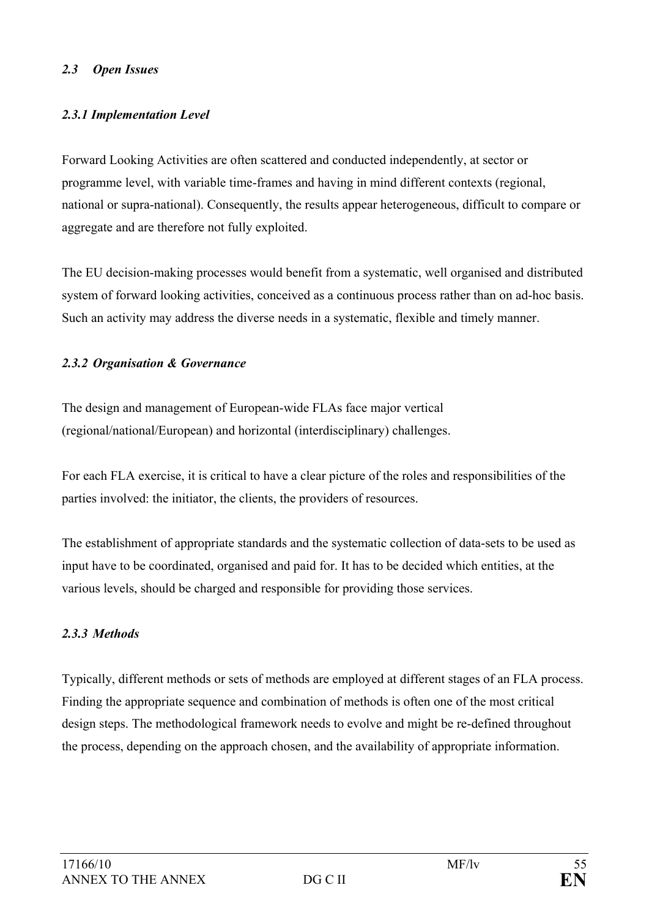### *2.3 Open Issues*

#### *2.3.1 Implementation Level*

Forward Looking Activities are often scattered and conducted independently, at sector or programme level, with variable time-frames and having in mind different contexts (regional, national or supra-national). Consequently, the results appear heterogeneous, difficult to compare or aggregate and are therefore not fully exploited.

The EU decision-making processes would benefit from a systematic, well organised and distributed system of forward looking activities, conceived as a continuous process rather than on ad-hoc basis. Such an activity may address the diverse needs in a systematic, flexible and timely manner.

#### *2.3.2 Organisation & Governance*

The design and management of European-wide FLAs face major vertical (regional/national/European) and horizontal (interdisciplinary) challenges.

For each FLA exercise, it is critical to have a clear picture of the roles and responsibilities of the parties involved: the initiator, the clients, the providers of resources.

The establishment of appropriate standards and the systematic collection of data-sets to be used as input have to be coordinated, organised and paid for. It has to be decided which entities, at the various levels, should be charged and responsible for providing those services.

#### *2.3.3 Methods*

Typically, different methods or sets of methods are employed at different stages of an FLA process. Finding the appropriate sequence and combination of methods is often one of the most critical design steps. The methodological framework needs to evolve and might be re-defined throughout the process, depending on the approach chosen, and the availability of appropriate information.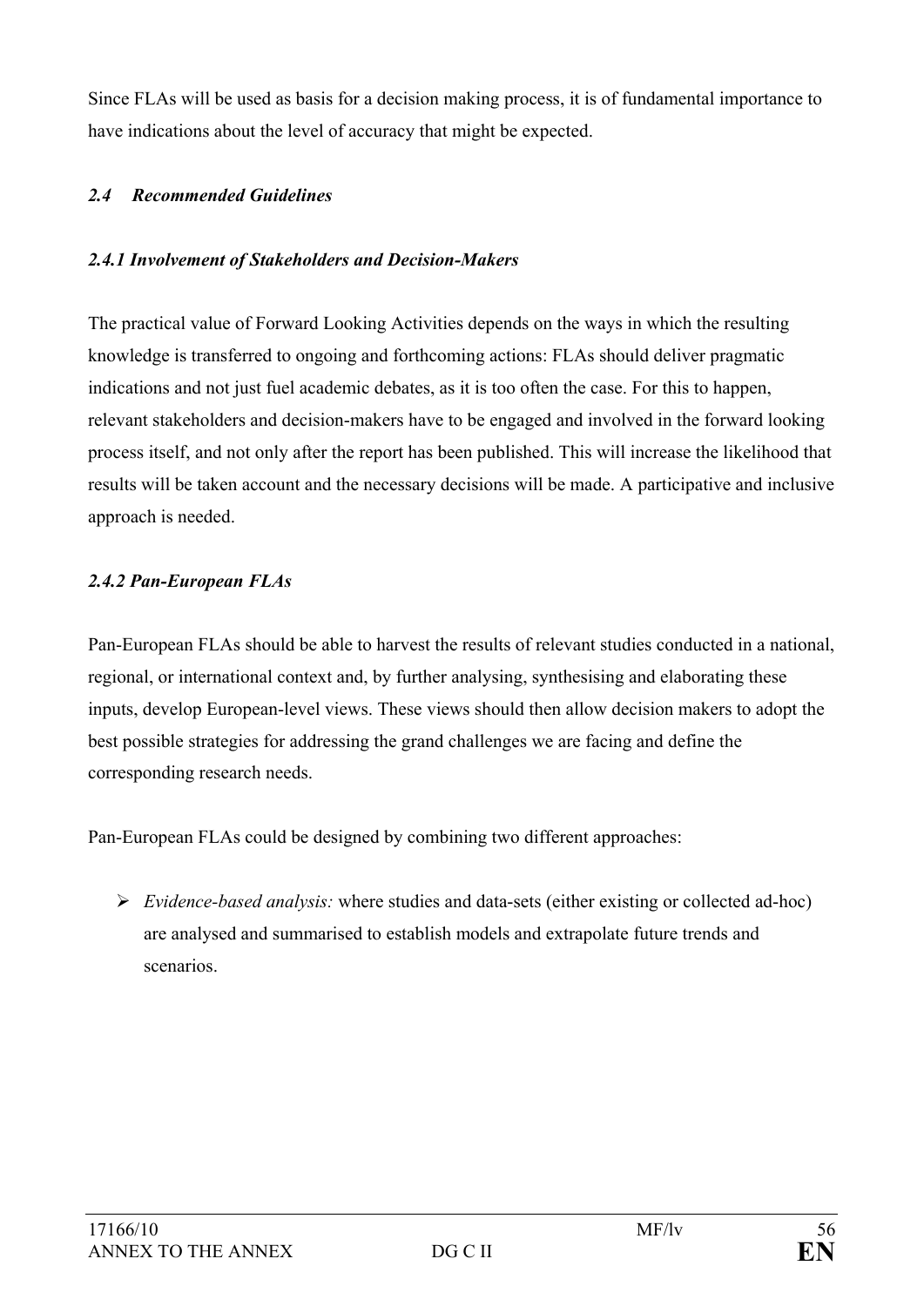Since FLAs will be used as basis for a decision making process, it is of fundamental importance to have indications about the level of accuracy that might be expected.

## *2.4 Recommended Guidelines*

### *2.4.1 Involvement of Stakeholders and Decision-Makers*

The practical value of Forward Looking Activities depends on the ways in which the resulting knowledge is transferred to ongoing and forthcoming actions: FLAs should deliver pragmatic indications and not just fuel academic debates, as it is too often the case. For this to happen, relevant stakeholders and decision-makers have to be engaged and involved in the forward looking process itself, and not only after the report has been published. This will increase the likelihood that results will be taken account and the necessary decisions will be made. A participative and inclusive approach is needed.

### *2.4.2 Pan-European FLAs*

Pan-European FLAs should be able to harvest the results of relevant studies conducted in a national, regional, or international context and, by further analysing, synthesising and elaborating these inputs, develop European-level views. These views should then allow decision makers to adopt the best possible strategies for addressing the grand challenges we are facing and define the corresponding research needs.

Pan-European FLAs could be designed by combining two different approaches:

- *Evidence-based analysis:* where studies and data-sets (either existing or collected ad-hoc) are analysed and summarised to establish models and extrapolate future trends and scenarios.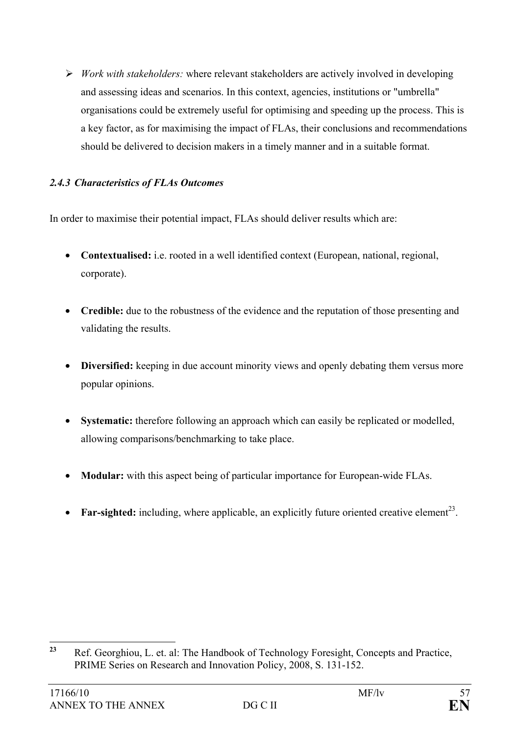- *Work with stakeholders:* where relevant stakeholders are actively involved in developing and assessing ideas and scenarios. In this context, agencies, institutions or "umbrella" organisations could be extremely useful for optimising and speeding up the process. This is a key factor, as for maximising the impact of FLAs, their conclusions and recommendations should be delivered to decision makers in a timely manner and in a suitable format.

### *2.4.3 Characteristics of FLAs Outcomes*

In order to maximise their potential impact, FLAs should deliver results which are:

- **Contextualised:** i.e. rooted in a well identified context (European, national, regional, corporate).

- **Credible:** due to the robustness of the evidence and the reputation of those presenting and validating the results.

- **Diversified:** keeping in due account minority views and openly debating them versus more popular opinions.

- **Systematic:** therefore following an approach which can easily be replicated or modelled, allowing comparisons/benchmarking to take place.

- **Modular:** with this aspect being of particular importance for European-wide FLAs.

- **Far-sighted:** including, where applicable, an explicitly future oriented creative element[23].

---

[23] Ref. Georghiou, L. et. al: The Handbook of Technology Foresight, Concepts and Practice, PRIME Series on Research and Innovation Policy, 2008, S. 131-152.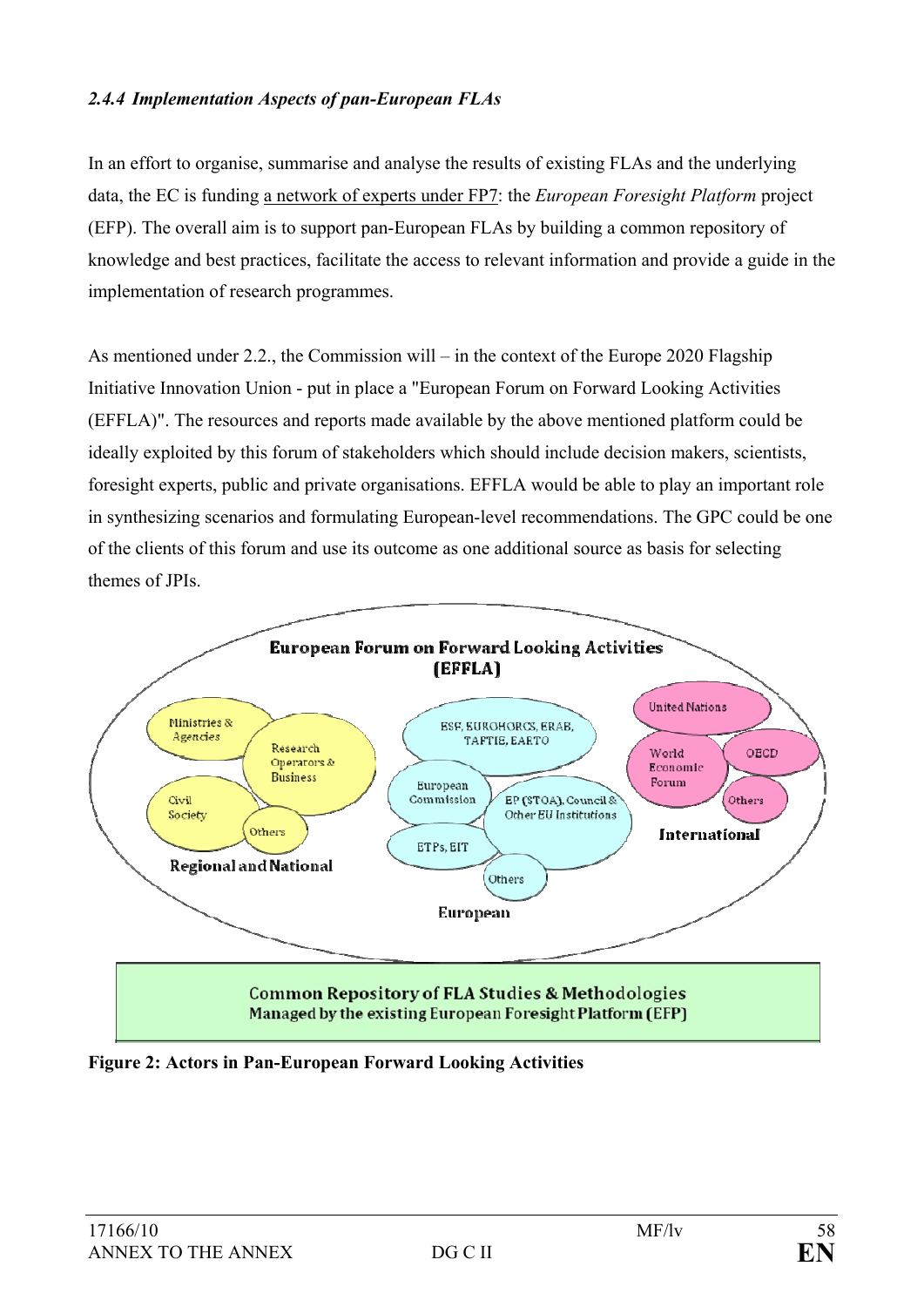### *2.4.4 Implementation Aspects of pan-European FLAs*

In an effort to organise, summarise and analyse the results of existing FLAs and the underlying data, the EC is funding a network of experts under FP7: the *European Foresight Platform* project (EFP). The overall aim is to support pan-European FLAs by building a common repository of knowledge and best practices, facilitate the access to relevant information and provide a guide in the implementation of research programmes.

As mentioned under 2.2., the Commission will – in the context of the Europe 2020 Flagship Initiative Innovation Union - put in place a "European Forum on Forward Looking Activities (EFFLA)". The resources and reports made available by the above mentioned platform could be ideally exploited by this forum of stakeholders which should include decision makers, scientists, foresight experts, public and private organisations. EFFLA would be able to play an important role in synthesizing scenarios and formulating European-level recommendations. The GPC could be one of the clients of this forum and use its outcome as one additional source as basis for selecting themes of JPIs.

European Forum on Forward Looking Activities (EFFLA)

Ministries & Agencies
Research Operators & Business
Civil Society
Others
Regional and National

ESF, EUROHORCS, ERAB, TAFTIE, EARTO
European Commission
EP (STOA), Council & Other EU Institutions
ETPs, EIT
Others
European

United Nations
World Economic Forum
OECD
Others
International

Common Repository of FLA Studies & Methodologies
Managed by the existing European Foresight Platform (EFP)

**Figure 2: Actors in Pan-European Forward Looking Activities**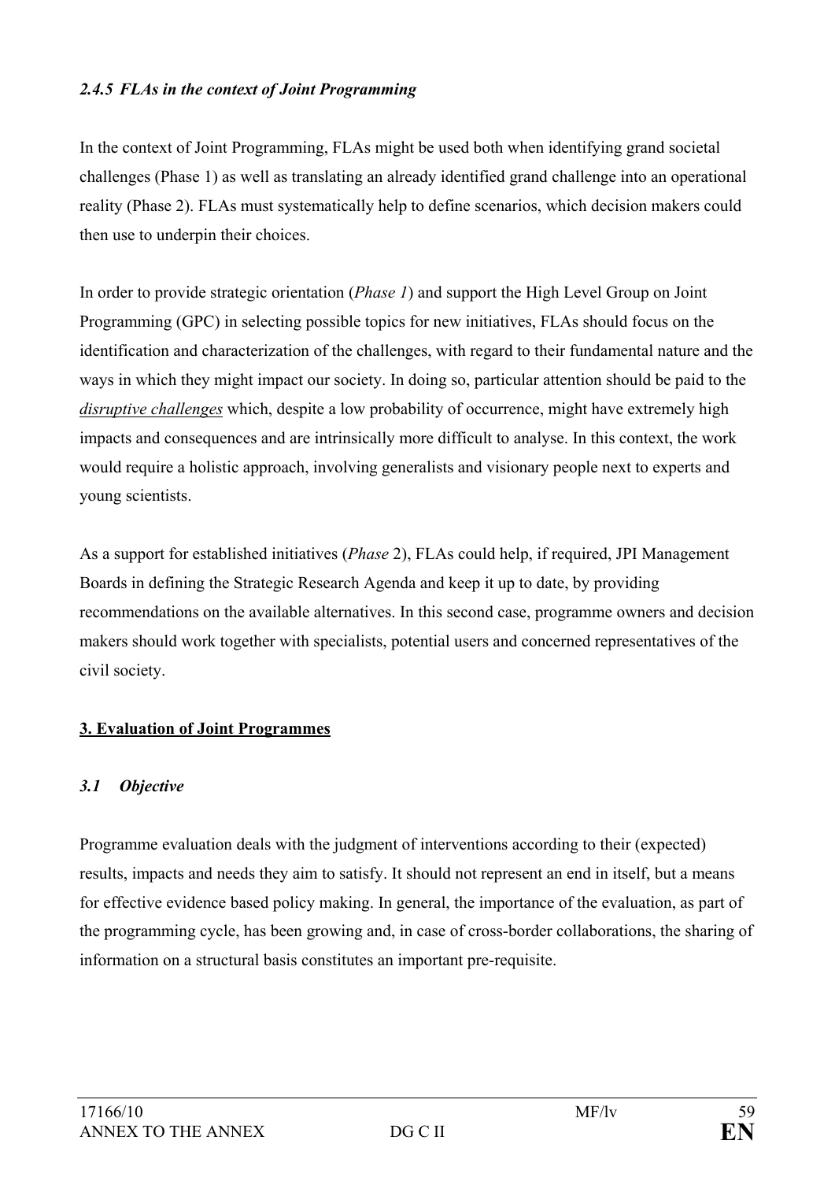### *2.4.5 FLAs in the context of Joint Programming*

In the context of Joint Programming, FLAs might be used both when identifying grand societal challenges (Phase 1) as well as translating an already identified grand challenge into an operational reality (Phase 2). FLAs must systematically help to define scenarios, which decision makers could then use to underpin their choices.

In order to provide strategic orientation (*Phase 1*) and support the High Level Group on Joint Programming (GPC) in selecting possible topics for new initiatives, FLAs should focus on the identification and characterization of the challenges, with regard to their fundamental nature and the ways in which they might impact our society. In doing so, particular attention should be paid to the ***disruptive challenges*** which, despite a low probability of occurrence, might have extremely high impacts and consequences and are intrinsically more difficult to analyse. In this context, the work would require a holistic approach, involving generalists and visionary people next to experts and young scientists.

As a support for established initiatives (*Phase* 2), FLAs could help, if required, JPI Management Boards in defining the Strategic Research Agenda and keep it up to date, by providing recommendations on the available alternatives. In this second case, programme owners and decision makers should work together with specialists, potential users and concerned representatives of the civil society.

## **3. Evaluation of Joint Programmes**

### *3.1 Objective*

Programme evaluation deals with the judgment of interventions according to their (expected) results, impacts and needs they aim to satisfy. It should not represent an end in itself, but a means for effective evidence based policy making. In general, the importance of the evaluation, as part of the programming cycle, has been growing and, in case of cross-border collaborations, the sharing of information on a structural basis constitutes an important pre-requisite.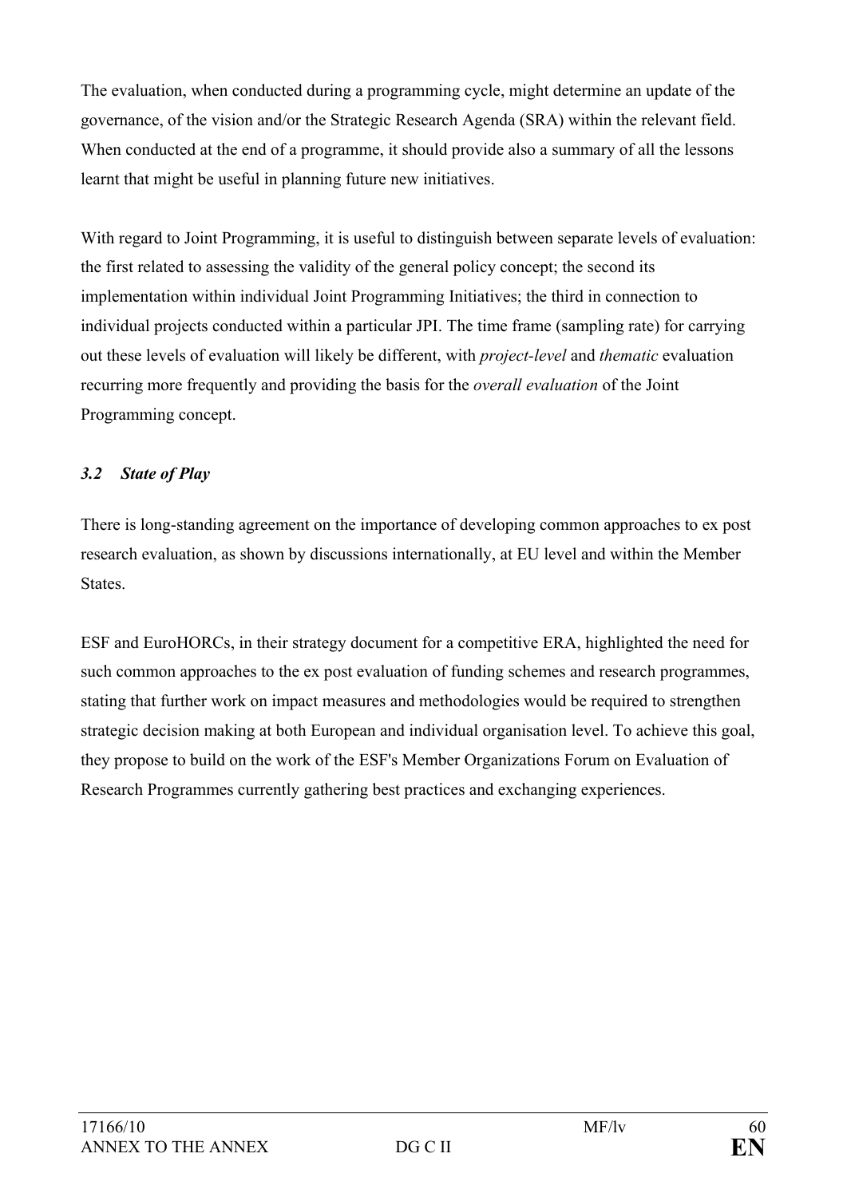The evaluation, when conducted during a programming cycle, might determine an update of the governance, of the vision and/or the Strategic Research Agenda (SRA) within the relevant field. When conducted at the end of a programme, it should provide also a summary of all the lessons learnt that might be useful in planning future new initiatives.

With regard to Joint Programming, it is useful to distinguish between separate levels of evaluation: the first related to assessing the validity of the general policy concept; the second its implementation within individual Joint Programming Initiatives; the third in connection to individual projects conducted within a particular JPI. The time frame (sampling rate) for carrying out these levels of evaluation will likely be different, with *project-level* and *thematic* evaluation recurring more frequently and providing the basis for the *overall evaluation* of the Joint Programming concept.

### *3.2 State of Play*

There is long-standing agreement on the importance of developing common approaches to ex post research evaluation, as shown by discussions internationally, at EU level and within the Member States.

ESF and EuroHORCs, in their strategy document for a competitive ERA, highlighted the need for such common approaches to the ex post evaluation of funding schemes and research programmes, stating that further work on impact measures and methodologies would be required to strengthen strategic decision making at both European and individual organisation level. To achieve this goal, they propose to build on the work of the ESF's Member Organizations Forum on Evaluation of Research Programmes currently gathering best practices and exchanging experiences.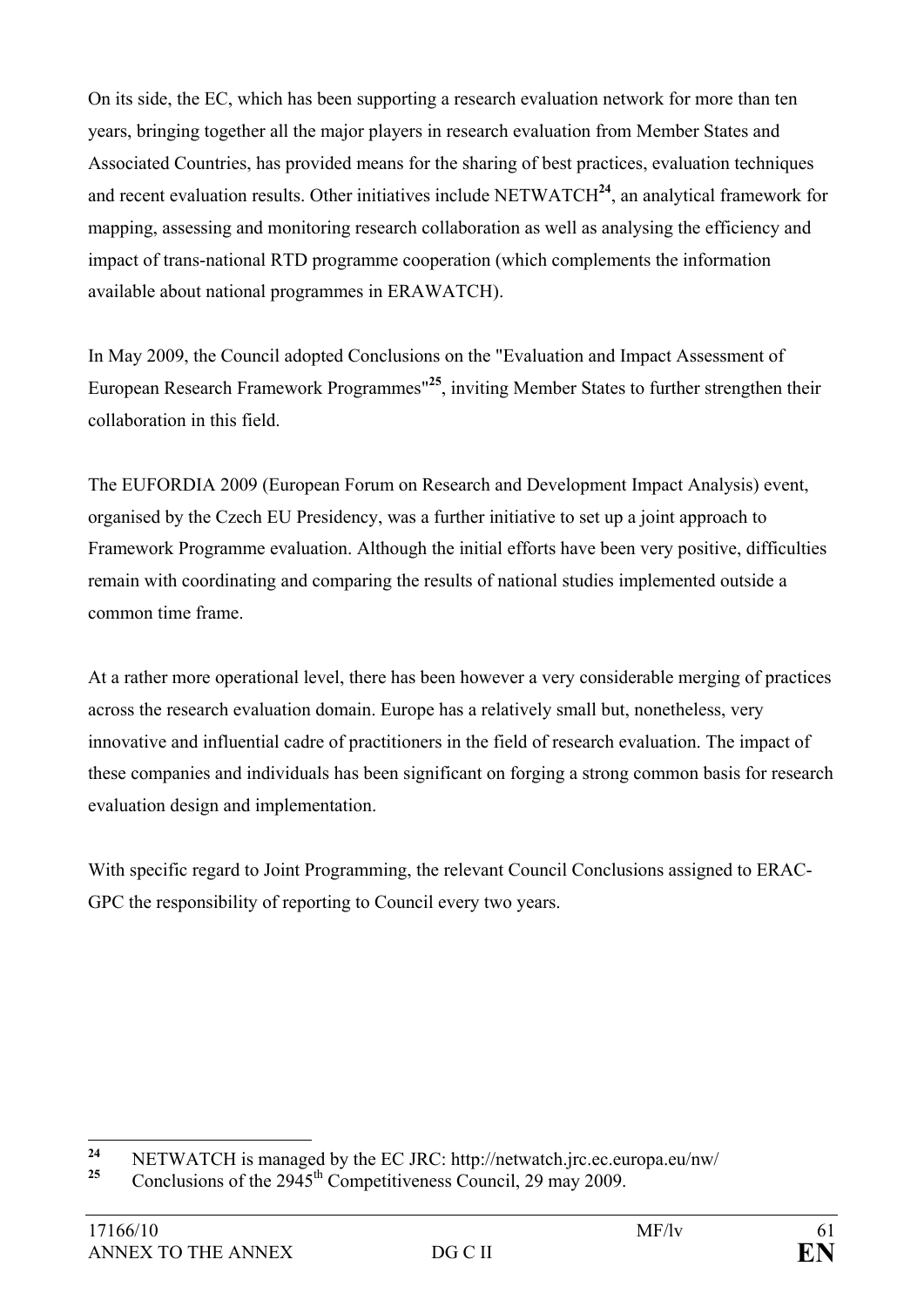On its side, the EC, which has been supporting a research evaluation network for more than ten years, bringing together all the major players in research evaluation from Member States and Associated Countries, has provided means for the sharing of best practices, evaluation techniques and recent evaluation results. Other initiatives include NETWATCH[24], an analytical framework for mapping, assessing and monitoring research collaboration as well as analysing the efficiency and impact of trans-national RTD programme cooperation (which complements the information available about national programmes in ERAWATCH).

In May 2009, the Council adopted Conclusions on the "Evaluation and Impact Assessment of European Research Framework Programmes"[25], inviting Member States to further strengthen their collaboration in this field.

The EUFORDIA 2009 (European Forum on Research and Development Impact Analysis) event, organised by the Czech EU Presidency, was a further initiative to set up a joint approach to Framework Programme evaluation. Although the initial efforts have been very positive, difficulties remain with coordinating and comparing the results of national studies implemented outside a common time frame.

At a rather more operational level, there has been however a very considerable merging of practices across the research evaluation domain. Europe has a relatively small but, nonetheless, very innovative and influential cadre of practitioners in the field of research evaluation. The impact of these companies and individuals has been significant on forging a strong common basis for research evaluation design and implementation.

With specific regard to Joint Programming, the relevant Council Conclusions assigned to ERAC-GPC the responsibility of reporting to Council every two years.

---

[24] NETWATCH is managed by the EC JRC: http://netwatch.jrc.ec.europa.eu/nw/

[25] Conclusions of the 2945th Competitiveness Council, 29 may 2009.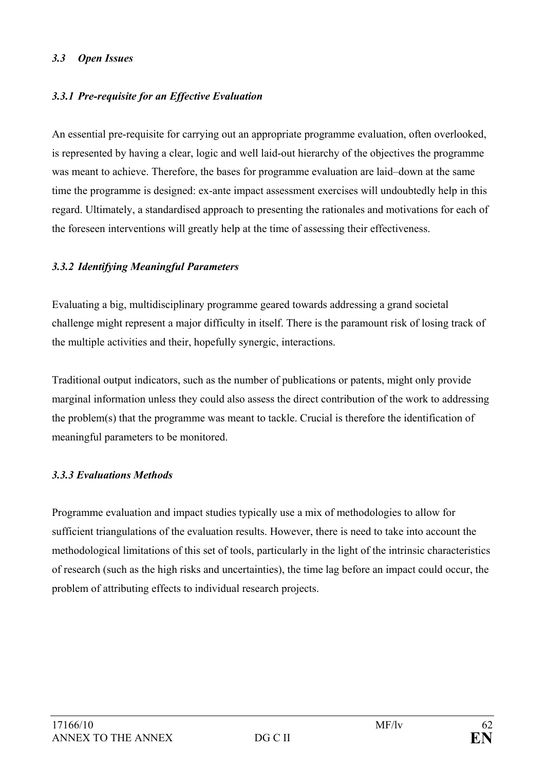### *3.3 Open Issues*

#### *3.3.1 Pre-requisite for an Effective Evaluation*

An essential pre-requisite for carrying out an appropriate programme evaluation, often overlooked, is represented by having a clear, logic and well laid-out hierarchy of the objectives the programme was meant to achieve. Therefore, the bases for programme evaluation are laid–down at the same time the programme is designed: ex-ante impact assessment exercises will undoubtedly help in this regard. Ultimately, a standardised approach to presenting the rationales and motivations for each of the foreseen interventions will greatly help at the time of assessing their effectiveness.

#### *3.3.2 Identifying Meaningful Parameters*

Evaluating a big, multidisciplinary programme geared towards addressing a grand societal challenge might represent a major difficulty in itself. There is the paramount risk of losing track of the multiple activities and their, hopefully synergic, interactions.

Traditional output indicators, such as the number of publications or patents, might only provide marginal information unless they could also assess the direct contribution of the work to addressing the problem(s) that the programme was meant to tackle. Crucial is therefore the identification of meaningful parameters to be monitored.

#### *3.3.3 Evaluations Methods*

Programme evaluation and impact studies typically use a mix of methodologies to allow for sufficient triangulations of the evaluation results. However, there is need to take into account the methodological limitations of this set of tools, particularly in the light of the intrinsic characteristics of research (such as the high risks and uncertainties), the time lag before an impact could occur, the problem of attributing effects to individual research projects.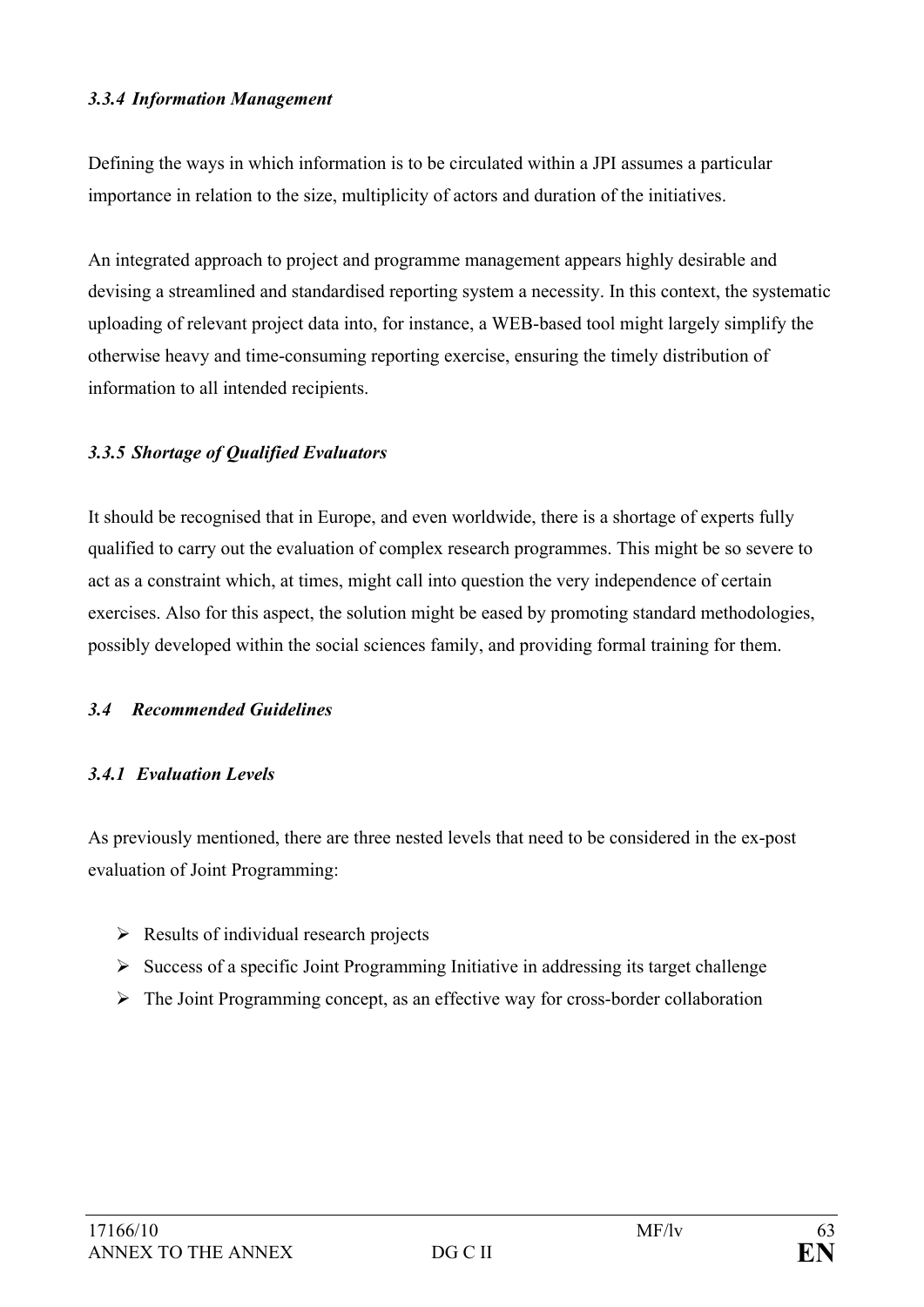#### *3.3.4 Information Management*

Defining the ways in which information is to be circulated within a JPI assumes a particular importance in relation to the size, multiplicity of actors and duration of the initiatives.

An integrated approach to project and programme management appears highly desirable and devising a streamlined and standardised reporting system a necessity. In this context, the systematic uploading of relevant project data into, for instance, a WEB-based tool might largely simplify the otherwise heavy and time-consuming reporting exercise, ensuring the timely distribution of information to all intended recipients.

#### *3.3.5 Shortage of Qualified Evaluators*

It should be recognised that in Europe, and even worldwide, there is a shortage of experts fully qualified to carry out the evaluation of complex research programmes. This might be so severe to act as a constraint which, at times, might call into question the very independence of certain exercises. Also for this aspect, the solution might be eased by promoting standard methodologies, possibly developed within the social sciences family, and providing formal training for them.

### *3.4 Recommended Guidelines*

#### *3.4.1 Evaluation Levels*

As previously mentioned, there are three nested levels that need to be considered in the ex-post evaluation of Joint Programming:

- Results of individual research projects
- Success of a specific Joint Programming Initiative in addressing its target challenge
- The Joint Programming concept, as an effective way for cross-border collaboration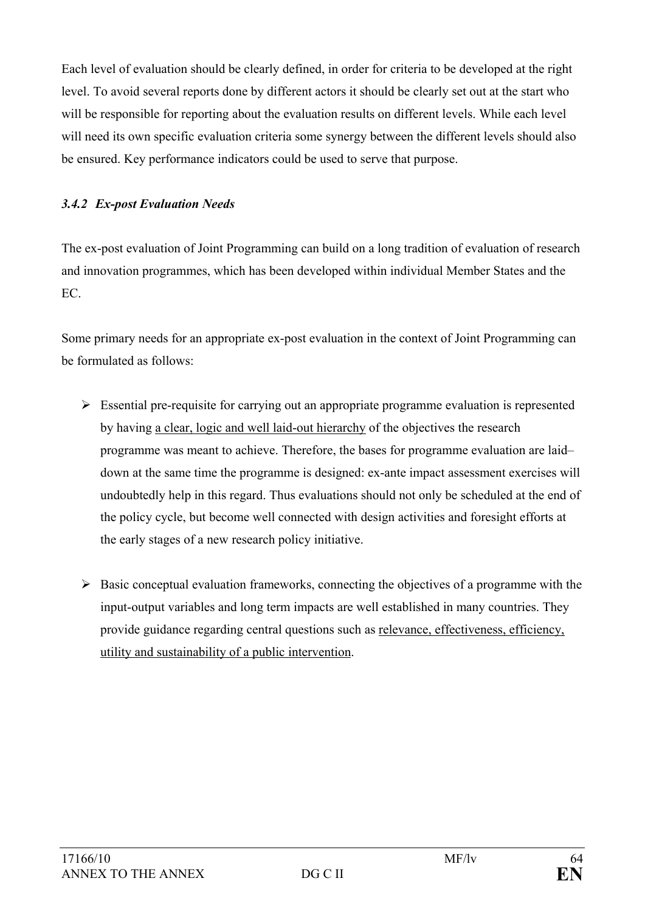Each level of evaluation should be clearly defined, in order for criteria to be developed at the right level. To avoid several reports done by different actors it should be clearly set out at the start who will be responsible for reporting about the evaluation results on different levels. While each level will need its own specific evaluation criteria some synergy between the different levels should also be ensured. Key performance indicators could be used to serve that purpose.

### *3.4.2 Ex-post Evaluation Needs*

The ex-post evaluation of Joint Programming can build on a long tradition of evaluation of research and innovation programmes, which has been developed within individual Member States and the EC.

Some primary needs for an appropriate ex-post evaluation in the context of Joint Programming can be formulated as follows:

- Essential pre-requisite for carrying out an appropriate programme evaluation is represented by having <u>a clear, logic and well laid-out hierarchy</u> of the objectives the research programme was meant to achieve. Therefore, the bases for programme evaluation are laid–down at the same time the programme is designed: ex-ante impact assessment exercises will undoubtedly help in this regard. Thus evaluations should not only be scheduled at the end of the policy cycle, but become well connected with design activities and foresight efforts at the early stages of a new research policy initiative.

- Basic conceptual evaluation frameworks, connecting the objectives of a programme with the input-output variables and long term impacts are well established in many countries. They provide guidance regarding central questions such as <u>relevance, effectiveness, efficiency, utility and sustainability of a public intervention</u>.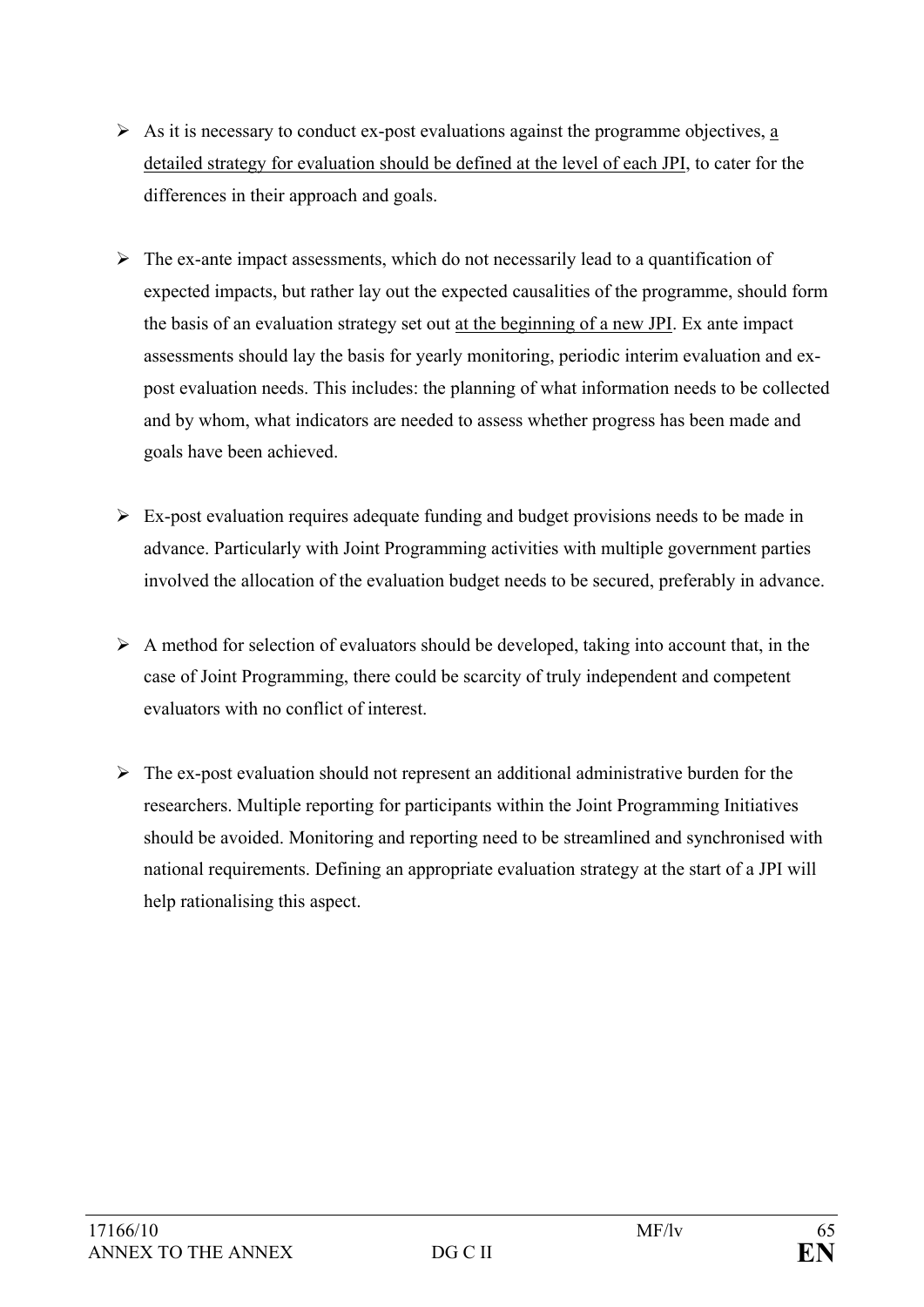- As it is necessary to conduct ex-post evaluations against the programme objectives, <u>a detailed strategy for evaluation should be defined at the level of each JPI</u>, to cater for the differences in their approach and goals.

- The ex-ante impact assessments, which do not necessarily lead to a quantification of expected impacts, but rather lay out the expected causalities of the programme, should form the basis of an evaluation strategy set out <u>at the beginning of a new JPI</u>. Ex ante impact assessments should lay the basis for yearly monitoring, periodic interim evaluation and ex-post evaluation needs. This includes: the planning of what information needs to be collected and by whom, what indicators are needed to assess whether progress has been made and goals have been achieved.

- Ex-post evaluation requires adequate funding and budget provisions needs to be made in advance. Particularly with Joint Programming activities with multiple government parties involved the allocation of the evaluation budget needs to be secured, preferably in advance.

- A method for selection of evaluators should be developed, taking into account that, in the case of Joint Programming, there could be scarcity of truly independent and competent evaluators with no conflict of interest.

- The ex-post evaluation should not represent an additional administrative burden for the researchers. Multiple reporting for participants within the Joint Programming Initiatives should be avoided. Monitoring and reporting need to be streamlined and synchronised with national requirements. Defining an appropriate evaluation strategy at the start of a JPI will help rationalising this aspect.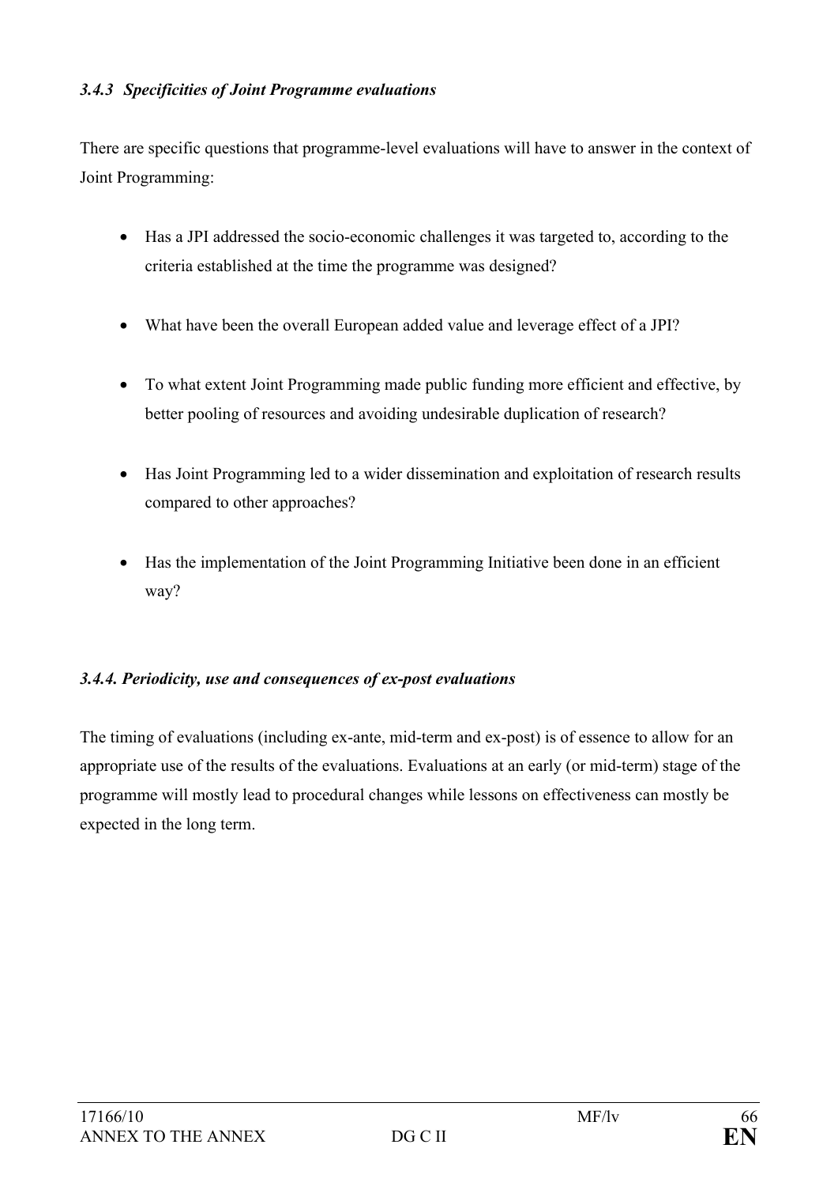### *3.4.3 Specificities of Joint Programme evaluations*

There are specific questions that programme-level evaluations will have to answer in the context of Joint Programming:

- Has a JPI addressed the socio-economic challenges it was targeted to, according to the criteria established at the time the programme was designed?
- What have been the overall European added value and leverage effect of a JPI?
- To what extent Joint Programming made public funding more efficient and effective, by better pooling of resources and avoiding undesirable duplication of research?
- Has Joint Programming led to a wider dissemination and exploitation of research results compared to other approaches?
- Has the implementation of the Joint Programming Initiative been done in an efficient way?

### *3.4.4. Periodicity, use and consequences of ex-post evaluations*

The timing of evaluations (including ex-ante, mid-term and ex-post) is of essence to allow for an appropriate use of the results of the evaluations. Evaluations at an early (or mid-term) stage of the programme will mostly lead to procedural changes while lessons on effectiveness can mostly be expected in the long term.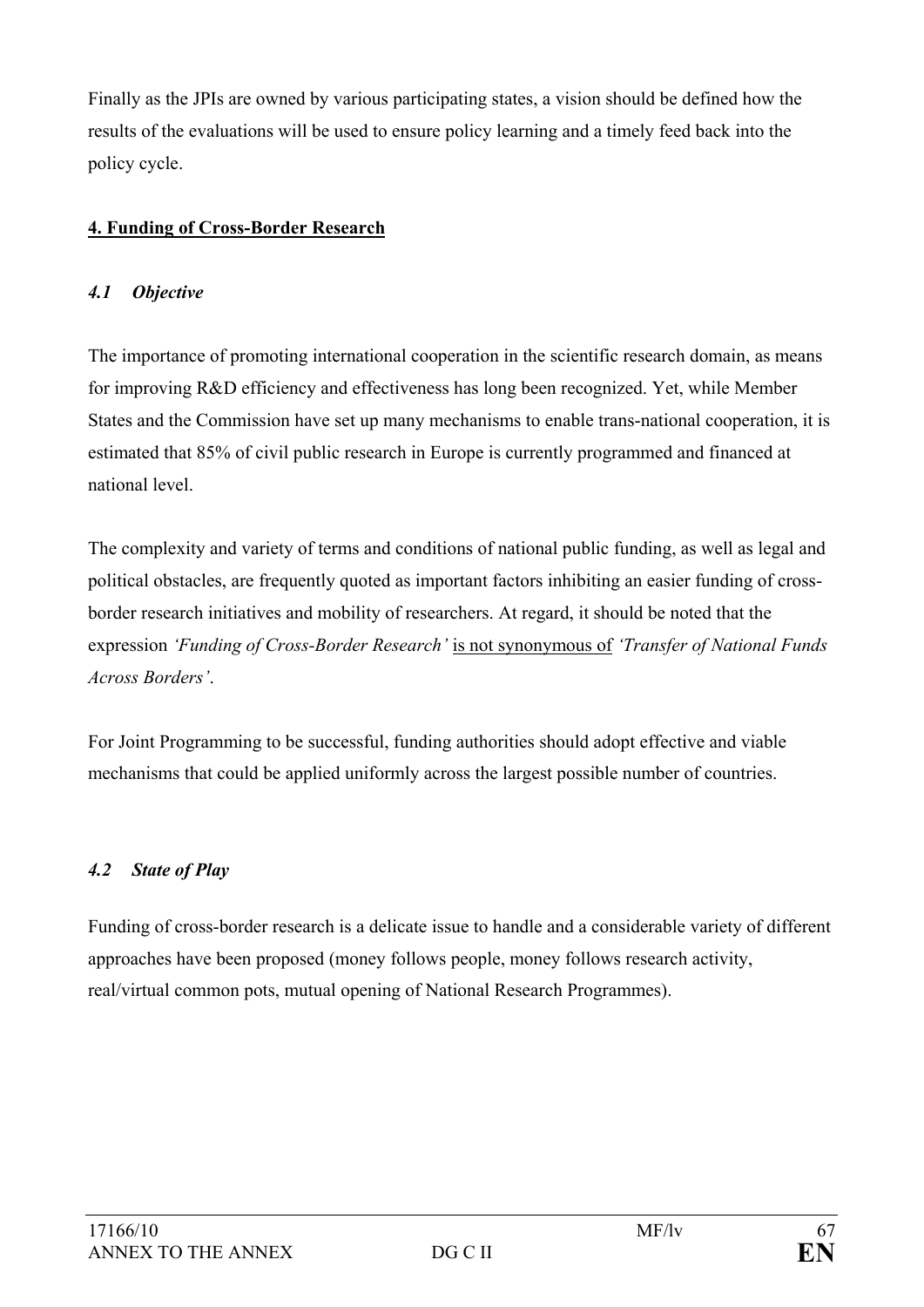Finally as the JPIs are owned by various participating states, a vision should be defined how the results of the evaluations will be used to ensure policy learning and a timely feed back into the policy cycle.

## **4. Funding of Cross-Border Research**

### *4.1 Objective*

The importance of promoting international cooperation in the scientific research domain, as means for improving R&D efficiency and effectiveness has long been recognized. Yet, while Member States and the Commission have set up many mechanisms to enable trans-national cooperation, it is estimated that 85% of civil public research in Europe is currently programmed and financed at national level.

The complexity and variety of terms and conditions of national public funding, as well as legal and political obstacles, are frequently quoted as important factors inhibiting an easier funding of cross-border research initiatives and mobility of researchers. At regard, it should be noted that the expression *'Funding of Cross-Border Research'* <u>is not synonymous of</u> *'Transfer of National Funds Across Borders'*.

For Joint Programming to be successful, funding authorities should adopt effective and viable mechanisms that could be applied uniformly across the largest possible number of countries.

### *4.2 State of Play*

Funding of cross-border research is a delicate issue to handle and a considerable variety of different approaches have been proposed (money follows people, money follows research activity, real/virtual common pots, mutual opening of National Research Programmes).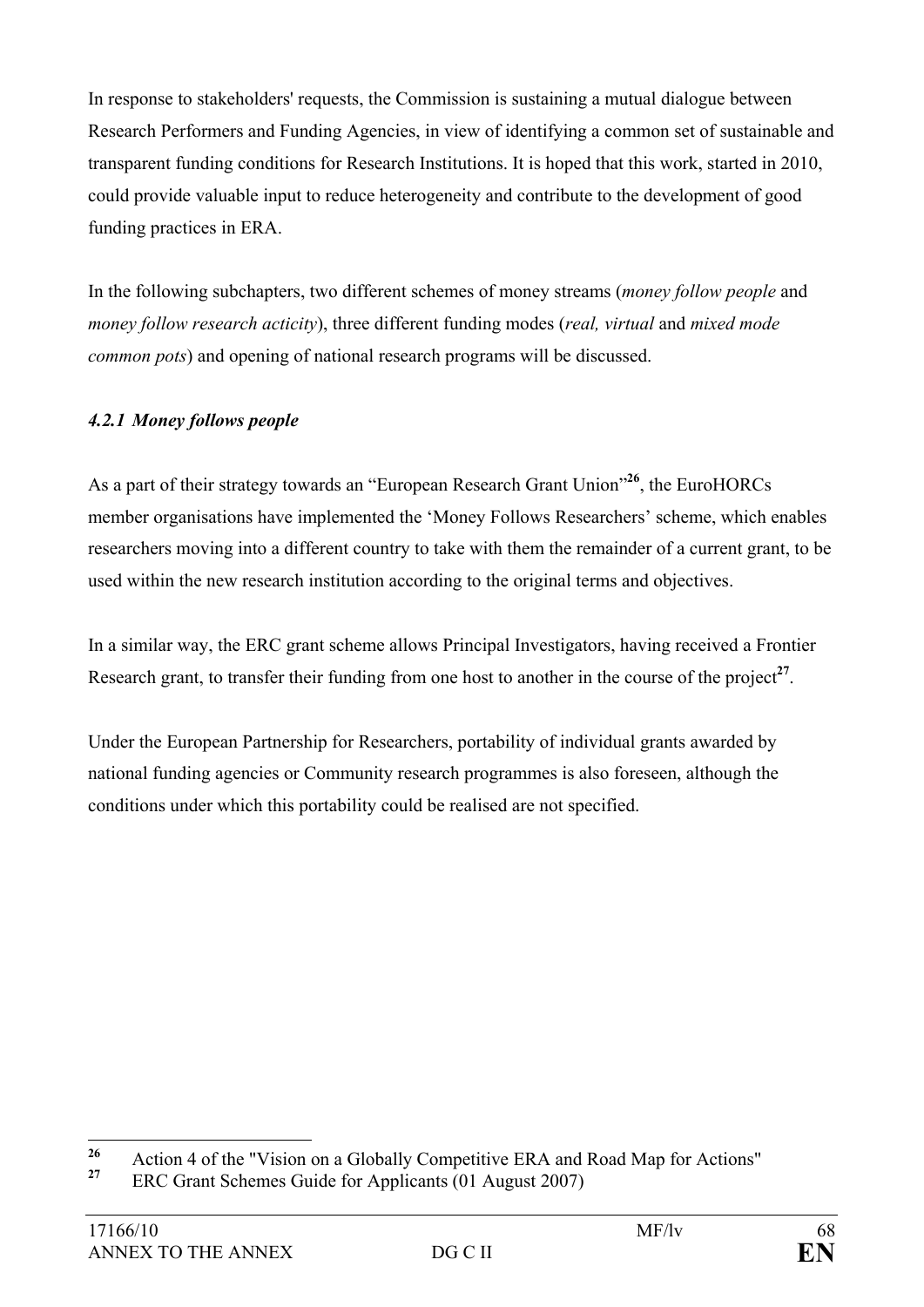In response to stakeholders' requests, the Commission is sustaining a mutual dialogue between Research Performers and Funding Agencies, in view of identifying a common set of sustainable and transparent funding conditions for Research Institutions. It is hoped that this work, started in 2010, could provide valuable input to reduce heterogeneity and contribute to the development of good funding practices in ERA.

In the following subchapters, two different schemes of money streams (*money follow people* and *money follow research acticity*), three different funding modes (*real, virtual* and *mixed mode common pots*) and opening of national research programs will be discussed.

### *4.2.1 Money follows people*

As a part of their strategy towards an "European Research Grant Union"[26], the EuroHORCs member organisations have implemented the 'Money Follows Researchers' scheme, which enables researchers moving into a different country to take with them the remainder of a current grant, to be used within the new research institution according to the original terms and objectives.

In a similar way, the ERC grant scheme allows Principal Investigators, having received a Frontier Research grant, to transfer their funding from one host to another in the course of the project[27].

Under the European Partnership for Researchers, portability of individual grants awarded by national funding agencies or Community research programmes is also foreseen, although the conditions under which this portability could be realised are not specified.

---

[26] Action 4 of the "Vision on a Globally Competitive ERA and Road Map for Actions"

[27] ERC Grant Schemes Guide for Applicants (01 August 2007)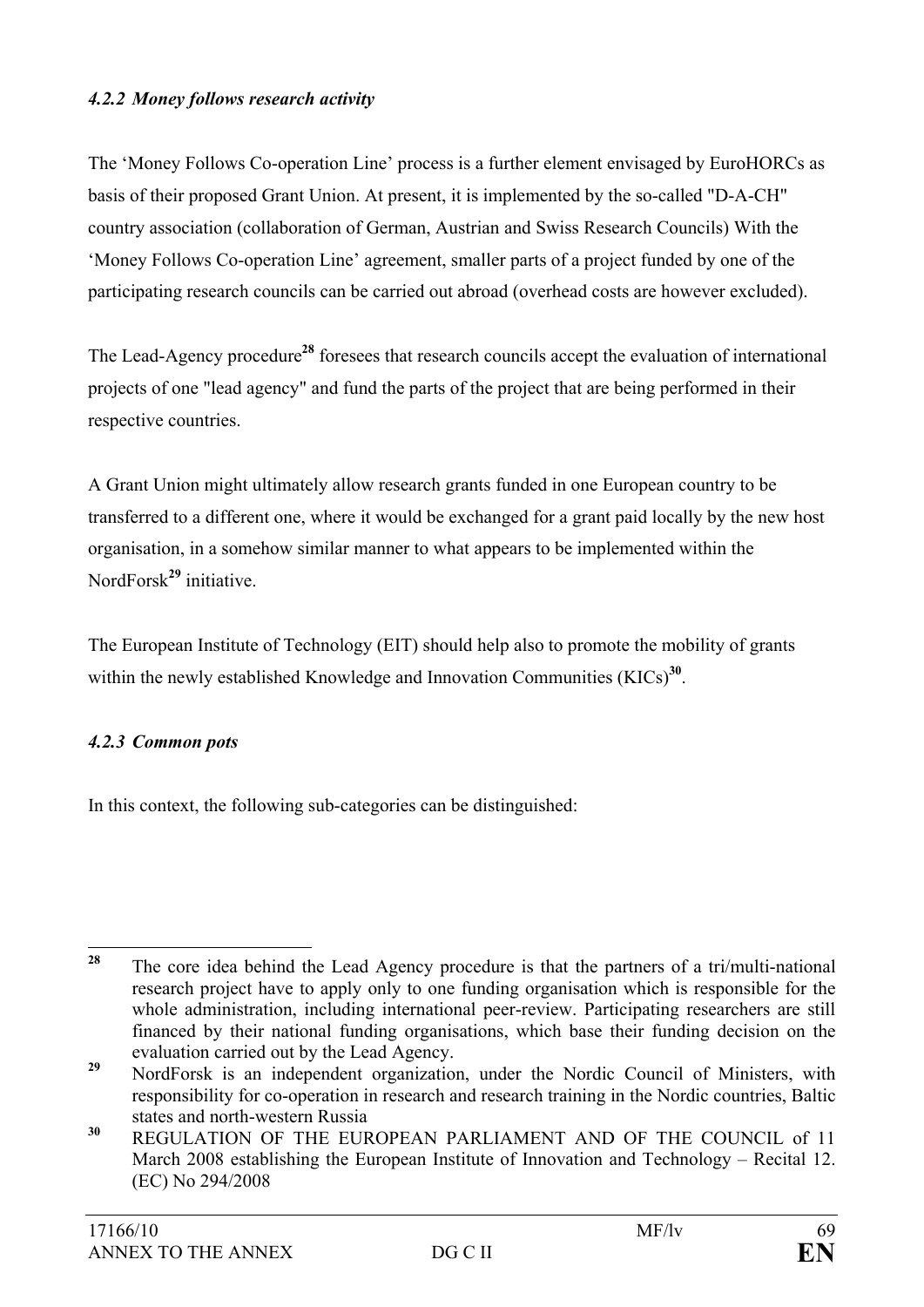#### *4.2.2 Money follows research activity*

The 'Money Follows Co-operation Line' process is a further element envisaged by EuroHORCs as basis of their proposed Grant Union. At present, it is implemented by the so-called "D-A-CH" country association (collaboration of German, Austrian and Swiss Research Councils) With the 'Money Follows Co-operation Line' agreement, smaller parts of a project funded by one of the participating research councils can be carried out abroad (overhead costs are however excluded).

The Lead-Agency procedure[28] foresees that research councils accept the evaluation of international projects of one "lead agency" and fund the parts of the project that are being performed in their respective countries.

A Grant Union might ultimately allow research grants funded in one European country to be transferred to a different one, where it would be exchanged for a grant paid locally by the new host organisation, in a somehow similar manner to what appears to be implemented within the NordForsk[29] initiative.

The European Institute of Technology (EIT) should help also to promote the mobility of grants within the newly established Knowledge and Innovation Communities (KICs)[30].

#### *4.2.3 Common pots*

In this context, the following sub-categories can be distinguished:

---

[28] The core idea behind the Lead Agency procedure is that the partners of a tri/multi-national research project have to apply only to one funding organisation which is responsible for the whole administration, including international peer-review. Participating researchers are still financed by their national funding organisations, which base their funding decision on the evaluation carried out by the Lead Agency.

[29] NordForsk is an independent organization, under the Nordic Council of Ministers, with responsibility for co-operation in research and research training in the Nordic countries, Baltic states and north-western Russia

[30] REGULATION OF THE EUROPEAN PARLIAMENT AND OF THE COUNCIL of 11 March 2008 establishing the European Institute of Innovation and Technology – Recital 12. (EC) No 294/2008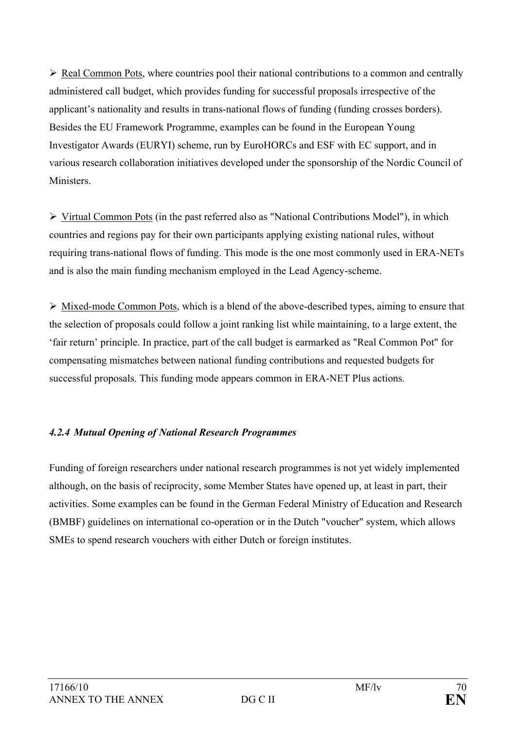- Real Common Pots, where countries pool their national contributions to a common and centrally administered call budget, which provides funding for successful proposals irrespective of the applicant's nationality and results in trans-national flows of funding (funding crosses borders). Besides the EU Framework Programme, examples can be found in the European Young Investigator Awards (EURYI) scheme, run by EuroHORCs and ESF with EC support, and in various research collaboration initiatives developed under the sponsorship of the Nordic Council of Ministers.

- Virtual Common Pots (in the past referred also as "National Contributions Model"), in which countries and regions pay for their own participants applying existing national rules, without requiring trans-national flows of funding. This mode is the one most commonly used in ERA-NETs and is also the main funding mechanism employed in the Lead Agency-scheme.

- Mixed-mode Common Pots, which is a blend of the above-described types, aiming to ensure that the selection of proposals could follow a joint ranking list while maintaining, to a large extent, the 'fair return' principle. In practice, part of the call budget is earmarked as "Real Common Pot" for compensating mismatches between national funding contributions and requested budgets for successful proposals. This funding mode appears common in ERA-NET Plus actions.

#### *4.2.4 Mutual Opening of National Research Programmes*

Funding of foreign researchers under national research programmes is not yet widely implemented although, on the basis of reciprocity, some Member States have opened up, at least in part, their activities. Some examples can be found in the German Federal Ministry of Education and Research (BMBF) guidelines on international co-operation or in the Dutch "voucher" system, which allows SMEs to spend research vouchers with either Dutch or foreign institutes.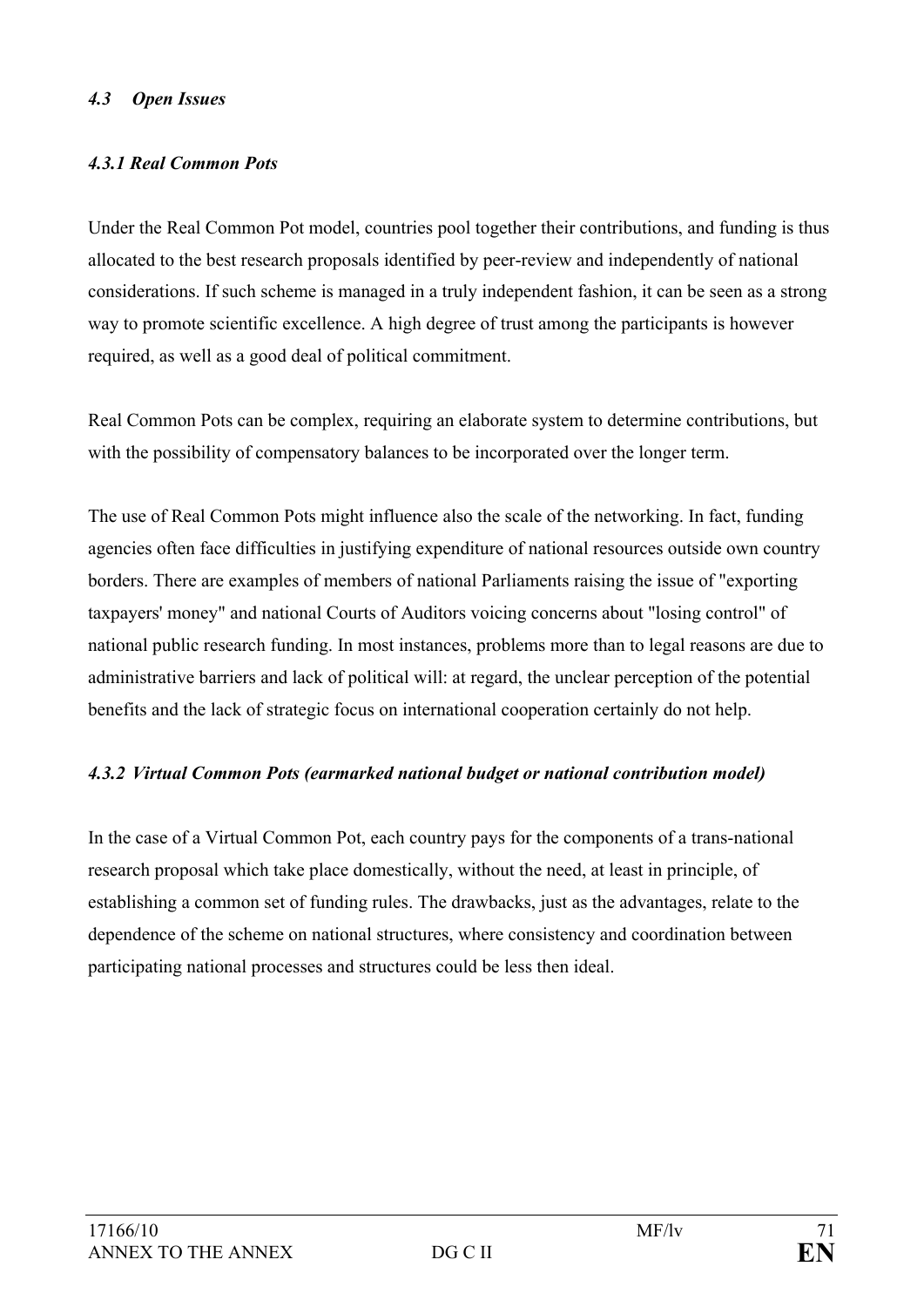### *4.3 Open Issues*

#### *4.3.1 Real Common Pots*

Under the Real Common Pot model, countries pool together their contributions, and funding is thus allocated to the best research proposals identified by peer-review and independently of national considerations. If such scheme is managed in a truly independent fashion, it can be seen as a strong way to promote scientific excellence. A high degree of trust among the participants is however required, as well as a good deal of political commitment.

Real Common Pots can be complex, requiring an elaborate system to determine contributions, but with the possibility of compensatory balances to be incorporated over the longer term.

The use of Real Common Pots might influence also the scale of the networking. In fact, funding agencies often face difficulties in justifying expenditure of national resources outside own country borders. There are examples of members of national Parliaments raising the issue of "exporting taxpayers' money" and national Courts of Auditors voicing concerns about "losing control" of national public research funding. In most instances, problems more than to legal reasons are due to administrative barriers and lack of political will: at regard, the unclear perception of the potential benefits and the lack of strategic focus on international cooperation certainly do not help.

#### *4.3.2 Virtual Common Pots (earmarked national budget or national contribution model)*

In the case of a Virtual Common Pot, each country pays for the components of a trans-national research proposal which take place domestically, without the need, at least in principle, of establishing a common set of funding rules. The drawbacks, just as the advantages, relate to the dependence of the scheme on national structures, where consistency and coordination between participating national processes and structures could be less then ideal.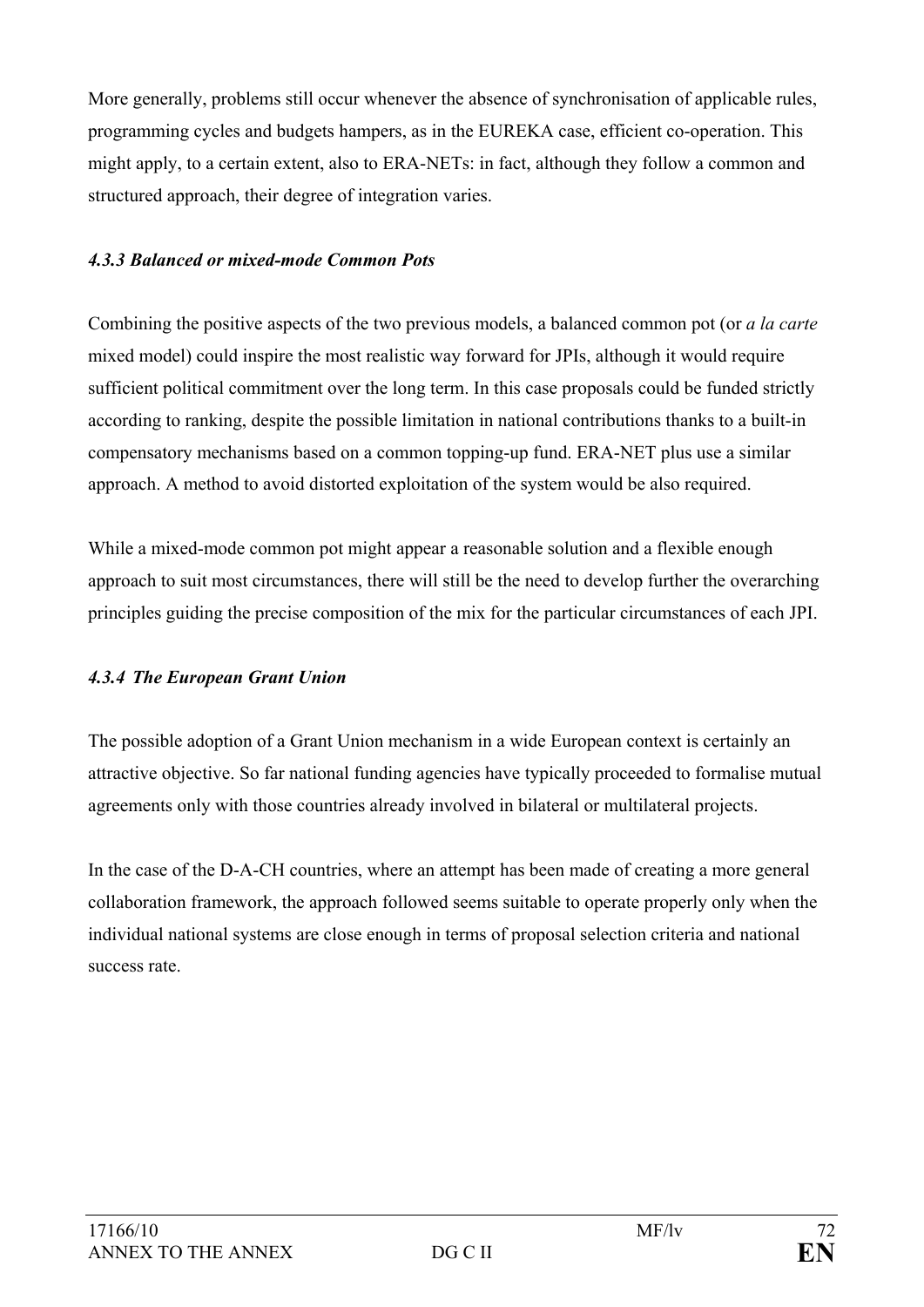More generally, problems still occur whenever the absence of synchronisation of applicable rules, programming cycles and budgets hampers, as in the EUREKA case, efficient co-operation. This might apply, to a certain extent, also to ERA-NETs: in fact, although they follow a common and structured approach, their degree of integration varies.

#### *4.3.3 Balanced or mixed-mode Common Pots*

Combining the positive aspects of the two previous models, a balanced common pot (or *a la carte* mixed model) could inspire the most realistic way forward for JPIs, although it would require sufficient political commitment over the long term. In this case proposals could be funded strictly according to ranking, despite the possible limitation in national contributions thanks to a built-in compensatory mechanisms based on a common topping-up fund. ERA-NET plus use a similar approach. A method to avoid distorted exploitation of the system would be also required.

While a mixed-mode common pot might appear a reasonable solution and a flexible enough approach to suit most circumstances, there will still be the need to develop further the overarching principles guiding the precise composition of the mix for the particular circumstances of each JPI.

#### *4.3.4 The European Grant Union*

The possible adoption of a Grant Union mechanism in a wide European context is certainly an attractive objective. So far national funding agencies have typically proceeded to formalise mutual agreements only with those countries already involved in bilateral or multilateral projects.

In the case of the D-A-CH countries, where an attempt has been made of creating a more general collaboration framework, the approach followed seems suitable to operate properly only when the individual national systems are close enough in terms of proposal selection criteria and national success rate.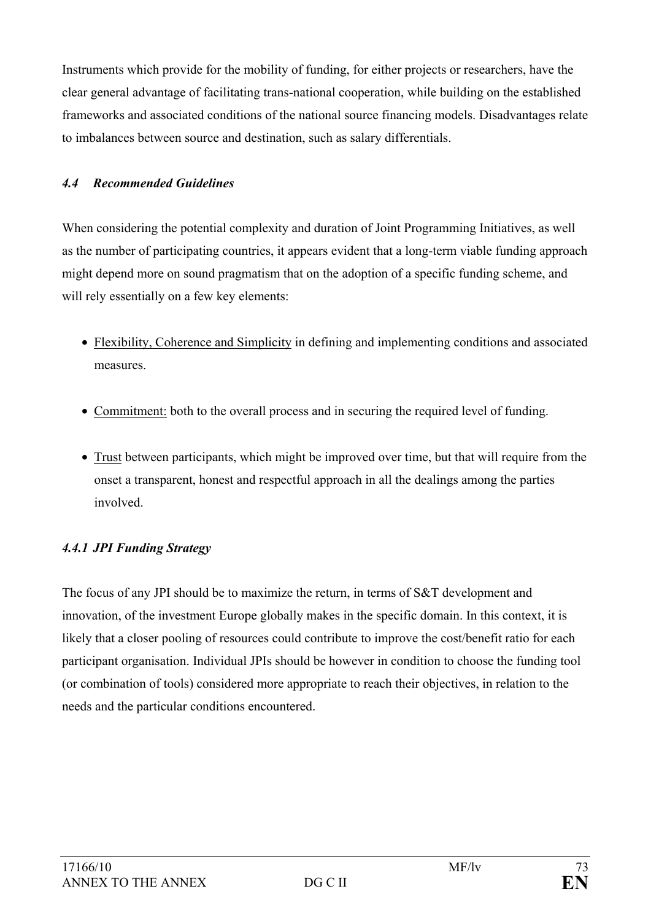Instruments which provide for the mobility of funding, for either projects or researchers, have the clear general advantage of facilitating trans-national cooperation, while building on the established frameworks and associated conditions of the national source financing models. Disadvantages relate to imbalances between source and destination, such as salary differentials.

### *4.4 Recommended Guidelines*

When considering the potential complexity and duration of Joint Programming Initiatives, as well as the number of participating countries, it appears evident that a long-term viable funding approach might depend more on sound pragmatism that on the adoption of a specific funding scheme, and will rely essentially on a few key elements:

- <u>Flexibility, Coherence and Simplicity</u> in defining and implementing conditions and associated measures.
- <u>Commitment:</u> both to the overall process and in securing the required level of funding.
- <u>Trust</u> between participants, which might be improved over time, but that will require from the onset a transparent, honest and respectful approach in all the dealings among the parties involved.

#### *4.4.1 JPI Funding Strategy*

The focus of any JPI should be to maximize the return, in terms of S&T development and innovation, of the investment Europe globally makes in the specific domain. In this context, it is likely that a closer pooling of resources could contribute to improve the cost/benefit ratio for each participant organisation. Individual JPIs should be however in condition to choose the funding tool (or combination of tools) considered more appropriate to reach their objectives, in relation to the needs and the particular conditions encountered.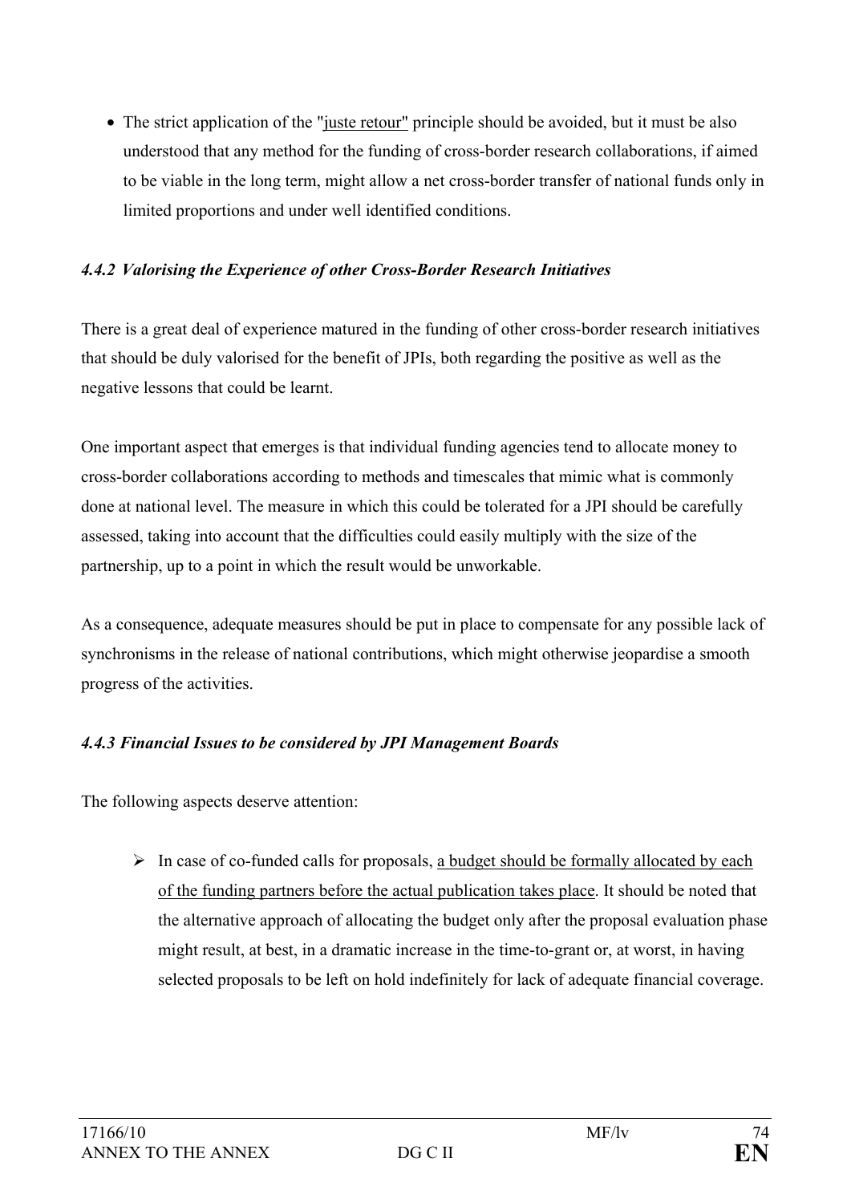- The strict application of the "juste retour" principle should be avoided, but it must be also understood that any method for the funding of cross-border research collaborations, if aimed to be viable in the long term, might allow a net cross-border transfer of national funds only in limited proportions and under well identified conditions.

#### *4.4.2 Valorising the Experience of other Cross-Border Research Initiatives*

There is a great deal of experience matured in the funding of other cross-border research initiatives that should be duly valorised for the benefit of JPIs, both regarding the positive as well as the negative lessons that could be learnt.

One important aspect that emerges is that individual funding agencies tend to allocate money to cross-border collaborations according to methods and timescales that mimic what is commonly done at national level. The measure in which this could be tolerated for a JPI should be carefully assessed, taking into account that the difficulties could easily multiply with the size of the partnership, up to a point in which the result would be unworkable.

As a consequence, adequate measures should be put in place to compensate for any possible lack of synchronisms in the release of national contributions, which might otherwise jeopardise a smooth progress of the activities.

#### *4.4.3 Financial Issues to be considered by JPI Management Boards*

The following aspects deserve attention:

- In case of co-funded calls for proposals, a budget should be formally allocated by each of the funding partners before the actual publication takes place. It should be noted that the alternative approach of allocating the budget only after the proposal evaluation phase might result, at best, in a dramatic increase in the time-to-grant or, at worst, in having selected proposals to be left on hold indefinitely for lack of adequate financial coverage.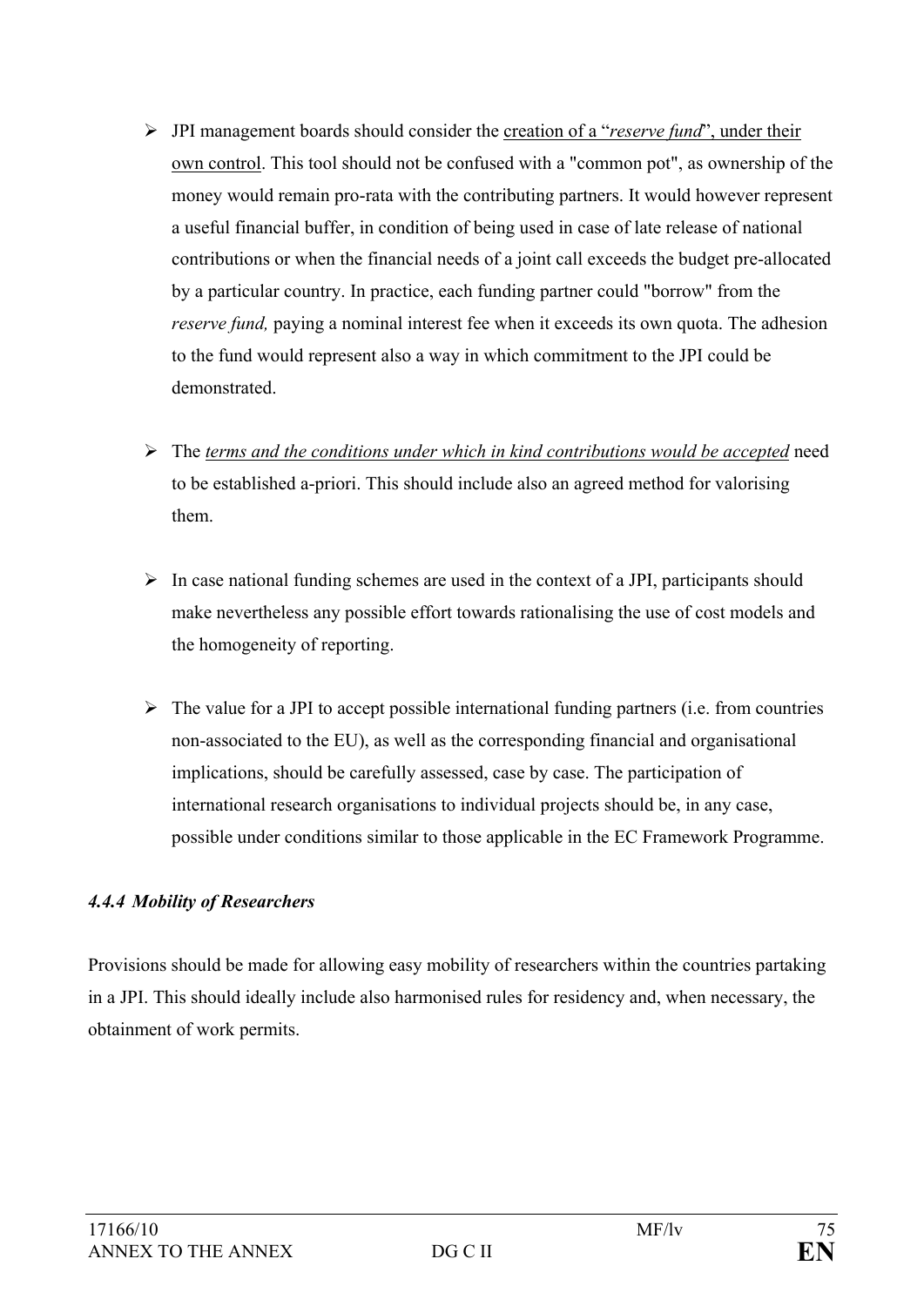- JPI management boards should consider the creation of a "*reserve fund*", under their own control. This tool should not be confused with a "common pot", as ownership of the money would remain pro-rata with the contributing partners. It would however represent a useful financial buffer, in condition of being used in case of late release of national contributions or when the financial needs of a joint call exceeds the budget pre-allocated by a particular country. In practice, each funding partner could "borrow" from the *reserve fund,* paying a nominal interest fee when it exceeds its own quota. The adhesion to the fund would represent also a way in which commitment to the JPI could be demonstrated.

- The *terms and the conditions under which in kind contributions would be accepted* need to be established a-priori. This should include also an agreed method for valorising them.

- In case national funding schemes are used in the context of a JPI, participants should make nevertheless any possible effort towards rationalising the use of cost models and the homogeneity of reporting.

- The value for a JPI to accept possible international funding partners (i.e. from countries non-associated to the EU), as well as the corresponding financial and organisational implications, should be carefully assessed, case by case. The participation of international research organisations to individual projects should be, in any case, possible under conditions similar to those applicable in the EC Framework Programme.

#### *4.4.4 Mobility of Researchers*

Provisions should be made for allowing easy mobility of researchers within the countries partaking in a JPI. This should ideally include also harmonised rules for residency and, when necessary, the obtainment of work permits.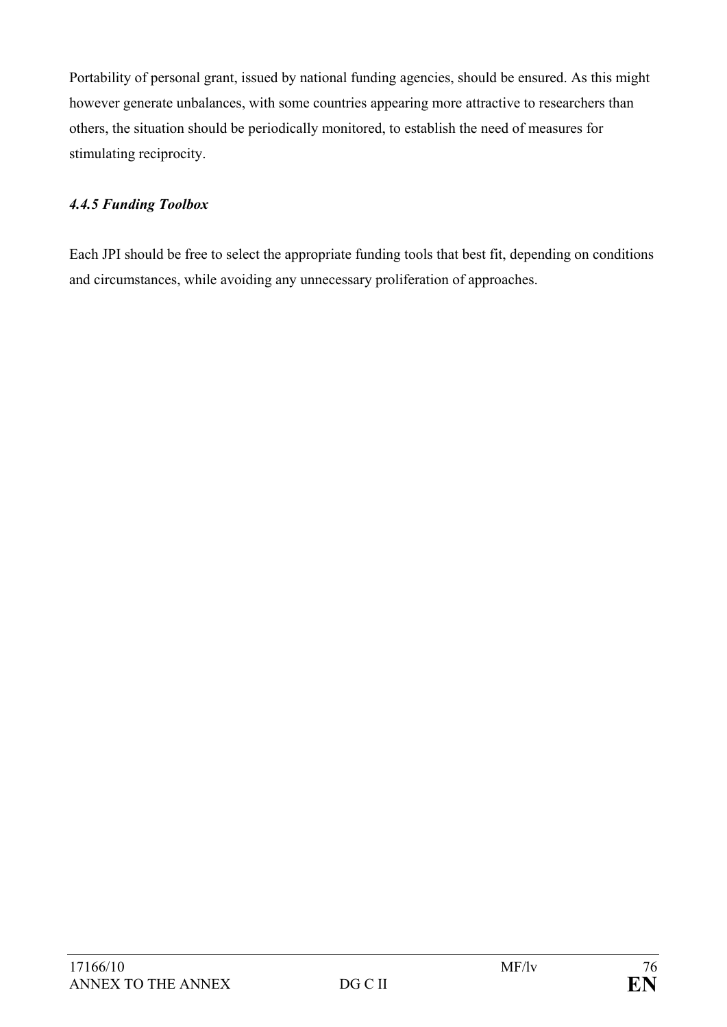Portability of personal grant, issued by national funding agencies, should be ensured. As this might however generate unbalances, with some countries appearing more attractive to researchers than others, the situation should be periodically monitored, to establish the need of measures for stimulating reciprocity.

#### *4.4.5 Funding Toolbox*

Each JPI should be free to select the appropriate funding tools that best fit, depending on conditions and circumstances, while avoiding any unnecessary proliferation of approaches.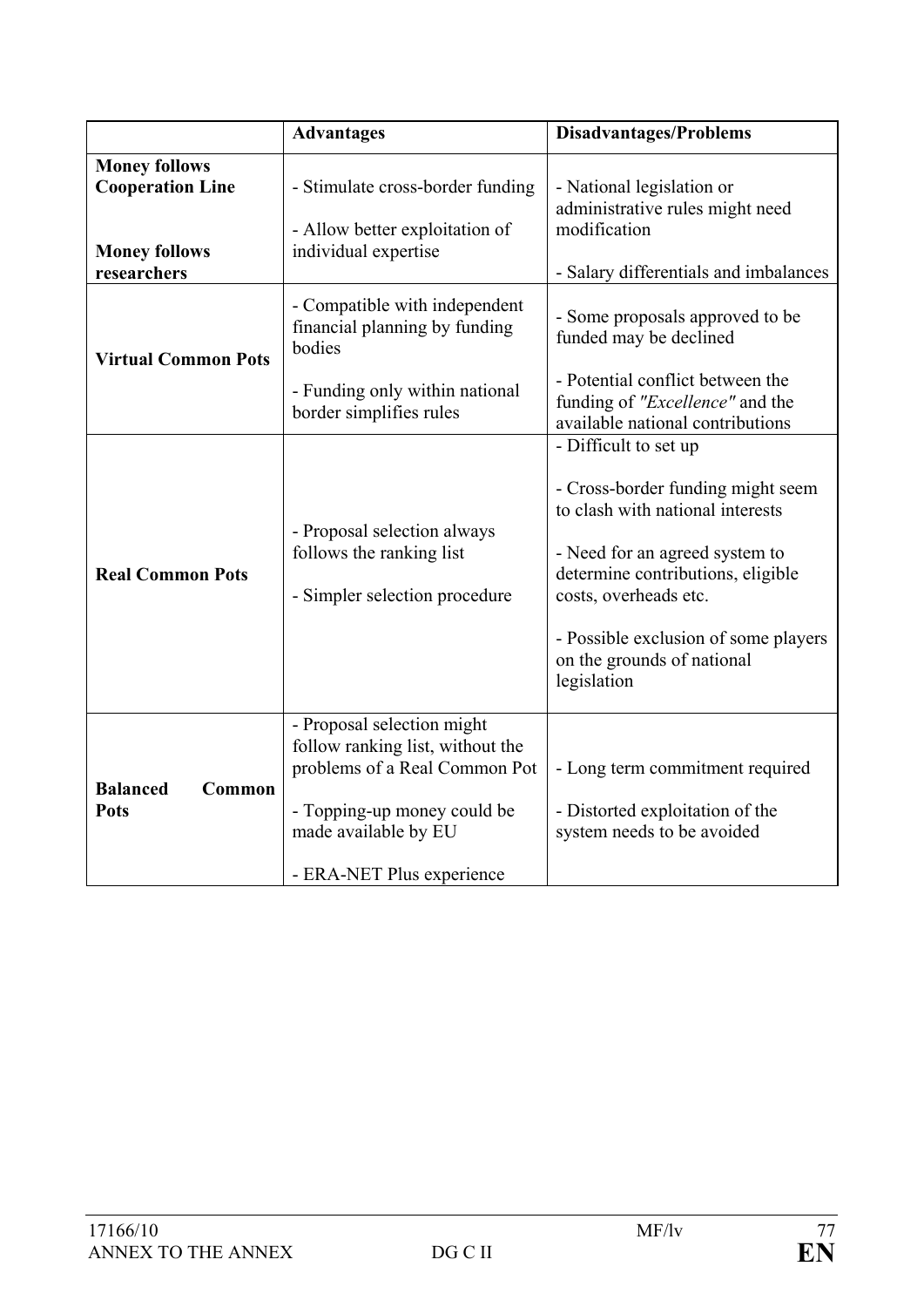| | Advantages | Disadvantages/Problems |
|---|---|---|
| **Money follows Cooperation Line**<br><br>**Money follows researchers** | - Stimulate cross-border funding<br><br>- Allow better exploitation of individual expertise | - National legislation or administrative rules might need modification<br><br>- Salary differentials and imbalances |
| **Virtual Common Pots** | - Compatible with independent financial planning by funding bodies<br><br>- Funding only within national border simplifies rules | - Some proposals approved to be funded may be declined<br><br>- Potential conflict between the funding of *"Excellence"* and the available national contributions |
| **Real Common Pots** | - Proposal selection always follows the ranking list<br><br>- Simpler selection procedure | - Difficult to set up<br><br>- Cross-border funding might seem to clash with national interests<br><br>- Need for an agreed system to determine contributions, eligible costs, overheads etc.<br><br>- Possible exclusion of some players on the grounds of national legislation |
| **Balanced Common Pots** | - Proposal selection might follow ranking list, without the problems of a Real Common Pot<br><br>- Topping-up money could be made available by EU<br><br>- ERA-NET Plus experience | - Long term commitment required<br><br>- Distorted exploitation of the system needs to be avoided |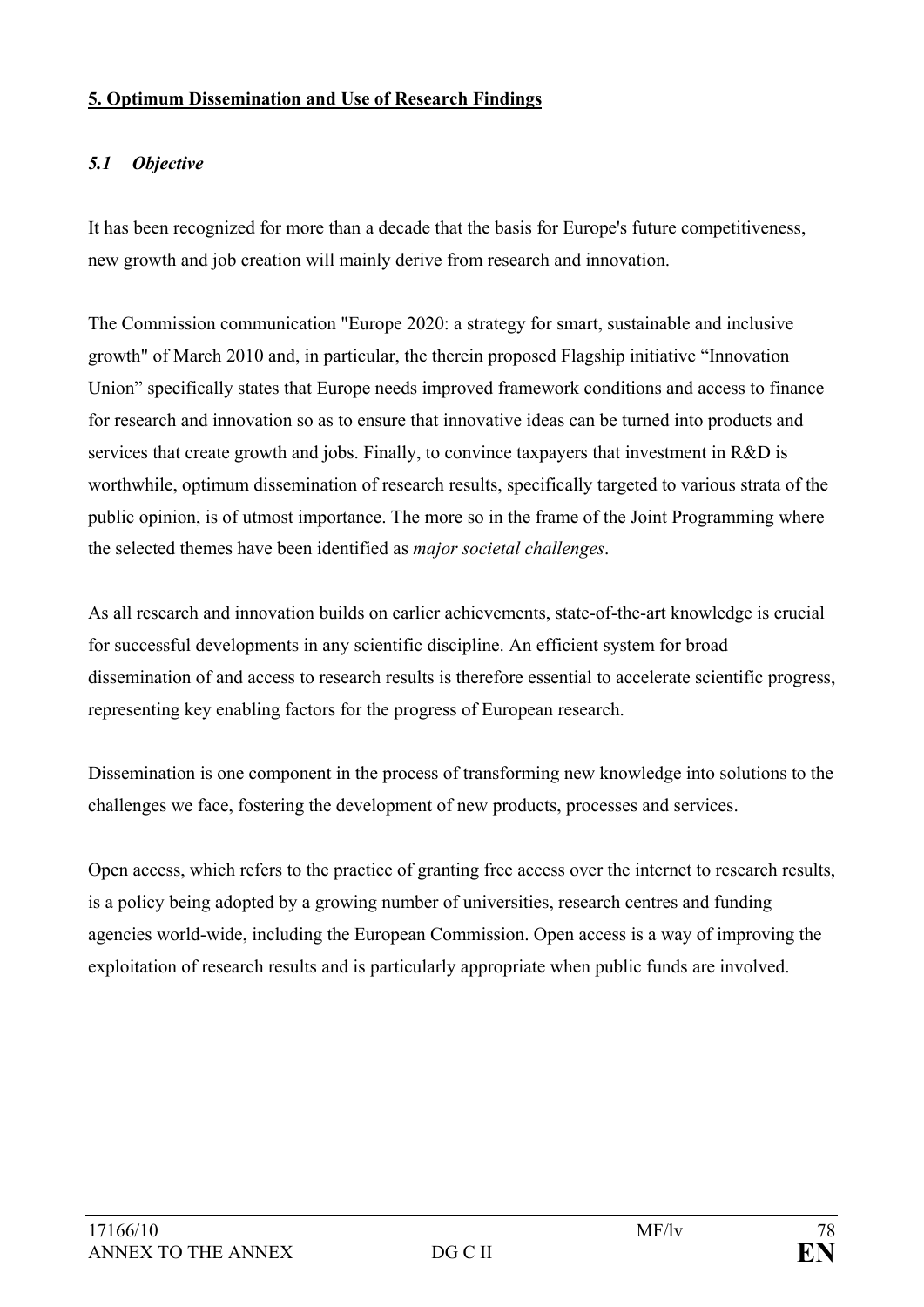## 5. Optimum Dissemination and Use of Research Findings

### *5.1 Objective*

It has been recognized for more than a decade that the basis for Europe's future competitiveness, new growth and job creation will mainly derive from research and innovation.

The Commission communication "Europe 2020: a strategy for smart, sustainable and inclusive growth" of March 2010 and, in particular, the therein proposed Flagship initiative "Innovation Union" specifically states that Europe needs improved framework conditions and access to finance for research and innovation so as to ensure that innovative ideas can be turned into products and services that create growth and jobs. Finally, to convince taxpayers that investment in R&D is worthwhile, optimum dissemination of research results, specifically targeted to various strata of the public opinion, is of utmost importance. The more so in the frame of the Joint Programming where the selected themes have been identified as *major societal challenges*.

As all research and innovation builds on earlier achievements, state-of-the-art knowledge is crucial for successful developments in any scientific discipline. An efficient system for broad dissemination of and access to research results is therefore essential to accelerate scientific progress, representing key enabling factors for the progress of European research.

Dissemination is one component in the process of transforming new knowledge into solutions to the challenges we face, fostering the development of new products, processes and services.

Open access, which refers to the practice of granting free access over the internet to research results, is a policy being adopted by a growing number of universities, research centres and funding agencies world-wide, including the European Commission. Open access is a way of improving the exploitation of research results and is particularly appropriate when public funds are involved.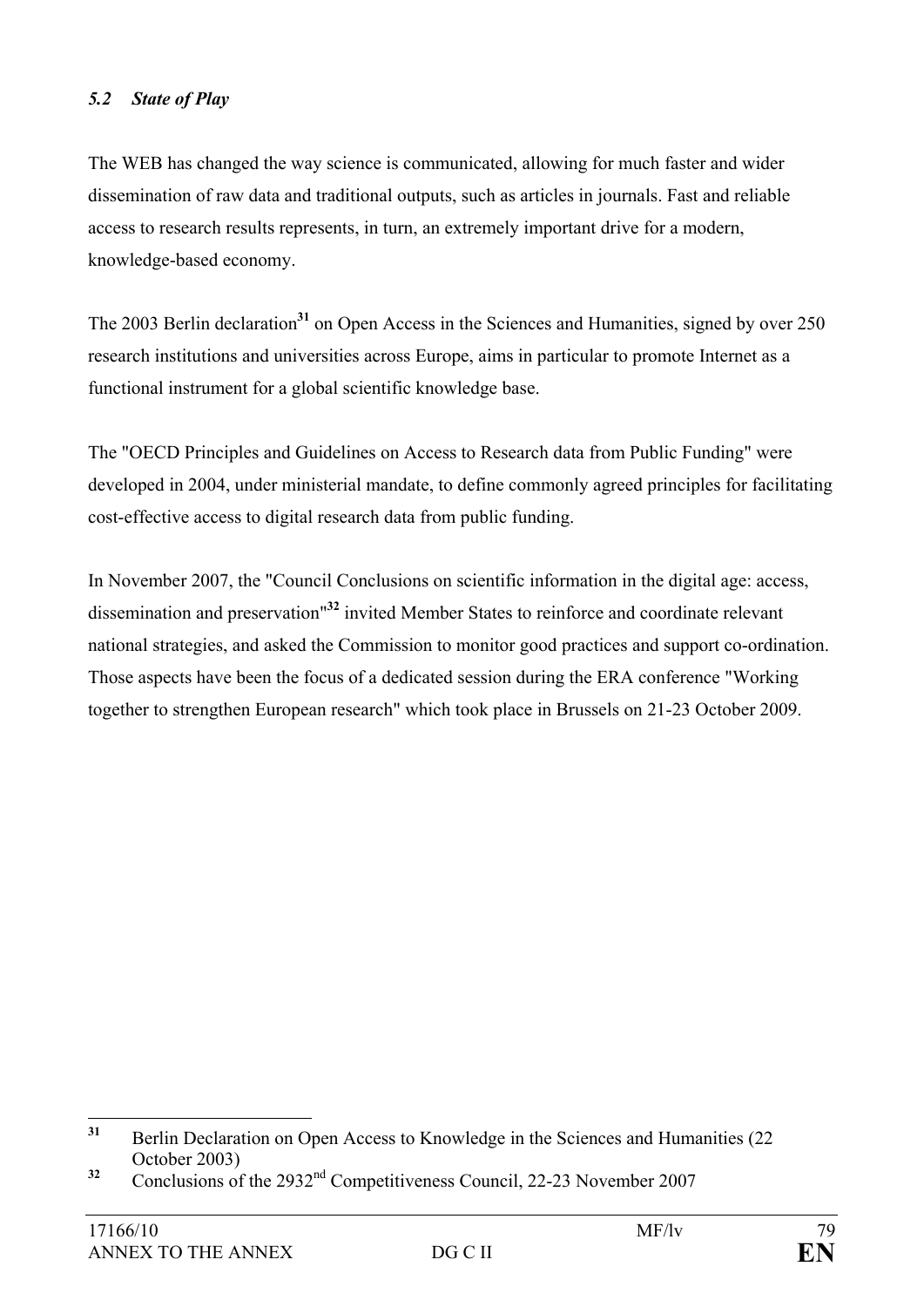### *5.2 State of Play*

The WEB has changed the way science is communicated, allowing for much faster and wider dissemination of raw data and traditional outputs, such as articles in journals. Fast and reliable access to research results represents, in turn, an extremely important drive for a modern, knowledge-based economy.

The 2003 Berlin declaration[31] on Open Access in the Sciences and Humanities, signed by over 250 research institutions and universities across Europe, aims in particular to promote Internet as a functional instrument for a global scientific knowledge base.

The "OECD Principles and Guidelines on Access to Research data from Public Funding" were developed in 2004, under ministerial mandate, to define commonly agreed principles for facilitating cost-effective access to digital research data from public funding.

In November 2007, the "Council Conclusions on scientific information in the digital age: access, dissemination and preservation"[32] invited Member States to reinforce and coordinate relevant national strategies, and asked the Commission to monitor good practices and support co-ordination. Those aspects have been the focus of a dedicated session during the ERA conference "Working together to strengthen European research" which took place in Brussels on 21-23 October 2009.

---

[31] Berlin Declaration on Open Access to Knowledge in the Sciences and Humanities (22 October 2003)

[32] Conclusions of the 2932nd Competitiveness Council, 22-23 November 2007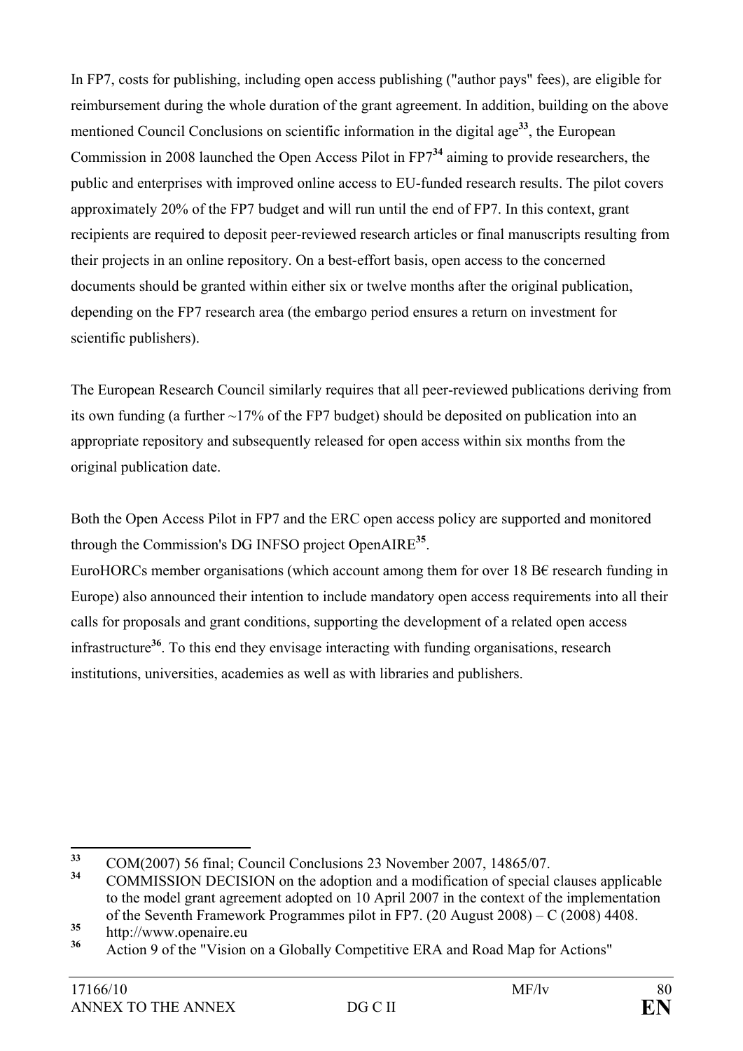In FP7, costs for publishing, including open access publishing ("author pays" fees), are eligible for reimbursement during the whole duration of the grant agreement. In addition, building on the above mentioned Council Conclusions on scientific information in the digital age[33], the European Commission in 2008 launched the Open Access Pilot in FP7[34] aiming to provide researchers, the public and enterprises with improved online access to EU-funded research results. The pilot covers approximately 20% of the FP7 budget and will run until the end of FP7. In this context, grant recipients are required to deposit peer-reviewed research articles or final manuscripts resulting from their projects in an online repository. On a best-effort basis, open access to the concerned documents should be granted within either six or twelve months after the original publication, depending on the FP7 research area (the embargo period ensures a return on investment for scientific publishers).

The European Research Council similarly requires that all peer-reviewed publications deriving from its own funding (a further ~17% of the FP7 budget) should be deposited on publication into an appropriate repository and subsequently released for open access within six months from the original publication date.

Both the Open Access Pilot in FP7 and the ERC open access policy are supported and monitored through the Commission's DG INFSO project OpenAIRE[35].

EuroHORCs member organisations (which account among them for over 18 B€ research funding in Europe) also announced their intention to include mandatory open access requirements into all their calls for proposals and grant conditions, supporting the development of a related open access infrastructure[36]. To this end they envisage interacting with funding organisations, research institutions, universities, academies as well as with libraries and publishers.

---

[33] COM(2007) 56 final; Council Conclusions 23 November 2007, 14865/07.

[34] COMMISSION DECISION on the adoption and a modification of special clauses applicable to the model grant agreement adopted on 10 April 2007 in the context of the implementation of the Seventh Framework Programmes pilot in FP7. (20 August 2008) – C (2008) 4408.

[35] http://www.openaire.eu

[36] Action 9 of the "Vision on a Globally Competitive ERA and Road Map for Actions"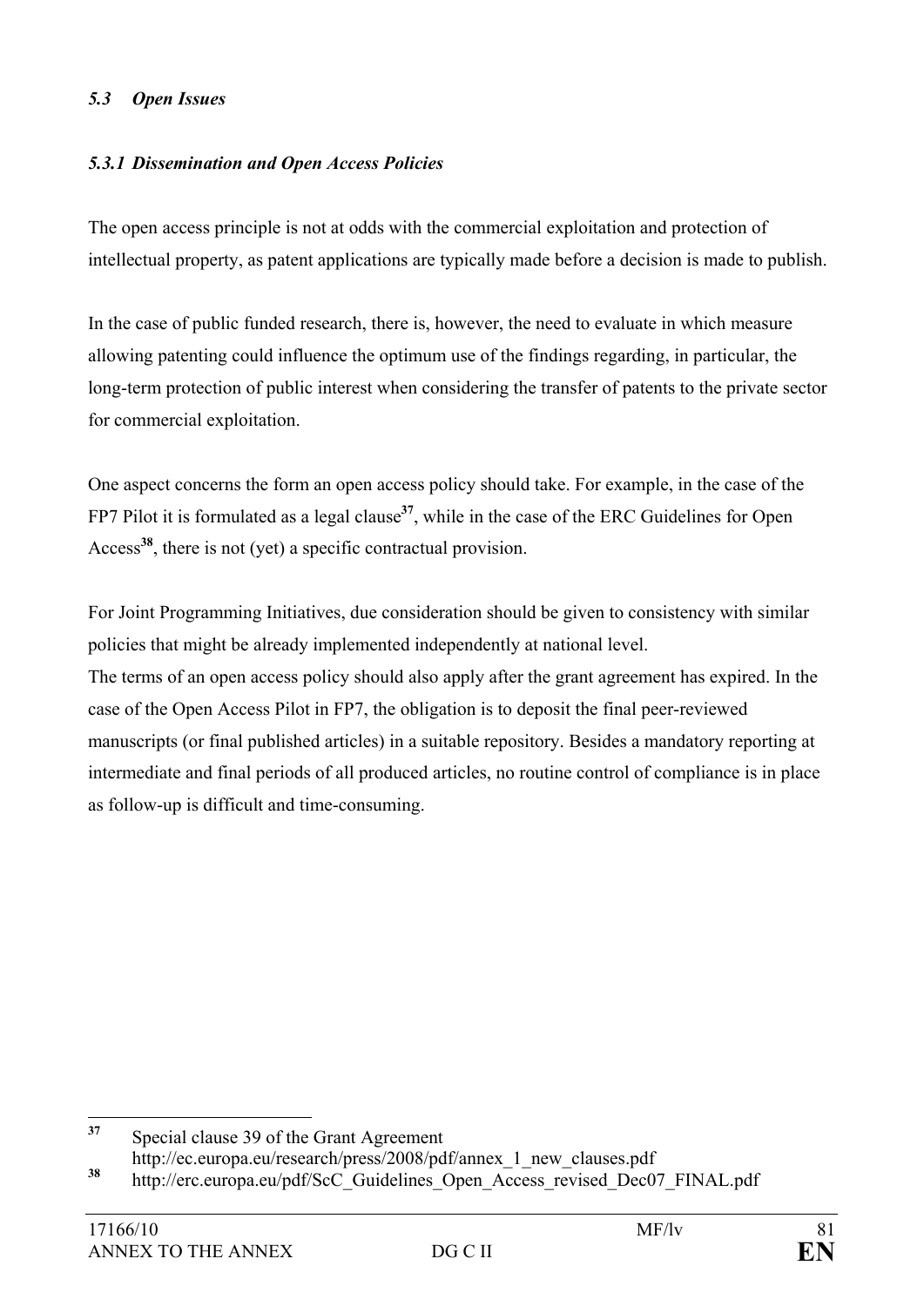### *5.3 Open Issues*

#### *5.3.1 Dissemination and Open Access Policies*

The open access principle is not at odds with the commercial exploitation and protection of intellectual property, as patent applications are typically made before a decision is made to publish.

In the case of public funded research, there is, however, the need to evaluate in which measure allowing patenting could influence the optimum use of the findings regarding, in particular, the long-term protection of public interest when considering the transfer of patents to the private sector for commercial exploitation.

One aspect concerns the form an open access policy should take. For example, in the case of the FP7 Pilot it is formulated as a legal clause[37], while in the case of the ERC Guidelines for Open Access[38], there is not (yet) a specific contractual provision.

For Joint Programming Initiatives, due consideration should be given to consistency with similar policies that might be already implemented independently at national level.
The terms of an open access policy should also apply after the grant agreement has expired. In the case of the Open Access Pilot in FP7, the obligation is to deposit the final peer-reviewed manuscripts (or final published articles) in a suitable repository. Besides a mandatory reporting at intermediate and final periods of all produced articles, no routine control of compliance is in place as follow-up is difficult and time-consuming.

---

[37] Special clause 39 of the Grant Agreement
http://ec.europa.eu/research/press/2008/pdf/annex_1_new_clauses.pdf

[38] http://erc.europa.eu/pdf/ScC_Guidelines_Open_Access_revised_Dec07_FINAL.pdf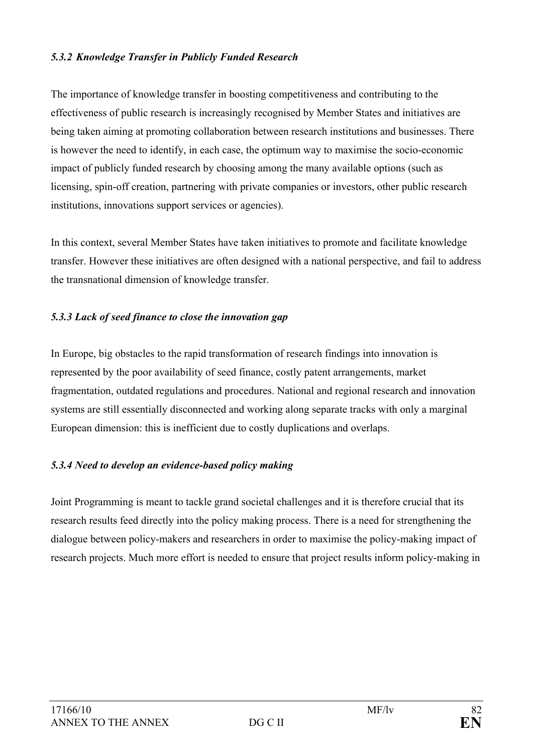##### *5.3.2 Knowledge Transfer in Publicly Funded Research*

The importance of knowledge transfer in boosting competitiveness and contributing to the effectiveness of public research is increasingly recognised by Member States and initiatives are being taken aiming at promoting collaboration between research institutions and businesses. There is however the need to identify, in each case, the optimum way to maximise the socio-economic impact of publicly funded research by choosing among the many available options (such as licensing, spin-off creation, partnering with private companies or investors, other public research institutions, innovations support services or agencies).

In this context, several Member States have taken initiatives to promote and facilitate knowledge transfer. However these initiatives are often designed with a national perspective, and fail to address the transnational dimension of knowledge transfer.

##### *5.3.3 Lack of seed finance to close the innovation gap*

In Europe, big obstacles to the rapid transformation of research findings into innovation is represented by the poor availability of seed finance, costly patent arrangements, market fragmentation, outdated regulations and procedures. National and regional research and innovation systems are still essentially disconnected and working along separate tracks with only a marginal European dimension: this is inefficient due to costly duplications and overlaps.

##### *5.3.4 Need to develop an evidence-based policy making*

Joint Programming is meant to tackle grand societal challenges and it is therefore crucial that its research results feed directly into the policy making process. There is a need for strengthening the dialogue between policy-makers and researchers in order to maximise the policy-making impact of research projects. Much more effort is needed to ensure that project results inform policy-making in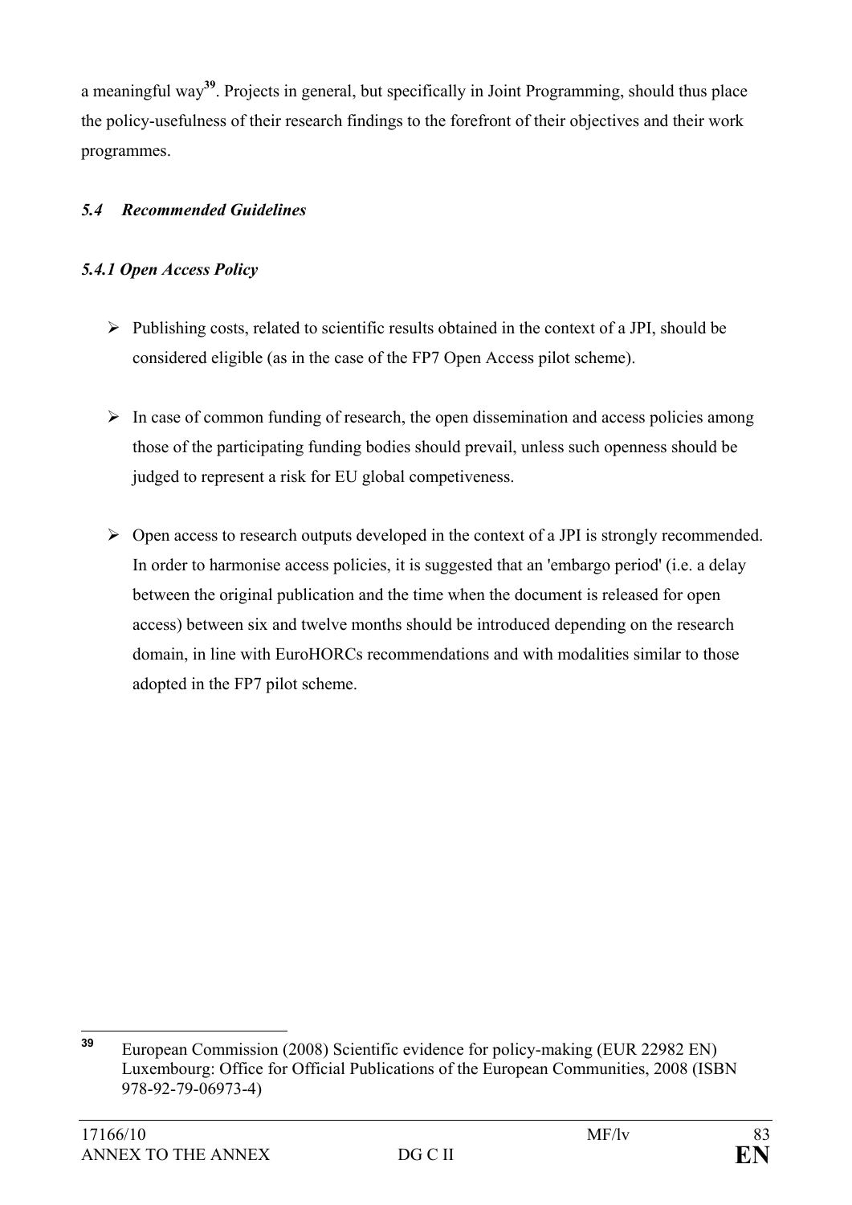a meaningful way[39]. Projects in general, but specifically in Joint Programming, should thus place the policy-usefulness of their research findings to the forefront of their objectives and their work programmes.

### *5.4 Recommended Guidelines*

#### *5.4.1 Open Access Policy*

- Publishing costs, related to scientific results obtained in the context of a JPI, should be considered eligible (as in the case of the FP7 Open Access pilot scheme).

- In case of common funding of research, the open dissemination and access policies among those of the participating funding bodies should prevail, unless such openness should be judged to represent a risk for EU global competiveness.

- Open access to research outputs developed in the context of a JPI is strongly recommended. In order to harmonise access policies, it is suggested that an 'embargo period' (i.e. a delay between the original publication and the time when the document is released for open access) between six and twelve months should be introduced depending on the research domain, in line with EuroHORCs recommendations and with modalities similar to those adopted in the FP7 pilot scheme.

---

[39] European Commission (2008) Scientific evidence for policy-making (EUR 22982 EN) Luxembourg: Office for Official Publications of the European Communities, 2008 (ISBN 978-92-79-06973-4)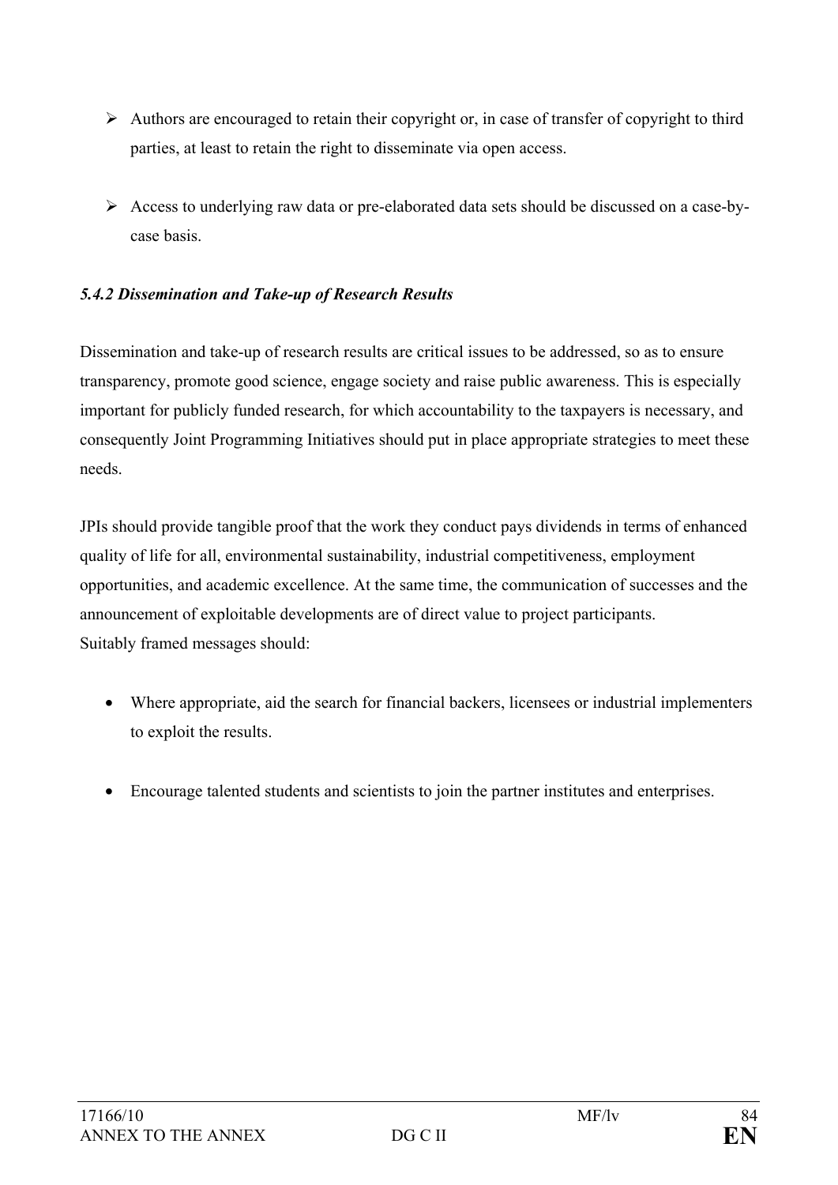- Authors are encouraged to retain their copyright or, in case of transfer of copyright to third parties, at least to retain the right to disseminate via open access.

- Access to underlying raw data or pre-elaborated data sets should be discussed on a case-by-case basis.

### *5.4.2 Dissemination and Take-up of Research Results*

Dissemination and take-up of research results are critical issues to be addressed, so as to ensure transparency, promote good science, engage society and raise public awareness. This is especially important for publicly funded research, for which accountability to the taxpayers is necessary, and consequently Joint Programming Initiatives should put in place appropriate strategies to meet these needs.

JPIs should provide tangible proof that the work they conduct pays dividends in terms of enhanced quality of life for all, environmental sustainability, industrial competitiveness, employment opportunities, and academic excellence. At the same time, the communication of successes and the announcement of exploitable developments are of direct value to project participants.
Suitably framed messages should:

- Where appropriate, aid the search for financial backers, licensees or industrial implementers to exploit the results.

- Encourage talented students and scientists to join the partner institutes and enterprises.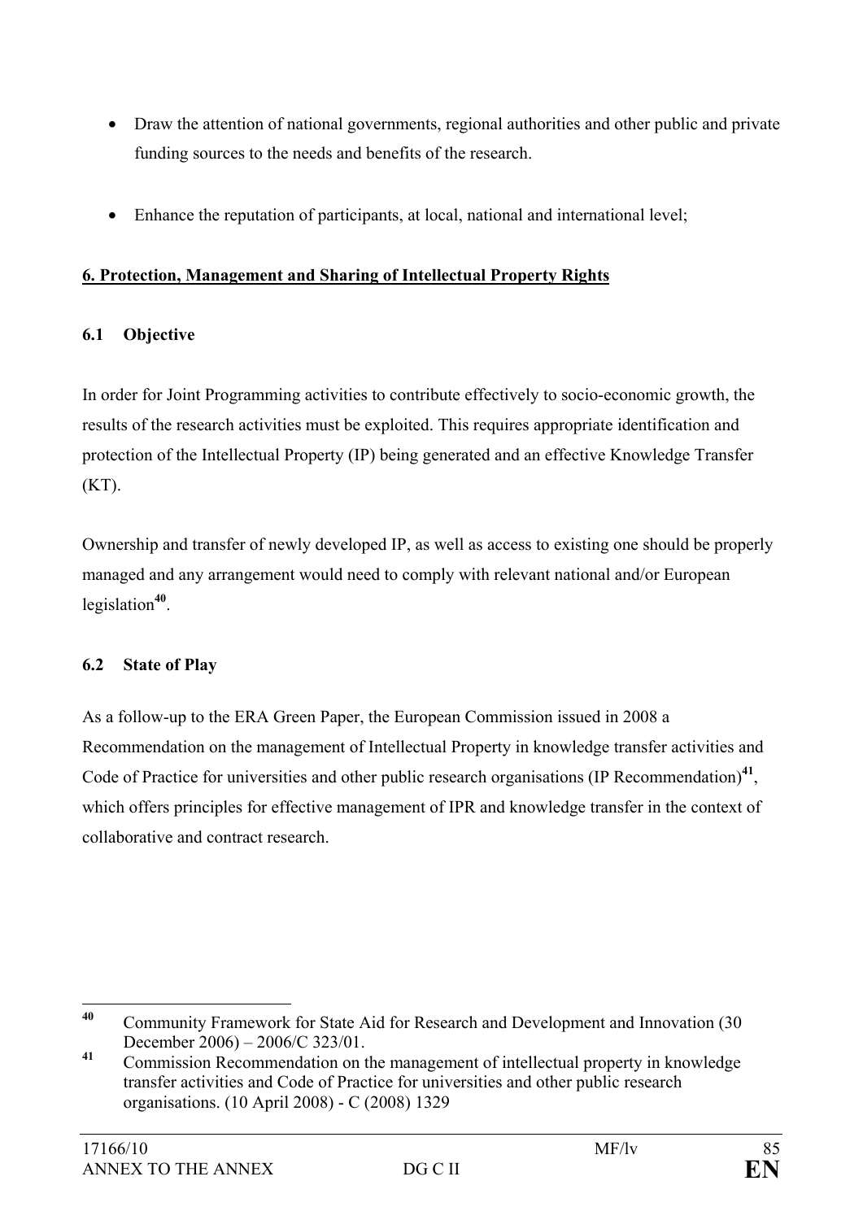- Draw the attention of national governments, regional authorities and other public and private funding sources to the needs and benefits of the research.

- Enhance the reputation of participants, at local, national and international level;

## 6. Protection, Management and Sharing of Intellectual Property Rights

### 6.1 Objective

In order for Joint Programming activities to contribute effectively to socio-economic growth, the results of the research activities must be exploited. This requires appropriate identification and protection of the Intellectual Property (IP) being generated and an effective Knowledge Transfer (KT).

Ownership and transfer of newly developed IP, as well as access to existing one should be properly managed and any arrangement would need to comply with relevant national and/or European legislation[40].

### 6.2 State of Play

As a follow-up to the ERA Green Paper, the European Commission issued in 2008 a Recommendation on the management of Intellectual Property in knowledge transfer activities and Code of Practice for universities and other public research organisations (IP Recommendation)[41], which offers principles for effective management of IPR and knowledge transfer in the context of collaborative and contract research.

---

[40] Community Framework for State Aid for Research and Development and Innovation (30 December 2006) – 2006/C 323/01.

[41] Commission Recommendation on the management of intellectual property in knowledge transfer activities and Code of Practice for universities and other public research organisations. (10 April 2008) - C (2008) 1329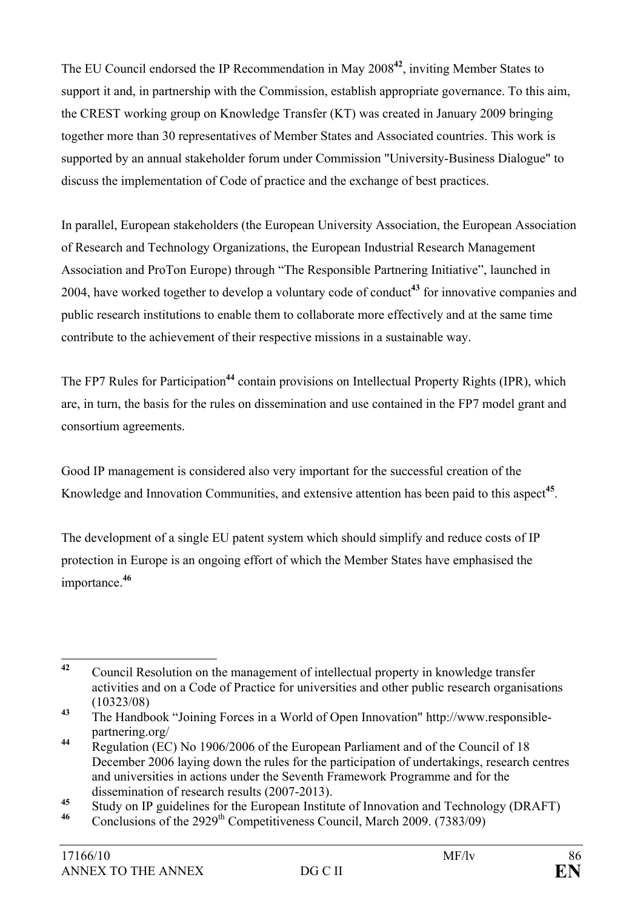The EU Council endorsed the IP Recommendation in May 2008[42], inviting Member States to support it and, in partnership with the Commission, establish appropriate governance. To this aim, the CREST working group on Knowledge Transfer (KT) was created in January 2009 bringing together more than 30 representatives of Member States and Associated countries. This work is supported by an annual stakeholder forum under Commission "University-Business Dialogue" to discuss the implementation of Code of practice and the exchange of best practices.

In parallel, European stakeholders (the European University Association, the European Association of Research and Technology Organizations, the European Industrial Research Management Association and ProTon Europe) through "The Responsible Partnering Initiative", launched in 2004, have worked together to develop a voluntary code of conduct[43] for innovative companies and public research institutions to enable them to collaborate more effectively and at the same time contribute to the achievement of their respective missions in a sustainable way.

The FP7 Rules for Participation[44] contain provisions on Intellectual Property Rights (IPR), which are, in turn, the basis for the rules on dissemination and use contained in the FP7 model grant and consortium agreements.

Good IP management is considered also very important for the successful creation of the Knowledge and Innovation Communities, and extensive attention has been paid to this aspect[45].

The development of a single EU patent system which should simplify and reduce costs of IP protection in Europe is an ongoing effort of which the Member States have emphasised the importance.[46]

---

[42] Council Resolution on the management of intellectual property in knowledge transfer activities and on a Code of Practice for universities and other public research organisations (10323/08)

[43] The Handbook "Joining Forces in a World of Open Innovation" http://www.responsible-partnering.org/

[44] Regulation (EC) No 1906/2006 of the European Parliament and of the Council of 18 December 2006 laying down the rules for the participation of undertakings, research centres and universities in actions under the Seventh Framework Programme and for the dissemination of research results (2007-2013).

[45] Study on IP guidelines for the European Institute of Innovation and Technology (DRAFT)

[46] Conclusions of the 2929th Competitiveness Council, March 2009. (7383/09)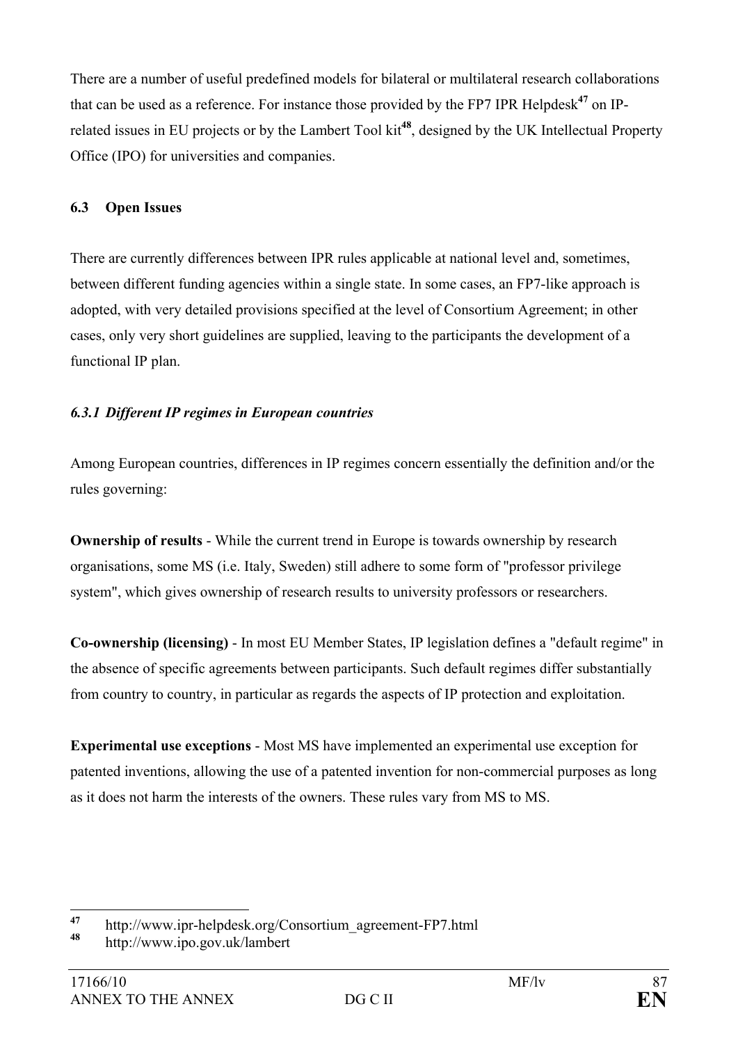There are a number of useful predefined models for bilateral or multilateral research collaborations that can be used as a reference. For instance those provided by the FP7 IPR Helpdesk[47] on IP-related issues in EU projects or by the Lambert Tool kit[48], designed by the UK Intellectual Property Office (IPO) for universities and companies.

### 6.3 Open Issues

There are currently differences between IPR rules applicable at national level and, sometimes, between different funding agencies within a single state. In some cases, an FP7-like approach is adopted, with very detailed provisions specified at the level of Consortium Agreement; in other cases, only very short guidelines are supplied, leaving to the participants the development of a functional IP plan.

#### *6.3.1 Different IP regimes in European countries*

Among European countries, differences in IP regimes concern essentially the definition and/or the rules governing:

**Ownership of results** - While the current trend in Europe is towards ownership by research organisations, some MS (i.e. Italy, Sweden) still adhere to some form of "professor privilege system", which gives ownership of research results to university professors or researchers.

**Co-ownership (licensing)** - In most EU Member States, IP legislation defines a "default regime" in the absence of specific agreements between participants. Such default regimes differ substantially from country to country, in particular as regards the aspects of IP protection and exploitation.

**Experimental use exceptions** - Most MS have implemented an experimental use exception for patented inventions, allowing the use of a patented invention for non-commercial purposes as long as it does not harm the interests of the owners. These rules vary from MS to MS.

---

[47] http://www.ipr-helpdesk.org/Consortium_agreement-FP7.html

[48] http://www.ipo.gov.uk/lambert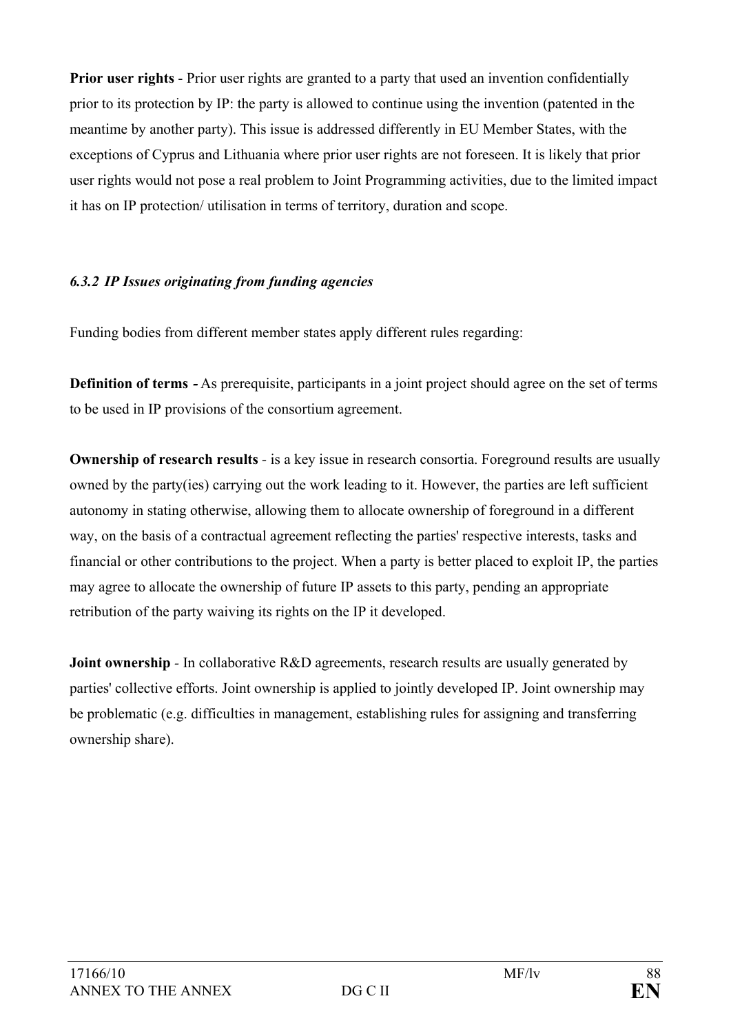**Prior user rights** - Prior user rights are granted to a party that used an invention confidentially prior to its protection by IP: the party is allowed to continue using the invention (patented in the meantime by another party). This issue is addressed differently in EU Member States, with the exceptions of Cyprus and Lithuania where prior user rights are not foreseen. It is likely that prior user rights would not pose a real problem to Joint Programming activities, due to the limited impact it has on IP protection/ utilisation in terms of territory, duration and scope.

#### *6.3.2 IP Issues originating from funding agencies*

Funding bodies from different member states apply different rules regarding:

**Definition of terms -** As prerequisite, participants in a joint project should agree on the set of terms to be used in IP provisions of the consortium agreement.

**Ownership of research results** - is a key issue in research consortia. Foreground results are usually owned by the party(ies) carrying out the work leading to it. However, the parties are left sufficient autonomy in stating otherwise, allowing them to allocate ownership of foreground in a different way, on the basis of a contractual agreement reflecting the parties' respective interests, tasks and financial or other contributions to the project. When a party is better placed to exploit IP, the parties may agree to allocate the ownership of future IP assets to this party, pending an appropriate retribution of the party waiving its rights on the IP it developed.

**Joint ownership** - In collaborative R&D agreements, research results are usually generated by parties' collective efforts. Joint ownership is applied to jointly developed IP. Joint ownership may be problematic (e.g. difficulties in management, establishing rules for assigning and transferring ownership share).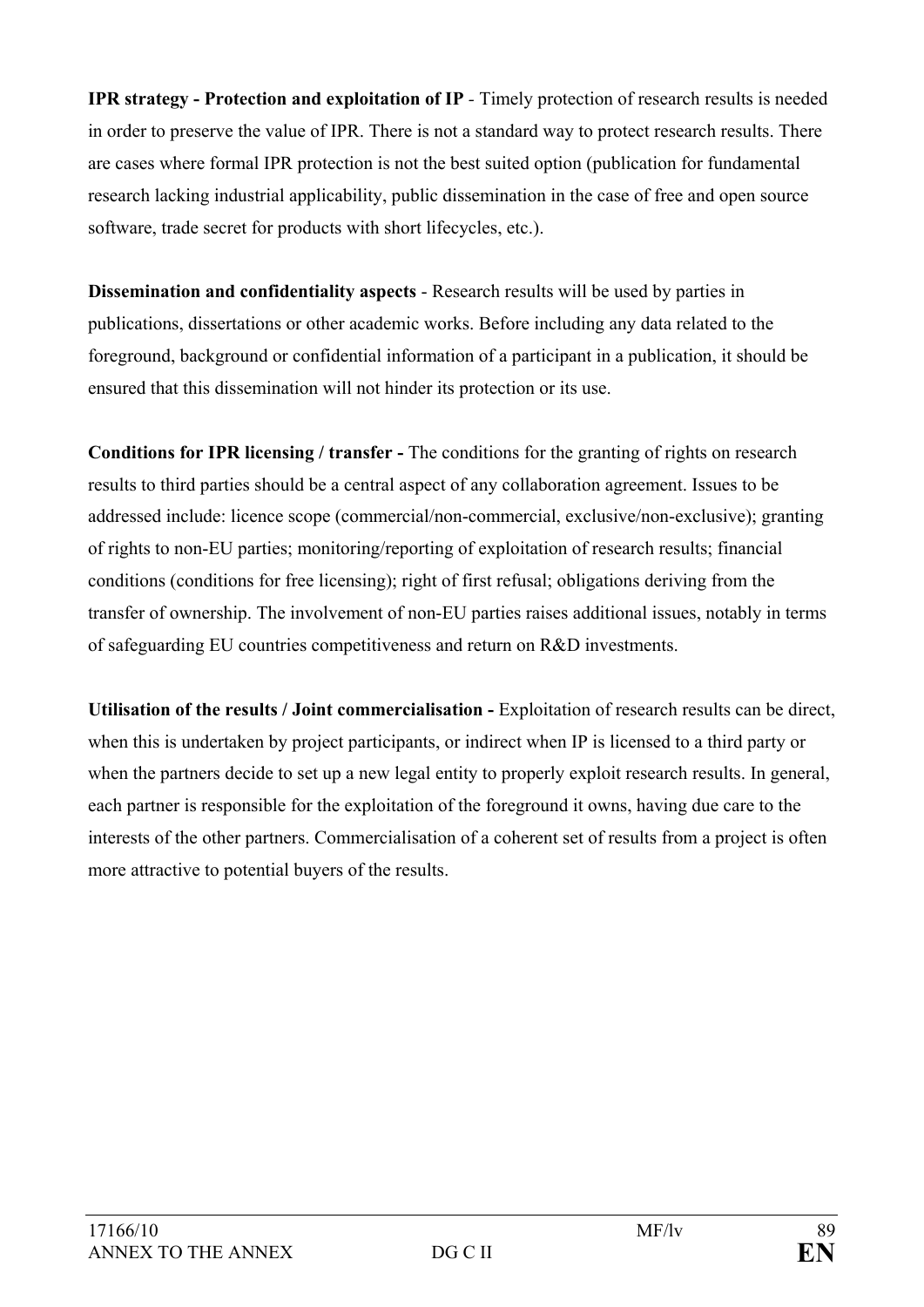**IPR strategy - Protection and exploitation of IP** - Timely protection of research results is needed in order to preserve the value of IPR. There is not a standard way to protect research results. There are cases where formal IPR protection is not the best suited option (publication for fundamental research lacking industrial applicability, public dissemination in the case of free and open source software, trade secret for products with short lifecycles, etc.).

**Dissemination and confidentiality aspects** - Research results will be used by parties in publications, dissertations or other academic works. Before including any data related to the foreground, background or confidential information of a participant in a publication, it should be ensured that this dissemination will not hinder its protection or its use.

**Conditions for IPR licensing / transfer -** The conditions for the granting of rights on research results to third parties should be a central aspect of any collaboration agreement. Issues to be addressed include: licence scope (commercial/non-commercial, exclusive/non-exclusive); granting of rights to non-EU parties; monitoring/reporting of exploitation of research results; financial conditions (conditions for free licensing); right of first refusal; obligations deriving from the transfer of ownership. The involvement of non-EU parties raises additional issues, notably in terms of safeguarding EU countries competitiveness and return on R&D investments.

**Utilisation of the results / Joint commercialisation -** Exploitation of research results can be direct, when this is undertaken by project participants, or indirect when IP is licensed to a third party or when the partners decide to set up a new legal entity to properly exploit research results. In general, each partner is responsible for the exploitation of the foreground it owns, having due care to the interests of the other partners. Commercialisation of a coherent set of results from a project is often more attractive to potential buyers of the results.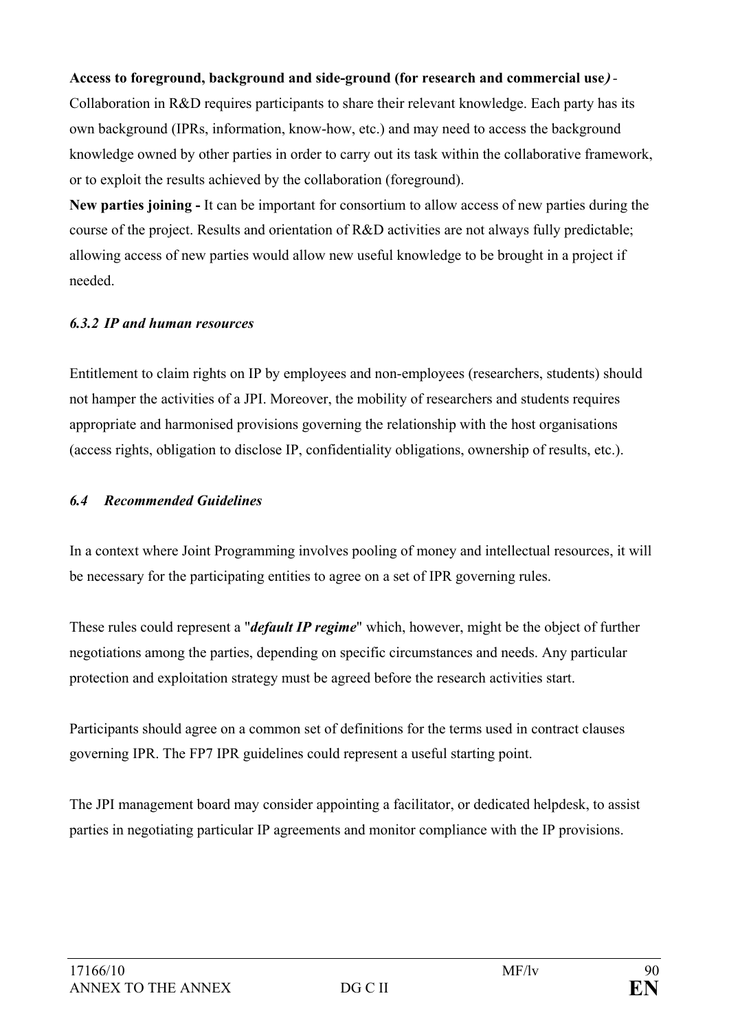**Access to foreground, background and side-ground (for research and commercial use)** - Collaboration in R&D requires participants to share their relevant knowledge. Each party has its own background (IPRs, information, know-how, etc.) and may need to access the background knowledge owned by other parties in order to carry out its task within the collaborative framework, or to exploit the results achieved by the collaboration (foreground).

**New parties joining -** It can be important for consortium to allow access of new parties during the course of the project. Results and orientation of R&D activities are not always fully predictable; allowing access of new parties would allow new useful knowledge to be brought in a project if needed.

### *6.3.2 IP and human resources*

Entitlement to claim rights on IP by employees and non-employees (researchers, students) should not hamper the activities of a JPI. Moreover, the mobility of researchers and students requires appropriate and harmonised provisions governing the relationship with the host organisations (access rights, obligation to disclose IP, confidentiality obligations, ownership of results, etc.).

## *6.4 Recommended Guidelines*

In a context where Joint Programming involves pooling of money and intellectual resources, it will be necessary for the participating entities to agree on a set of IPR governing rules.

These rules could represent a "***default IP regime***" which, however, might be the object of further negotiations among the parties, depending on specific circumstances and needs. Any particular protection and exploitation strategy must be agreed before the research activities start.

Participants should agree on a common set of definitions for the terms used in contract clauses governing IPR. The FP7 IPR guidelines could represent a useful starting point.

The JPI management board may consider appointing a facilitator, or dedicated helpdesk, to assist parties in negotiating particular IP agreements and monitor compliance with the IP provisions.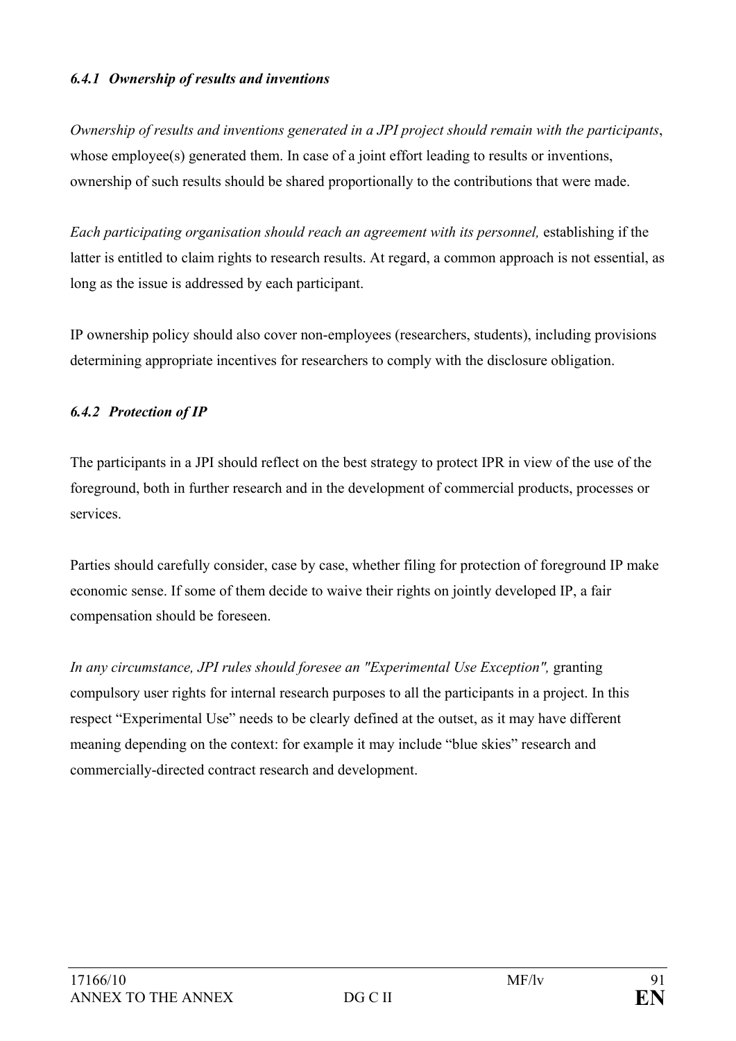#### *6.4.1 Ownership of results and inventions*

*Ownership of results and inventions generated in a JPI project should remain with the participants*, whose employee(s) generated them. In case of a joint effort leading to results or inventions, ownership of such results should be shared proportionally to the contributions that were made.

*Each participating organisation should reach an agreement with its personnel,* establishing if the latter is entitled to claim rights to research results. At regard, a common approach is not essential, as long as the issue is addressed by each participant.

IP ownership policy should also cover non-employees (researchers, students), including provisions determining appropriate incentives for researchers to comply with the disclosure obligation.

#### *6.4.2 Protection of IP*

The participants in a JPI should reflect on the best strategy to protect IPR in view of the use of the foreground, both in further research and in the development of commercial products, processes or services.

Parties should carefully consider, case by case, whether filing for protection of foreground IP make economic sense. If some of them decide to waive their rights on jointly developed IP, a fair compensation should be foreseen.

*In any circumstance, JPI rules should foresee an "Experimental Use Exception",* granting compulsory user rights for internal research purposes to all the participants in a project. In this respect “Experimental Use” needs to be clearly defined at the outset, as it may have different meaning depending on the context: for example it may include “blue skies” research and commercially-directed contract research and development.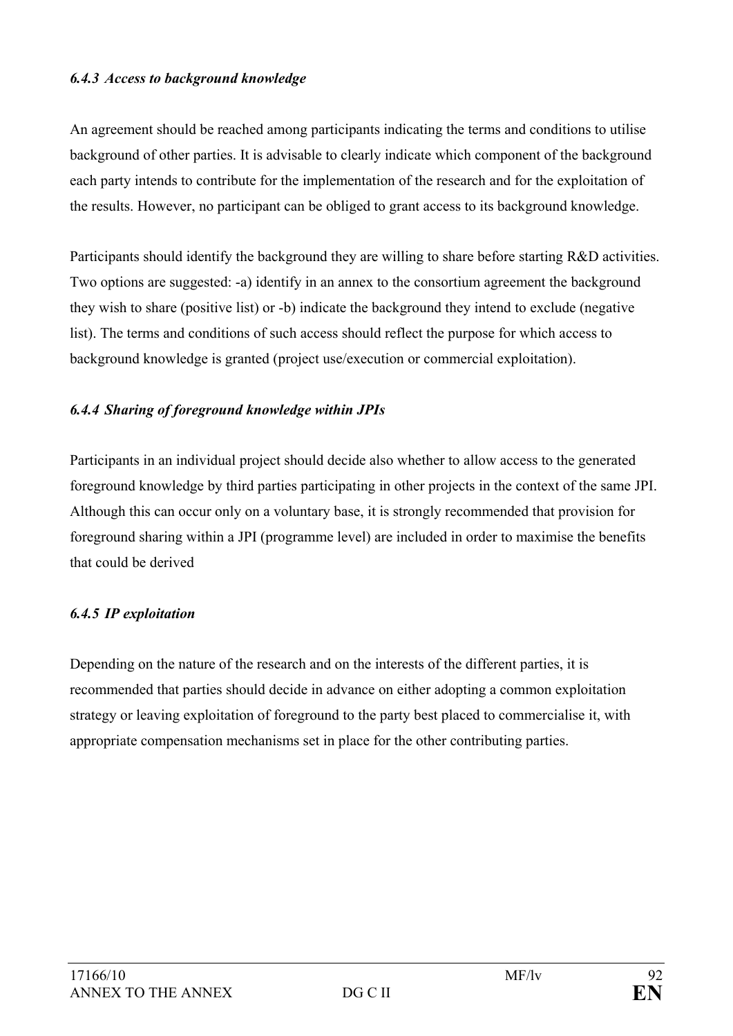#### *6.4.3 Access to background knowledge*

An agreement should be reached among participants indicating the terms and conditions to utilise background of other parties. It is advisable to clearly indicate which component of the background each party intends to contribute for the implementation of the research and for the exploitation of the results. However, no participant can be obliged to grant access to its background knowledge.

Participants should identify the background they are willing to share before starting R&D activities. Two options are suggested: -a) identify in an annex to the consortium agreement the background they wish to share (positive list) or -b) indicate the background they intend to exclude (negative list). The terms and conditions of such access should reflect the purpose for which access to background knowledge is granted (project use/execution or commercial exploitation).

#### *6.4.4 Sharing of foreground knowledge within JPIs*

Participants in an individual project should decide also whether to allow access to the generated foreground knowledge by third parties participating in other projects in the context of the same JPI. Although this can occur only on a voluntary base, it is strongly recommended that provision for foreground sharing within a JPI (programme level) are included in order to maximise the benefits that could be derived

#### *6.4.5 IP exploitation*

Depending on the nature of the research and on the interests of the different parties, it is recommended that parties should decide in advance on either adopting a common exploitation strategy or leaving exploitation of foreground to the party best placed to commercialise it, with appropriate compensation mechanisms set in place for the other contributing parties.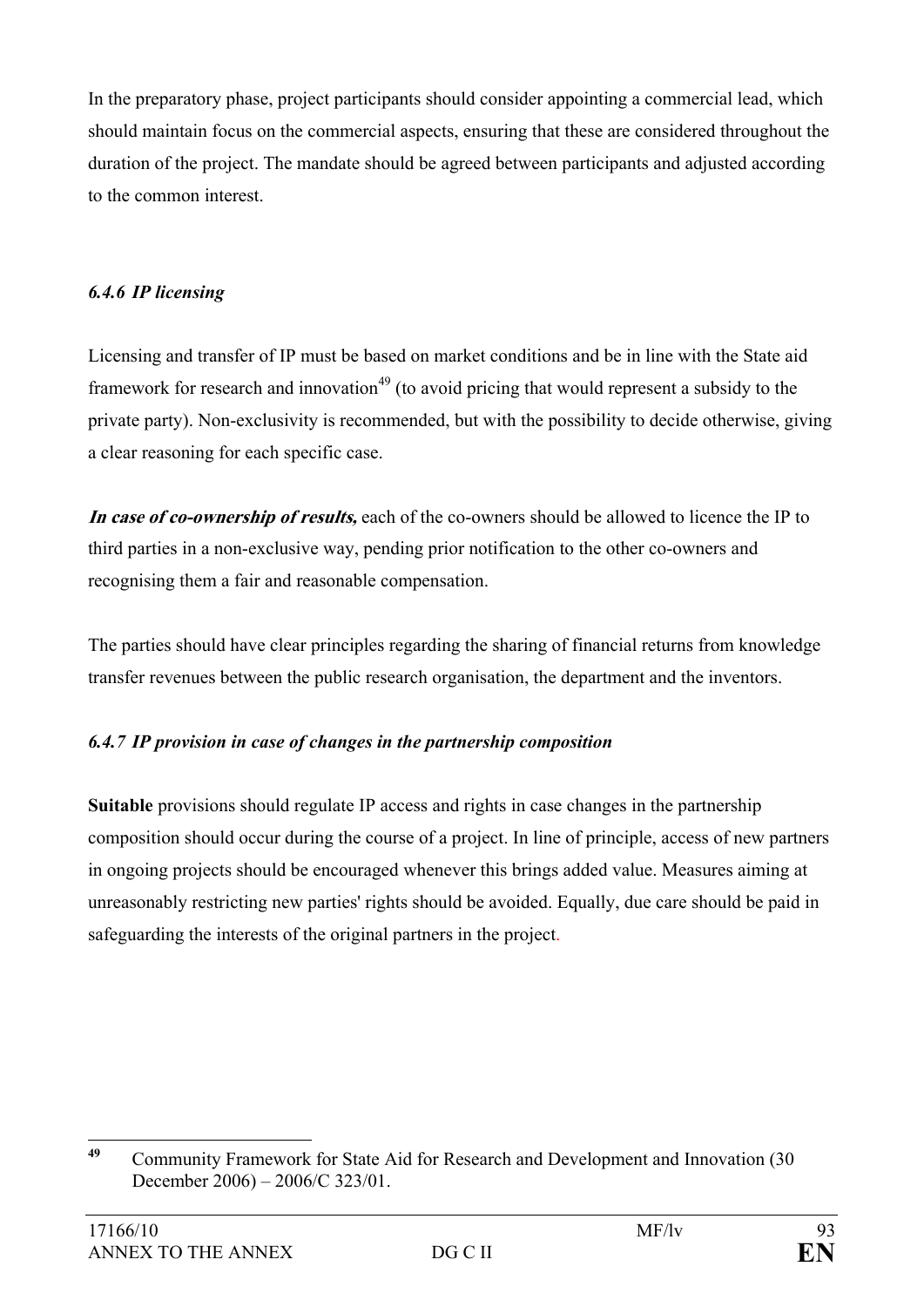In the preparatory phase, project participants should consider appointing a commercial lead, which should maintain focus on the commercial aspects, ensuring that these are considered throughout the duration of the project. The mandate should be agreed between participants and adjusted according to the common interest.

#### *6.4.6 IP licensing*

Licensing and transfer of IP must be based on market conditions and be in line with the State aid framework for research and innovation[49] (to avoid pricing that would represent a subsidy to the private party). Non-exclusivity is recommended, but with the possibility to decide otherwise, giving a clear reasoning for each specific case.

***In case of co-ownership of results,*** each of the co-owners should be allowed to licence the IP to third parties in a non-exclusive way, pending prior notification to the other co-owners and recognising them a fair and reasonable compensation.

The parties should have clear principles regarding the sharing of financial returns from knowledge transfer revenues between the public research organisation, the department and the inventors.

#### *6.4.7 IP provision in case of changes in the partnership composition*

**Suitable** provisions should regulate IP access and rights in case changes in the partnership composition should occur during the course of a project. In line of principle, access of new partners in ongoing projects should be encouraged whenever this brings added value. Measures aiming at unreasonably restricting new parties' rights should be avoided. Equally, due care should be paid in safeguarding the interests of the original partners in the project.

---

[49] Community Framework for State Aid for Research and Development and Innovation (30 December 2006) – 2006/C 323/01.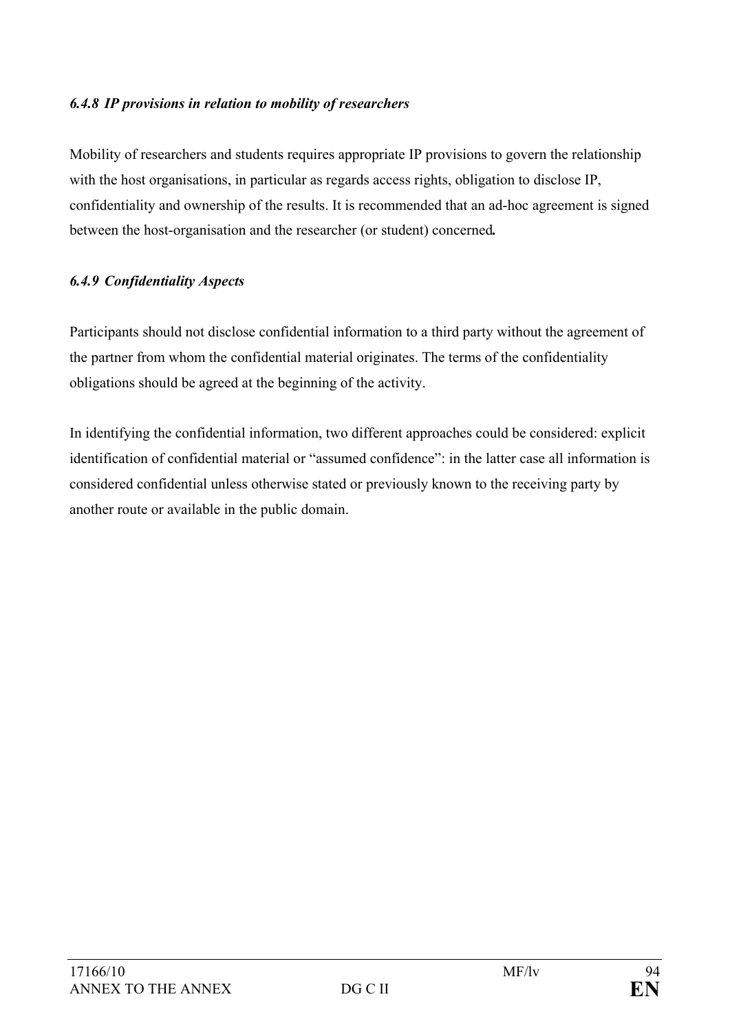#### *6.4.8 IP provisions in relation to mobility of researchers*

Mobility of researchers and students requires appropriate IP provisions to govern the relationship with the host organisations, in particular as regards access rights, obligation to disclose IP, confidentiality and ownership of the results. It is recommended that an ad-hoc agreement is signed between the host-organisation and the researcher (or student) concerned**.**

#### *6.4.9 Confidentiality Aspects*

Participants should not disclose confidential information to a third party without the agreement of the partner from whom the confidential material originates. The terms of the confidentiality obligations should be agreed at the beginning of the activity.

In identifying the confidential information, two different approaches could be considered: explicit identification of confidential material or "assumed confidence": in the latter case all information is considered confidential unless otherwise stated or previously known to the receiving party by another route or available in the public domain.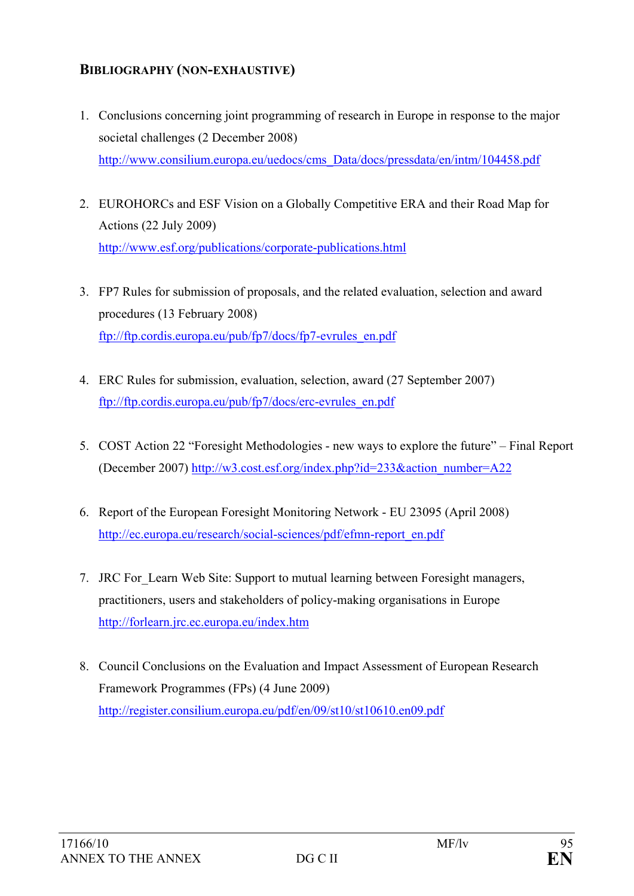## Bibliography (non-exhaustive)

1. Conclusions concerning joint programming of research in Europe in response to the major societal challenges (2 December 2008)
   http://www.consilium.europa.eu/uedocs/cms_Data/docs/pressdata/en/intm/104458.pdf

2. EUROHORCs and ESF Vision on a Globally Competitive ERA and their Road Map for Actions (22 July 2009)
   http://www.esf.org/publications/corporate-publications.html

3. FP7 Rules for submission of proposals, and the related evaluation, selection and award procedures (13 February 2008)
   ftp://ftp.cordis.europa.eu/pub/fp7/docs/fp7-evrules_en.pdf

4. ERC Rules for submission, evaluation, selection, award (27 September 2007)
   ftp://ftp.cordis.europa.eu/pub/fp7/docs/erc-evrules_en.pdf

5. COST Action 22 "Foresight Methodologies - new ways to explore the future" – Final Report (December 2007) http://w3.cost.esf.org/index.php?id=233&action_number=A22

6. Report of the European Foresight Monitoring Network - EU 23095 (April 2008)
   http://ec.europa.eu/research/social-sciences/pdf/efmn-report_en.pdf

7. JRC For_Learn Web Site: Support to mutual learning between Foresight managers, practitioners, users and stakeholders of policy-making organisations in Europe
   http://forlearn.jrc.ec.europa.eu/index.htm

8. Council Conclusions on the Evaluation and Impact Assessment of European Research Framework Programmes (FPs) (4 June 2009)
   http://register.consilium.europa.eu/pdf/en/09/st10/st10610.en09.pdf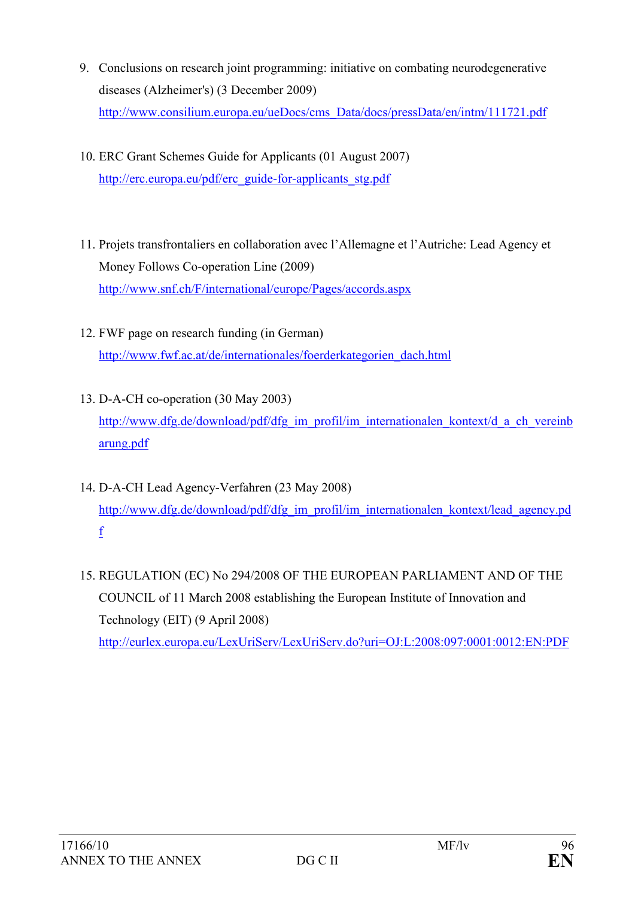9. Conclusions on research joint programming: initiative on combating neurodegenerative diseases (Alzheimer's) (3 December 2009)
   http://www.consilium.europa.eu/ueDocs/cms_Data/docs/pressData/en/intm/111721.pdf

10. ERC Grant Schemes Guide for Applicants (01 August 2007)
    http://erc.europa.eu/pdf/erc_guide-for-applicants_stg.pdf

11. Projets transfrontaliers en collaboration avec l'Allemagne et l'Autriche: Lead Agency et Money Follows Co-operation Line (2009)
    http://www.snf.ch/F/international/europe/Pages/accords.aspx

12. FWF page on research funding (in German)
    http://www.fwf.ac.at/de/internationales/foerderkategorien_dach.html

13. D-A-CH co-operation (30 May 2003)
    http://www.dfg.de/download/pdf/dfg_im_profil/im_internationalen_kontext/d_a_ch_vereinbarung.pdf

14. D-A-CH Lead Agency-Verfahren (23 May 2008)
    http://www.dfg.de/download/pdf/dfg_im_profil/im_internationalen_kontext/lead_agency.pdf

15. REGULATION (EC) No 294/2008 OF THE EUROPEAN PARLIAMENT AND OF THE COUNCIL of 11 March 2008 establishing the European Institute of Innovation and Technology (EIT) (9 April 2008)
    http://eurlex.europa.eu/LexUriServ/LexUriServ.do?uri=OJ:L:2008:097:0001:0012:EN:PDF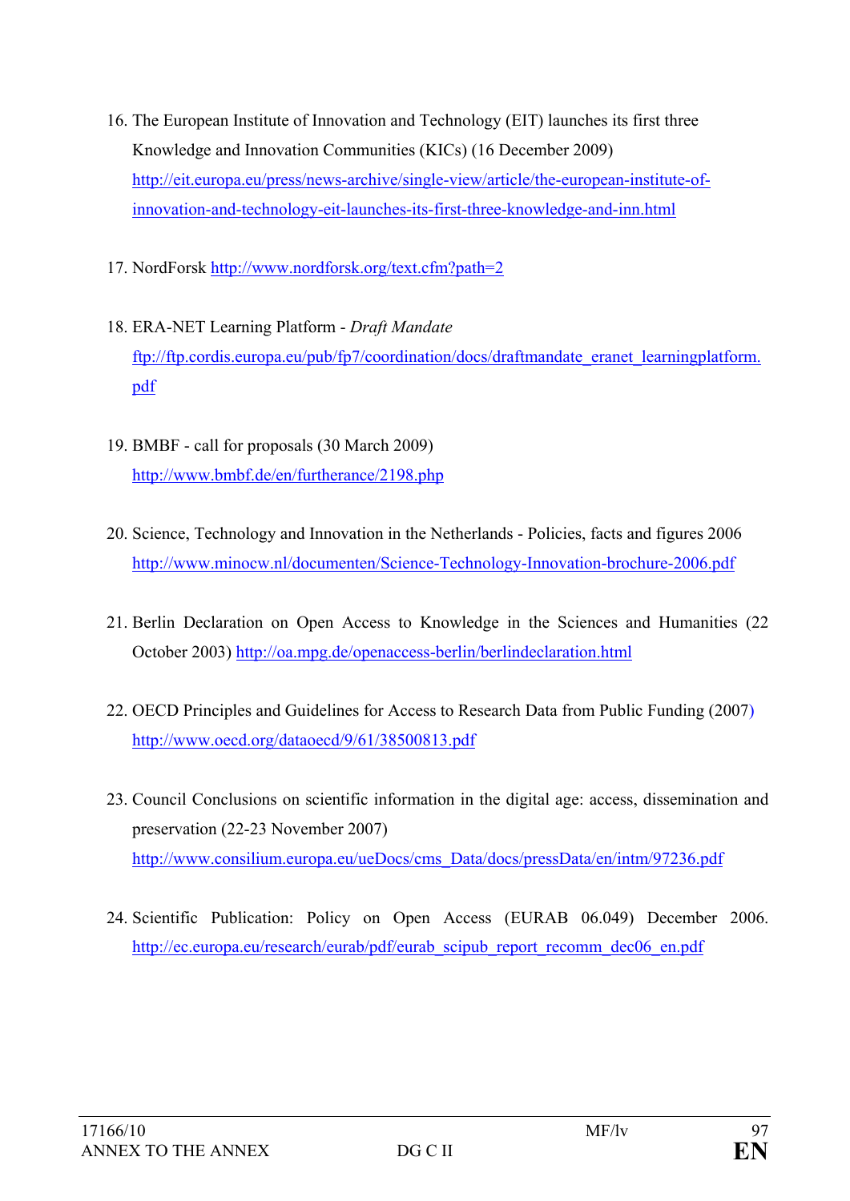16. The European Institute of Innovation and Technology (EIT) launches its first three Knowledge and Innovation Communities (KICs) (16 December 2009) http://eit.europa.eu/press/news-archive/single-view/article/the-european-institute-of-innovation-and-technology-eit-launches-its-first-three-knowledge-and-inn.html

17. NordForsk http://www.nordforsk.org/text.cfm?path=2

18. ERA-NET Learning Platform - *Draft Mandate* ftp://ftp.cordis.europa.eu/pub/fp7/coordination/docs/draftmandate_eranet_learningplatform.pdf

19. BMBF - call for proposals (30 March 2009) http://www.bmbf.de/en/furtherance/2198.php

20. Science, Technology and Innovation in the Netherlands - Policies, facts and figures 2006 http://www.minocw.nl/documenten/Science-Technology-Innovation-brochure-2006.pdf

21. Berlin Declaration on Open Access to Knowledge in the Sciences and Humanities (22 October 2003) http://oa.mpg.de/openaccess-berlin/berlindeclaration.html

22. OECD Principles and Guidelines for Access to Research Data from Public Funding (2007) http://www.oecd.org/dataoecd/9/61/38500813.pdf

23. Council Conclusions on scientific information in the digital age: access, dissemination and preservation (22-23 November 2007) http://www.consilium.europa.eu/ueDocs/cms_Data/docs/pressData/en/intm/97236.pdf

24. Scientific Publication: Policy on Open Access (EURAB 06.049) December 2006. http://ec.europa.eu/research/eurab/pdf/eurab_scipub_report_recomm_dec06_en.pdf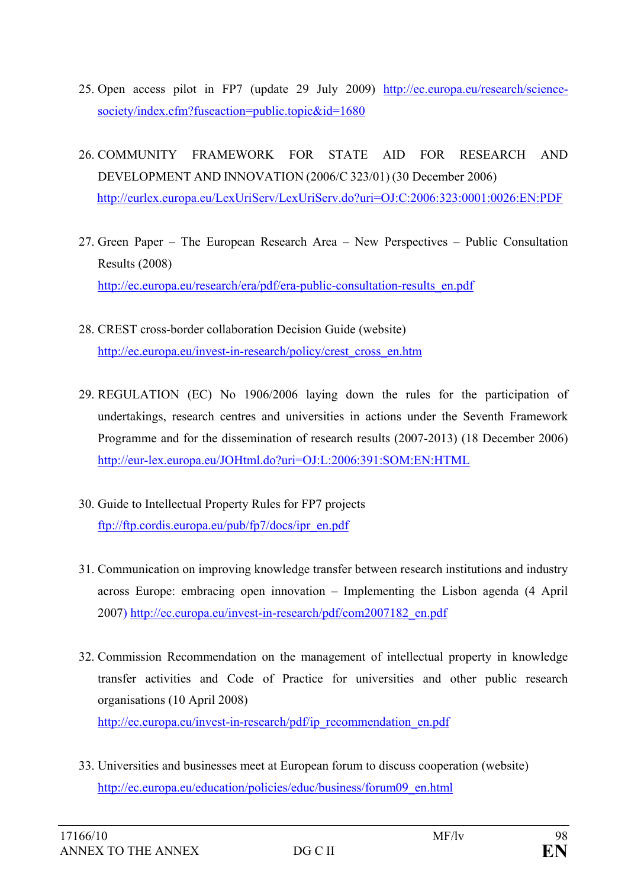25. Open access pilot in FP7 (update 29 July 2009) http://ec.europa.eu/research/science-society/index.cfm?fuseaction=public.topic&id=1680

26. COMMUNITY FRAMEWORK FOR STATE AID FOR RESEARCH AND DEVELOPMENT AND INNOVATION (2006/C 323/01) (30 December 2006) http://eurlex.europa.eu/LexUriServ/LexUriServ.do?uri=OJ:C:2006:323:0001:0026:EN:PDF

27. Green Paper – The European Research Area – New Perspectives – Public Consultation Results (2008) http://ec.europa.eu/research/era/pdf/era-public-consultation-results_en.pdf

28. CREST cross-border collaboration Decision Guide (website) http://ec.europa.eu/invest-in-research/policy/crest_cross_en.htm

29. REGULATION (EC) No 1906/2006 laying down the rules for the participation of undertakings, research centres and universities in actions under the Seventh Framework Programme and for the dissemination of research results (2007-2013) (18 December 2006) http://eur-lex.europa.eu/JOHtml.do?uri=OJ:L:2006:391:SOM:EN:HTML

30. Guide to Intellectual Property Rules for FP7 projects ftp://ftp.cordis.europa.eu/pub/fp7/docs/ipr_en.pdf

31. Communication on improving knowledge transfer between research institutions and industry across Europe: embracing open innovation – Implementing the Lisbon agenda (4 April 2007) http://ec.europa.eu/invest-in-research/pdf/com2007182_en.pdf

32. Commission Recommendation on the management of intellectual property in knowledge transfer activities and Code of Practice for universities and other public research organisations (10 April 2008) http://ec.europa.eu/invest-in-research/pdf/ip_recommendation_en.pdf

33. Universities and businesses meet at European forum to discuss cooperation (website) http://ec.europa.eu/education/policies/educ/business/forum09_en.html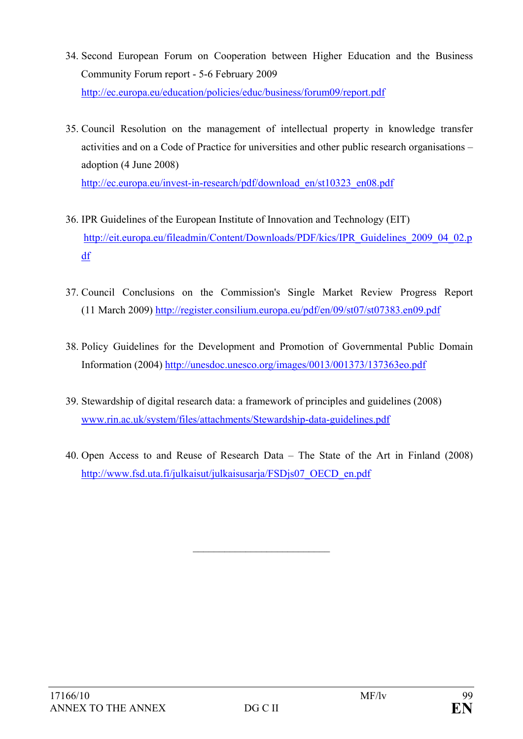34. Second European Forum on Cooperation between Higher Education and the Business Community Forum report - 5-6 February 2009
http://ec.europa.eu/education/policies/educ/business/forum09/report.pdf

35. Council Resolution on the management of intellectual property in knowledge transfer activities and on a Code of Practice for universities and other public research organisations – adoption (4 June 2008)
http://ec.europa.eu/invest-in-research/pdf/download_en/st10323_en08.pdf

36. IPR Guidelines of the European Institute of Innovation and Technology (EIT)
http://eit.europa.eu/fileadmin/Content/Downloads/PDF/kics/IPR_Guidelines_2009_04_02.pdf

37. Council Conclusions on the Commission's Single Market Review Progress Report (11 March 2009) http://register.consilium.europa.eu/pdf/en/09/st07/st07383.en09.pdf

38. Policy Guidelines for the Development and Promotion of Governmental Public Domain Information (2004) http://unesdoc.unesco.org/images/0013/001373/137363eo.pdf

39. Stewardship of digital research data: a framework of principles and guidelines (2008)
www.rin.ac.uk/system/files/attachments/Stewardship-data-guidelines.pdf

40. Open Access to and Reuse of Research Data – The State of the Art in Finland (2008)
http://www.fsd.uta.fi/julkaisut/julkaisusarja/FSDjs07_OECD_en.pdf

---